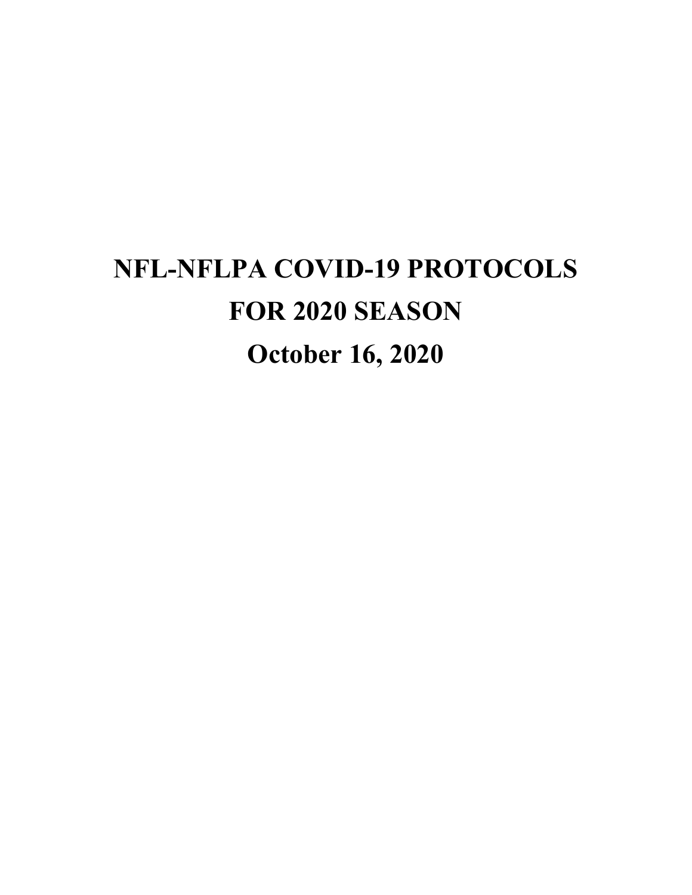# NFL-NFLPA COVID-19 PROTOCOLS FOR 2020 SEASON

**October 16, 2020**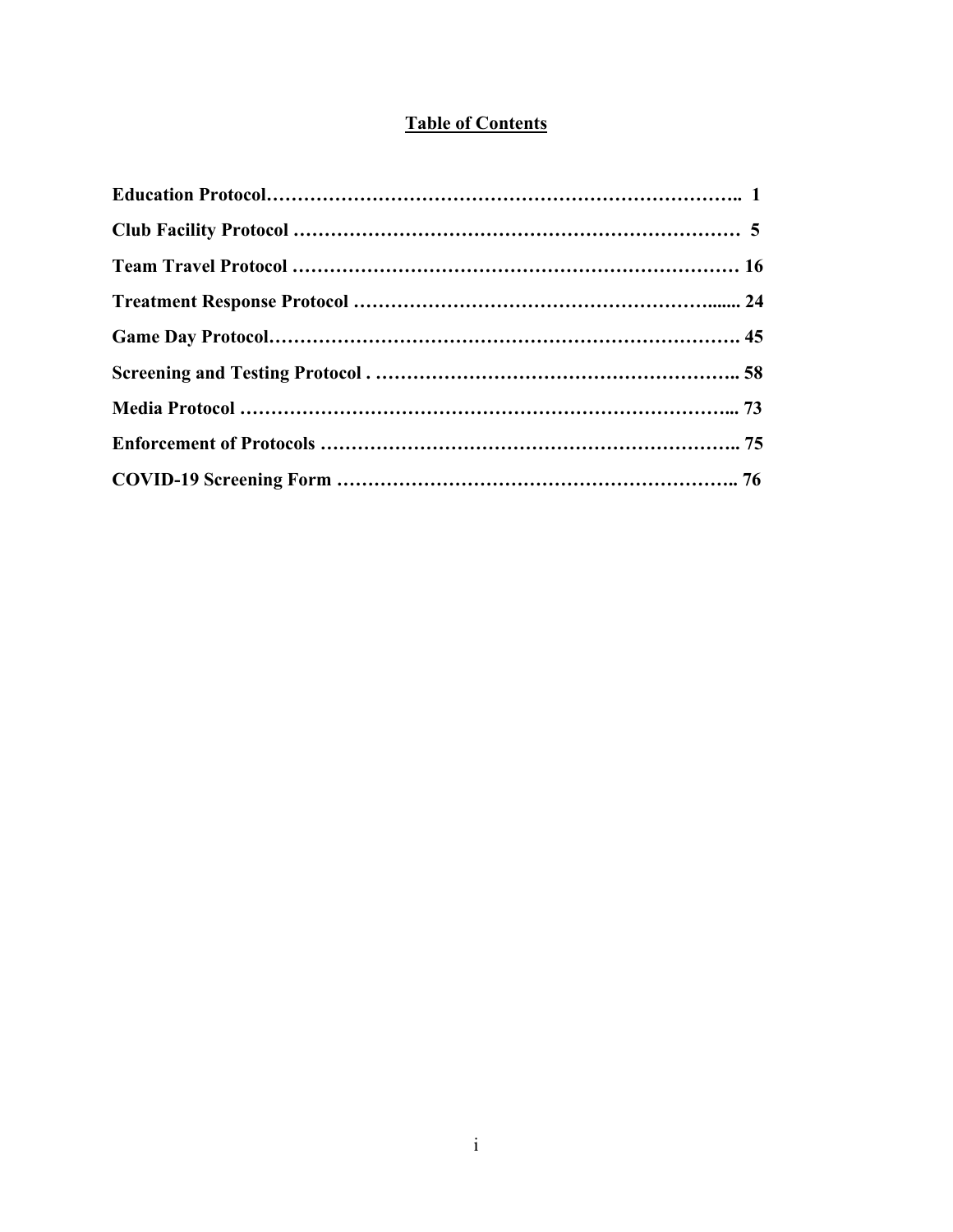## Table of Contents

**Education Protocol………………………………………………………………….. 1**

**Club Facility Protocol ……………………………………………………………… 5**

**Team Travel Protocol ……………………………………………………………… 16**

**Treatment Response Protocol ……………………………………………….…...... 24**

**Game Day Protocol…………………………………………………………………. 45**

**Screening and Testing Protocol . ………………………………………………….. 58**

**Media Protocol ……………………………………………………………………... 73**

**Enforcement of Protocols ………………………………………………………….. 75**

**COVID-19 Screening Form ……………………………………………………….. 76**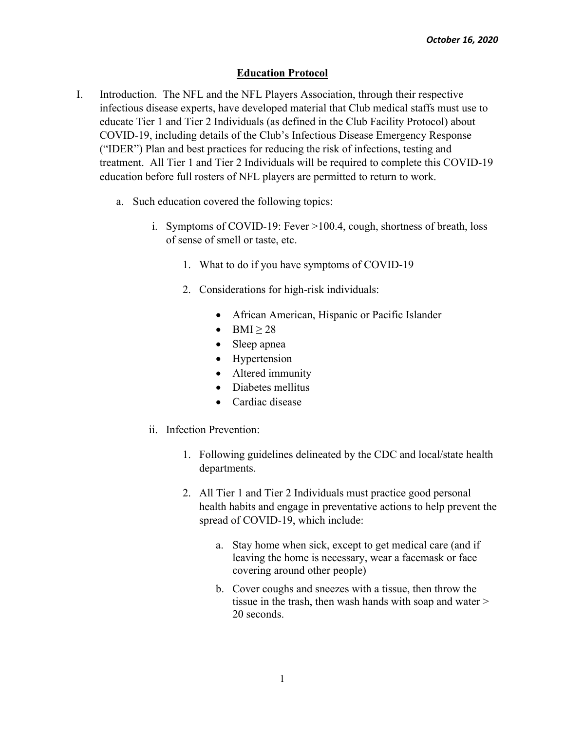*October 16, 2020*

## Education Protocol

I. Introduction. The NFL and the NFL Players Association, through their respective infectious disease experts, have developed material that Club medical staffs must use to educate Tier 1 and Tier 2 Individuals (as defined in the Club Facility Protocol) about COVID-19, including details of the Club's Infectious Disease Emergency Response ("IDER") Plan and best practices for reducing the risk of infections, testing and treatment. All Tier 1 and Tier 2 Individuals will be required to complete this COVID-19 education before full rosters of NFL players are permitted to return to work.

   a. Such education covered the following topics:

      i. Symptoms of COVID-19: Fever >100.4, cough, shortness of breath, loss of sense of smell or taste, etc.

         1. What to do if you have symptoms of COVID-19

         2. Considerations for high-risk individuals:

            - African American, Hispanic or Pacific Islander
            - BMI ≥ 28
            - Sleep apnea
            - Hypertension
            - Altered immunity
            - Diabetes mellitus
            - Cardiac disease

      ii. Infection Prevention:

         1. Following guidelines delineated by the CDC and local/state health departments.

         2. All Tier 1 and Tier 2 Individuals must practice good personal health habits and engage in preventative actions to help prevent the spread of COVID-19, which include:

            a. Stay home when sick, except to get medical care (and if leaving the home is necessary, wear a facemask or face covering around other people)

            b. Cover coughs and sneezes with a tissue, then throw the tissue in the trash, then wash hands with soap and water > 20 seconds.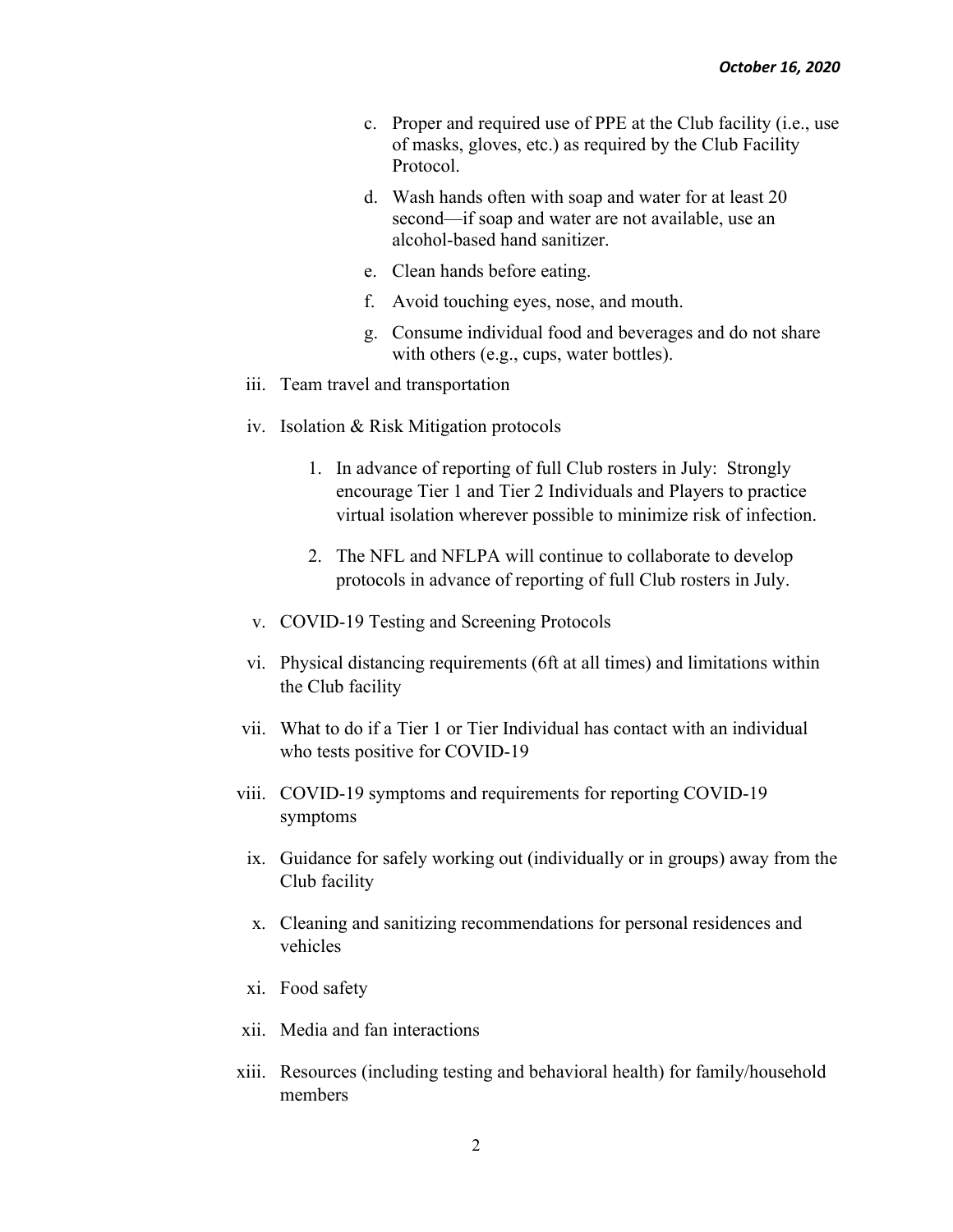c. Proper and required use of PPE at the Club facility (i.e., use of masks, gloves, etc.) as required by the Club Facility Protocol.

d. Wash hands often with soap and water for at least 20 second—if soap and water are not available, use an alcohol-based hand sanitizer.

e. Clean hands before eating.

f. Avoid touching eyes, nose, and mouth.

g. Consume individual food and beverages and do not share with others (e.g., cups, water bottles).

iii. Team travel and transportation

iv. Isolation & Risk Mitigation protocols

1. In advance of reporting of full Club rosters in July: Strongly encourage Tier 1 and Tier 2 Individuals and Players to practice virtual isolation wherever possible to minimize risk of infection.

2. The NFL and NFLPA will continue to collaborate to develop protocols in advance of reporting of full Club rosters in July.

v. COVID-19 Testing and Screening Protocols

vi. Physical distancing requirements (6ft at all times) and limitations within the Club facility

vii. What to do if a Tier 1 or Tier Individual has contact with an individual who tests positive for COVID-19

viii. COVID-19 symptoms and requirements for reporting COVID-19 symptoms

ix. Guidance for safely working out (individually or in groups) away from the Club facility

x. Cleaning and sanitizing recommendations for personal residences and vehicles

xi. Food safety

xii. Media and fan interactions

xiii. Resources (including testing and behavioral health) for family/household members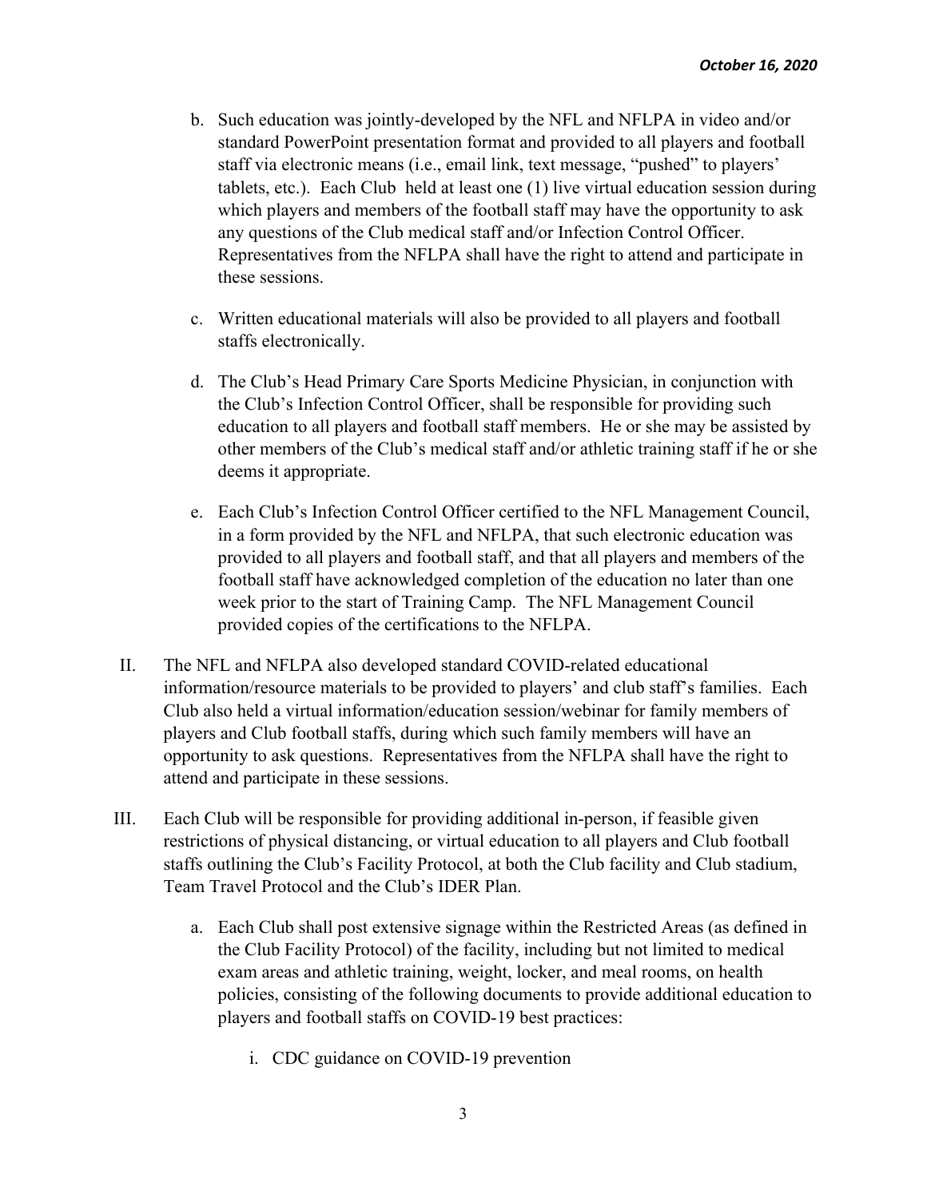b. Such education was jointly-developed by the NFL and NFLPA in video and/or standard PowerPoint presentation format and provided to all players and football staff via electronic means (i.e., email link, text message, "pushed" to players' tablets, etc.). Each Club held at least one (1) live virtual education session during which players and members of the football staff may have the opportunity to ask any questions of the Club medical staff and/or Infection Control Officer. Representatives from the NFLPA shall have the right to attend and participate in these sessions.

c. Written educational materials will also be provided to all players and football staffs electronically.

d. The Club's Head Primary Care Sports Medicine Physician, in conjunction with the Club's Infection Control Officer, shall be responsible for providing such education to all players and football staff members. He or she may be assisted by other members of the Club's medical staff and/or athletic training staff if he or she deems it appropriate.

e. Each Club's Infection Control Officer certified to the NFL Management Council, in a form provided by the NFL and NFLPA, that such electronic education was provided to all players and football staff, and that all players and members of the football staff have acknowledged completion of the education no later than one week prior to the start of Training Camp. The NFL Management Council provided copies of the certifications to the NFLPA.

II. The NFL and NFLPA also developed standard COVID-related educational information/resource materials to be provided to players' and club staff's families. Each Club also held a virtual information/education session/webinar for family members of players and Club football staffs, during which such family members will have an opportunity to ask questions. Representatives from the NFLPA shall have the right to attend and participate in these sessions.

III. Each Club will be responsible for providing additional in-person, if feasible given restrictions of physical distancing, or virtual education to all players and Club football staffs outlining the Club's Facility Protocol, at both the Club facility and Club stadium, Team Travel Protocol and the Club's IDER Plan.

a. Each Club shall post extensive signage within the Restricted Areas (as defined in the Club Facility Protocol) of the facility, including but not limited to medical exam areas and athletic training, weight, locker, and meal rooms, on health policies, consisting of the following documents to provide additional education to players and football staffs on COVID-19 best practices:

i. CDC guidance on COVID-19 prevention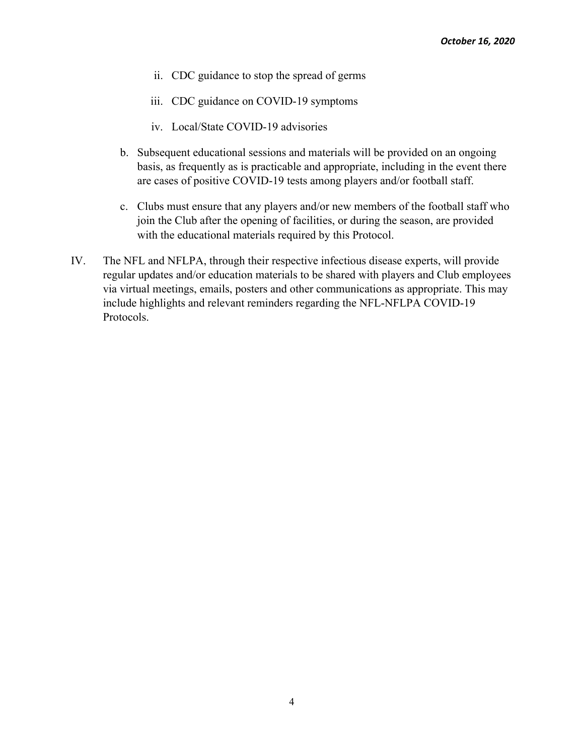- ii. CDC guidance to stop the spread of germs
   - iii. CDC guidance on COVID-19 symptoms
   - iv. Local/State COVID-19 advisories

b. Subsequent educational sessions and materials will be provided on an ongoing basis, as frequently as is practicable and appropriate, including in the event there are cases of positive COVID-19 tests among players and/or football staff.

c. Clubs must ensure that any players and/or new members of the football staff who join the Club after the opening of facilities, or during the season, are provided with the educational materials required by this Protocol.

IV. The NFL and NFLPA, through their respective infectious disease experts, will provide regular updates and/or education materials to be shared with players and Club employees via virtual meetings, emails, posters and other communications as appropriate. This may include highlights and relevant reminders regarding the NFL-NFLPA COVID-19 Protocols.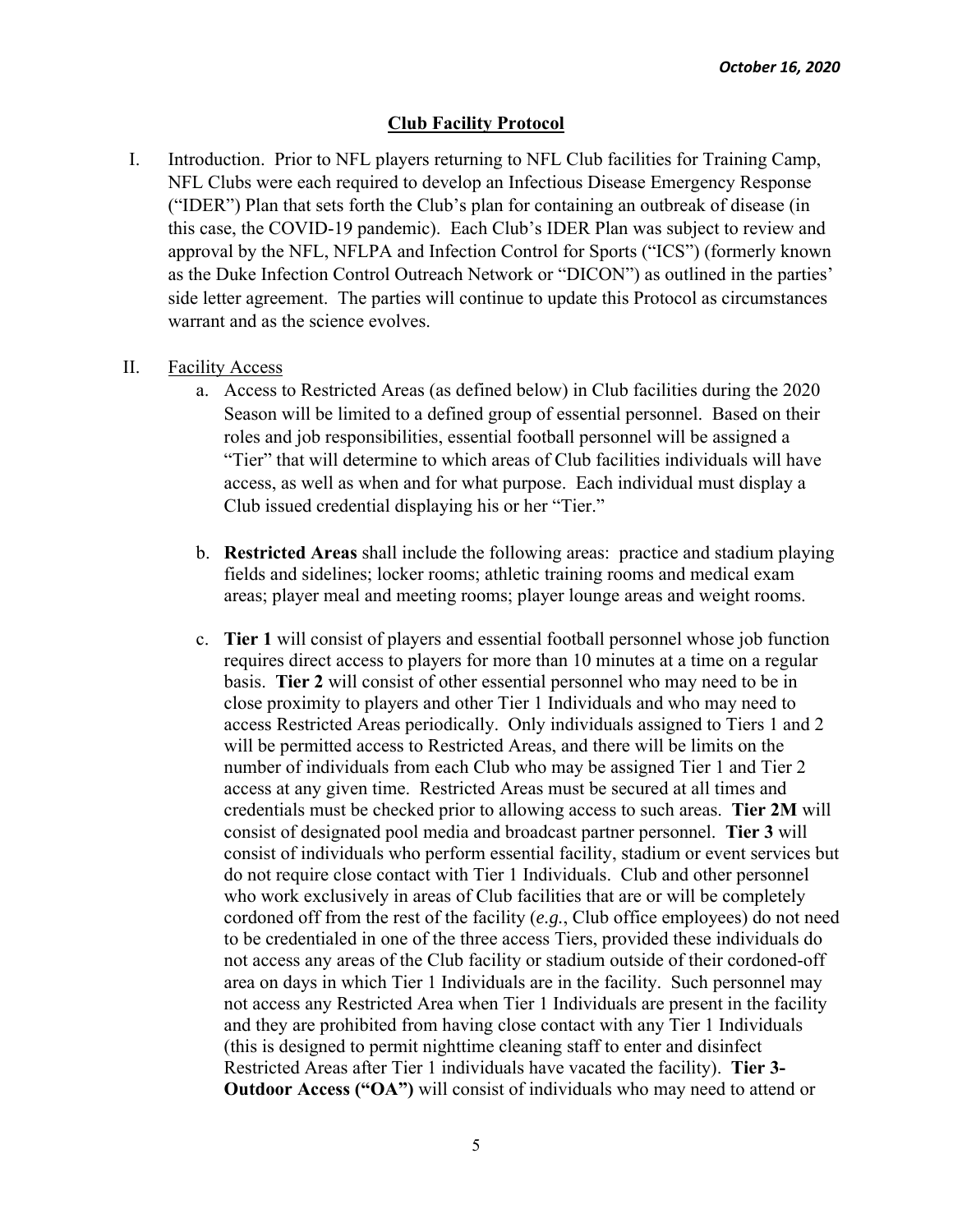*October 16, 2020*

## Club Facility Protocol

I. Introduction. Prior to NFL players returning to NFL Club facilities for Training Camp, NFL Clubs were each required to develop an Infectious Disease Emergency Response ("IDER") Plan that sets forth the Club's plan for containing an outbreak of disease (in this case, the COVID-19 pandemic). Each Club's IDER Plan was subject to review and approval by the NFL, NFLPA and Infection Control for Sports ("ICS") (formerly known as the Duke Infection Control Outreach Network or "DICON") as outlined in the parties' side letter agreement. The parties will continue to update this Protocol as circumstances warrant and as the science evolves.

II. Facility Access

a. Access to Restricted Areas (as defined below) in Club facilities during the 2020 Season will be limited to a defined group of essential personnel. Based on their roles and job responsibilities, essential football personnel will be assigned a "Tier" that will determine to which areas of Club facilities individuals will have access, as well as when and for what purpose. Each individual must display a Club issued credential displaying his or her "Tier."

b. **Restricted Areas** shall include the following areas: practice and stadium playing fields and sidelines; locker rooms; athletic training rooms and medical exam areas; player meal and meeting rooms; player lounge areas and weight rooms.

c. **Tier 1** will consist of players and essential football personnel whose job function requires direct access to players for more than 10 minutes at a time on a regular basis. **Tier 2** will consist of other essential personnel who may need to be in close proximity to players and other Tier 1 Individuals and who may need to access Restricted Areas periodically. Only individuals assigned to Tiers 1 and 2 will be permitted access to Restricted Areas, and there will be limits on the number of individuals from each Club who may be assigned Tier 1 and Tier 2 access at any given time. Restricted Areas must be secured at all times and credentials must be checked prior to allowing access to such areas. **Tier 2M** will consist of designated pool media and broadcast partner personnel. **Tier 3** will consist of individuals who perform essential facility, stadium or event services but do not require close contact with Tier 1 Individuals. Club and other personnel who work exclusively in areas of Club facilities that are or will be completely cordoned off from the rest of the facility (*e.g.*, Club office employees) do not need to be credentialed in one of the three access Tiers, provided these individuals do not access any areas of the Club facility or stadium outside of their cordoned-off area on days in which Tier 1 Individuals are in the facility. Such personnel may not access any Restricted Area when Tier 1 Individuals are present in the facility and they are prohibited from having close contact with any Tier 1 Individuals (this is designed to permit nighttime cleaning staff to enter and disinfect Restricted Areas after Tier 1 individuals have vacated the facility). **Tier 3-Outdoor Access ("OA")** will consist of individuals who may need to attend or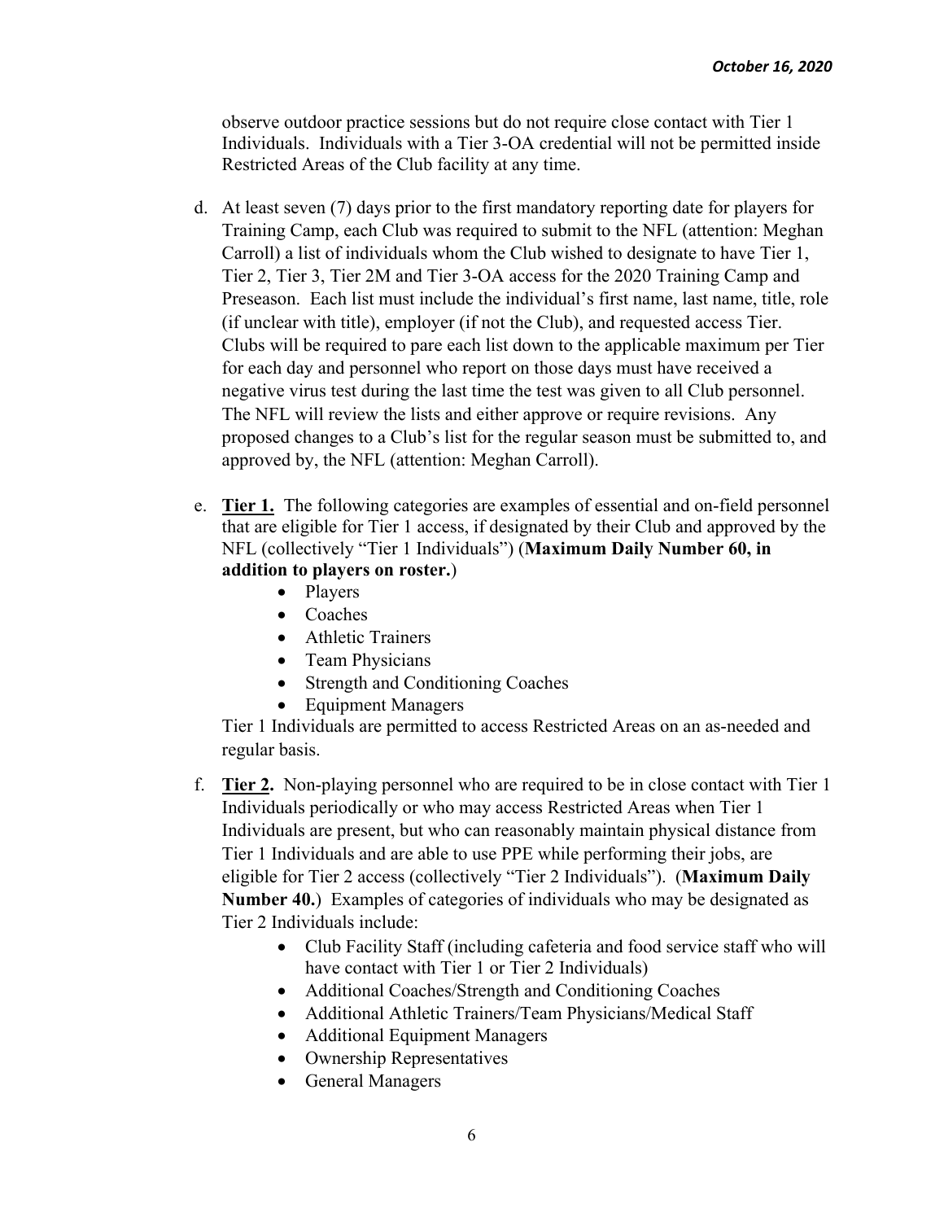observe outdoor practice sessions but do not require close contact with Tier 1 Individuals. Individuals with a Tier 3-OA credential will not be permitted inside Restricted Areas of the Club facility at any time.

d. At least seven (7) days prior to the first mandatory reporting date for players for Training Camp, each Club was required to submit to the NFL (attention: Meghan Carroll) a list of individuals whom the Club wished to designate to have Tier 1, Tier 2, Tier 3, Tier 2M and Tier 3-OA access for the 2020 Training Camp and Preseason. Each list must include the individual's first name, last name, title, role (if unclear with title), employer (if not the Club), and requested access Tier. Clubs will be required to pare each list down to the applicable maximum per Tier for each day and personnel who report on those days must have received a negative virus test during the last time the test was given to all Club personnel. The NFL will review the lists and either approve or require revisions. Any proposed changes to a Club's list for the regular season must be submitted to, and approved by, the NFL (attention: Meghan Carroll).

e. <u>**Tier 1.**</u> The following categories are examples of essential and on-field personnel that are eligible for Tier 1 access, if designated by their Club and approved by the NFL (collectively "Tier 1 Individuals") (**Maximum Daily Number 60, in addition to players on roster.**)
   - Players
   - Coaches
   - Athletic Trainers
   - Team Physicians
   - Strength and Conditioning Coaches
   - Equipment Managers

   Tier 1 Individuals are permitted to access Restricted Areas on an as-needed and regular basis.

f. <u>**Tier 2.**</u> Non-playing personnel who are required to be in close contact with Tier 1 Individuals periodically or who may access Restricted Areas when Tier 1 Individuals are present, but who can reasonably maintain physical distance from Tier 1 Individuals and are able to use PPE while performing their jobs, are eligible for Tier 2 access (collectively "Tier 2 Individuals"). (**Maximum Daily Number 40.**) Examples of categories of individuals who may be designated as Tier 2 Individuals include:
   - Club Facility Staff (including cafeteria and food service staff who will have contact with Tier 1 or Tier 2 Individuals)
   - Additional Coaches/Strength and Conditioning Coaches
   - Additional Athletic Trainers/Team Physicians/Medical Staff
   - Additional Equipment Managers
   - Ownership Representatives
   - General Managers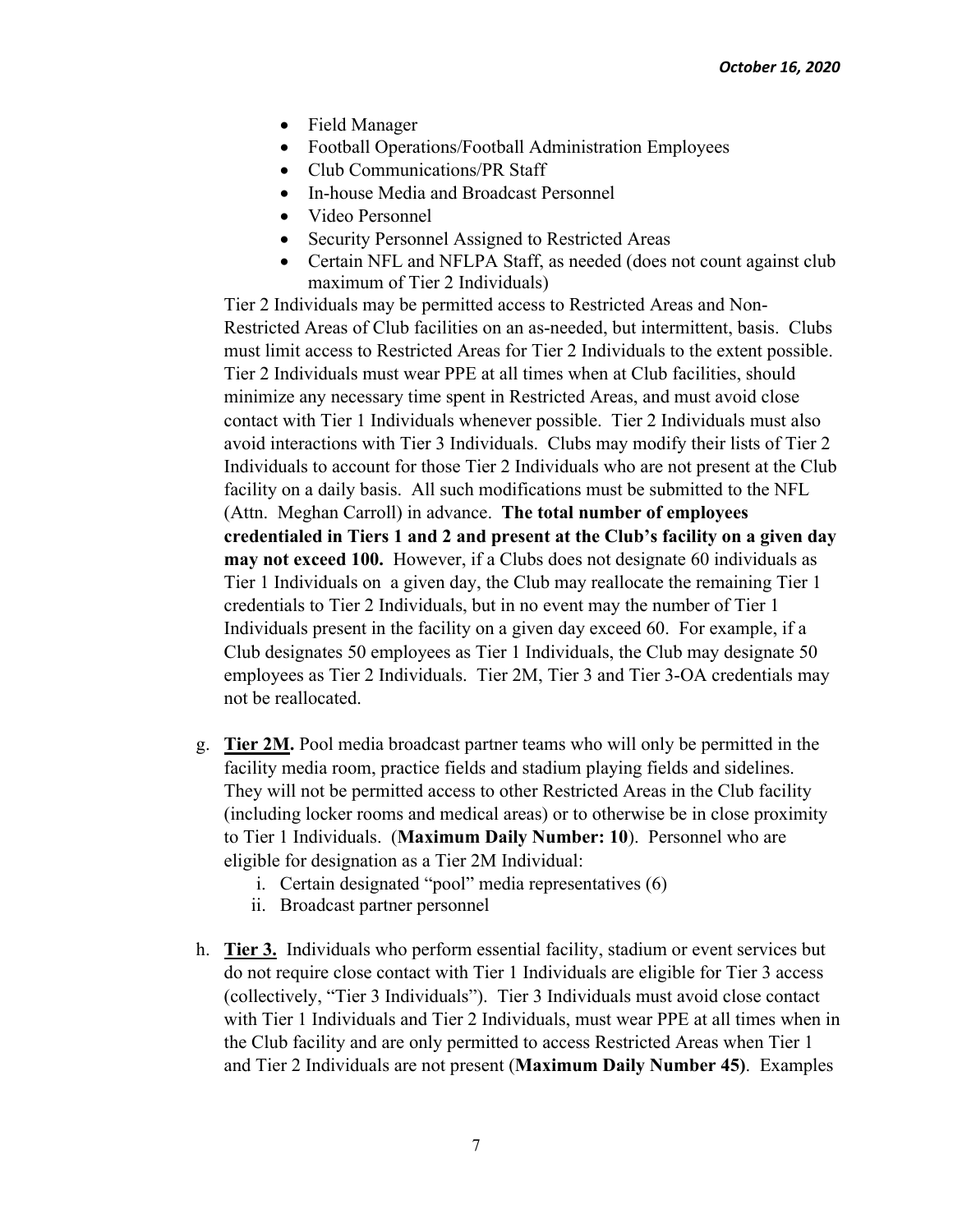- Field Manager
- Football Operations/Football Administration Employees
- Club Communications/PR Staff
- In-house Media and Broadcast Personnel
- Video Personnel
- Security Personnel Assigned to Restricted Areas
- Certain NFL and NFLPA Staff, as needed (does not count against club maximum of Tier 2 Individuals)

Tier 2 Individuals may be permitted access to Restricted Areas and Non-Restricted Areas of Club facilities on an as-needed, but intermittent, basis. Clubs must limit access to Restricted Areas for Tier 2 Individuals to the extent possible. Tier 2 Individuals must wear PPE at all times when at Club facilities, should minimize any necessary time spent in Restricted Areas, and must avoid close contact with Tier 1 Individuals whenever possible. Tier 2 Individuals must also avoid interactions with Tier 3 Individuals. Clubs may modify their lists of Tier 2 Individuals to account for those Tier 2 Individuals who are not present at the Club facility on a daily basis. All such modifications must be submitted to the NFL (Attn. Meghan Carroll) in advance. **The total number of employees credentialed in Tiers 1 and 2 and present at the Club's facility on a given day may not exceed 100.** However, if a Clubs does not designate 60 individuals as Tier 1 Individuals on a given day, the Club may reallocate the remaining Tier 1 credentials to Tier 2 Individuals, but in no event may the number of Tier 1 Individuals present in the facility on a given day exceed 60. For example, if a Club designates 50 employees as Tier 1 Individuals, the Club may designate 50 employees as Tier 2 Individuals. Tier 2M, Tier 3 and Tier 3-OA credentials may not be reallocated.

g. **Tier 2M.** Pool media broadcast partner teams who will only be permitted in the facility media room, practice fields and stadium playing fields and sidelines. They will not be permitted access to other Restricted Areas in the Club facility (including locker rooms and medical areas) or to otherwise be in close proximity to Tier 1 Individuals. (**Maximum Daily Number: 10**). Personnel who are eligible for designation as a Tier 2M Individual:
   i. Certain designated "pool" media representatives (6)
   ii. Broadcast partner personnel

h. **Tier 3.** Individuals who perform essential facility, stadium or event services but do not require close contact with Tier 1 Individuals are eligible for Tier 3 access (collectively, "Tier 3 Individuals"). Tier 3 Individuals must avoid close contact with Tier 1 Individuals and Tier 2 Individuals, must wear PPE at all times when in the Club facility and are only permitted to access Restricted Areas when Tier 1 and Tier 2 Individuals are not present (**Maximum Daily Number 45)**. Examples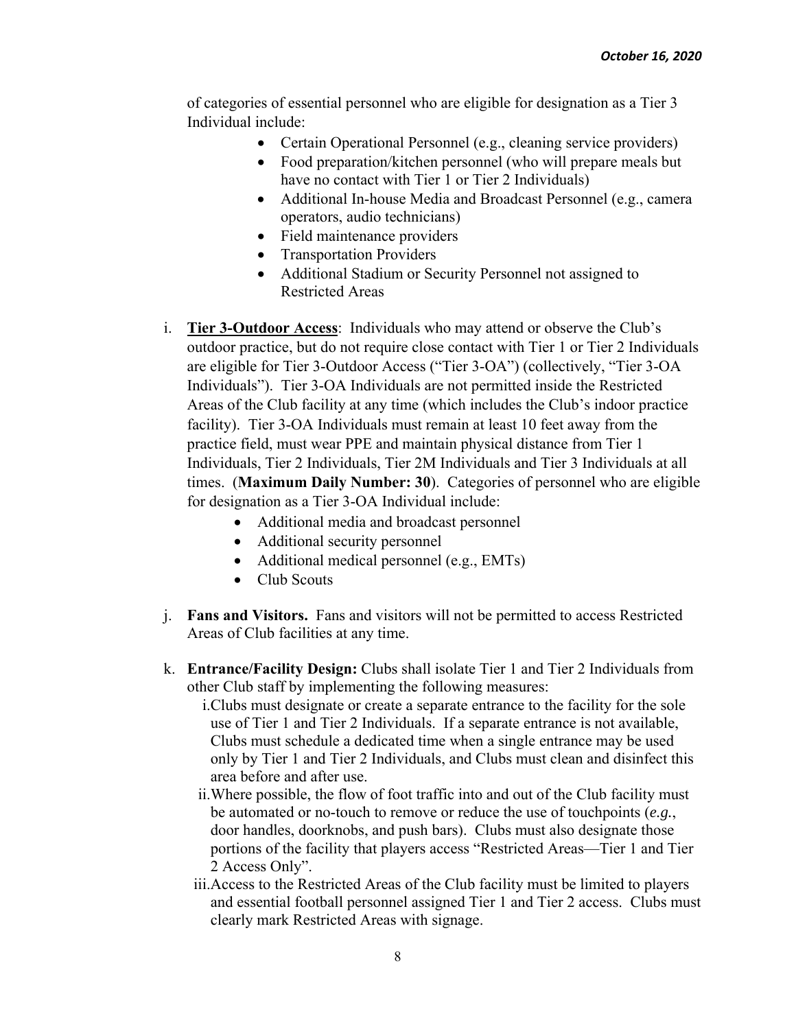of categories of essential personnel who are eligible for designation as a Tier 3 Individual include:

- Certain Operational Personnel (e.g., cleaning service providers)
- Food preparation/kitchen personnel (who will prepare meals but have no contact with Tier 1 or Tier 2 Individuals)
- Additional In-house Media and Broadcast Personnel (e.g., camera operators, audio technicians)
- Field maintenance providers
- Transportation Providers
- Additional Stadium or Security Personnel not assigned to Restricted Areas

i. **<u>Tier 3-Outdoor Access</u>**: Individuals who may attend or observe the Club's outdoor practice, but do not require close contact with Tier 1 or Tier 2 Individuals are eligible for Tier 3-Outdoor Access ("Tier 3-OA") (collectively, "Tier 3-OA Individuals"). Tier 3-OA Individuals are not permitted inside the Restricted Areas of the Club facility at any time (which includes the Club's indoor practice facility). Tier 3-OA Individuals must remain at least 10 feet away from the practice field, must wear PPE and maintain physical distance from Tier 1 Individuals, Tier 2 Individuals, Tier 2M Individuals and Tier 3 Individuals at all times. (**Maximum Daily Number: 30**). Categories of personnel who are eligible for designation as a Tier 3-OA Individual include:

- Additional media and broadcast personnel
- Additional security personnel
- Additional medical personnel (e.g., EMTs)
- Club Scouts

j. **Fans and Visitors.** Fans and visitors will not be permitted to access Restricted Areas of Club facilities at any time.

k. **Entrance/Facility Design:** Clubs shall isolate Tier 1 and Tier 2 Individuals from other Club staff by implementing the following measures:

i. Clubs must designate or create a separate entrance to the facility for the sole use of Tier 1 and Tier 2 Individuals. If a separate entrance is not available, Clubs must schedule a dedicated time when a single entrance may be used only by Tier 1 and Tier 2 Individuals, and Clubs must clean and disinfect this area before and after use.

ii. Where possible, the flow of foot traffic into and out of the Club facility must be automated or no-touch to remove or reduce the use of touchpoints (*e.g.*, door handles, doorknobs, and push bars). Clubs must also designate those portions of the facility that players access "Restricted Areas—Tier 1 and Tier 2 Access Only".

iii. Access to the Restricted Areas of the Club facility must be limited to players and essential football personnel assigned Tier 1 and Tier 2 access. Clubs must clearly mark Restricted Areas with signage.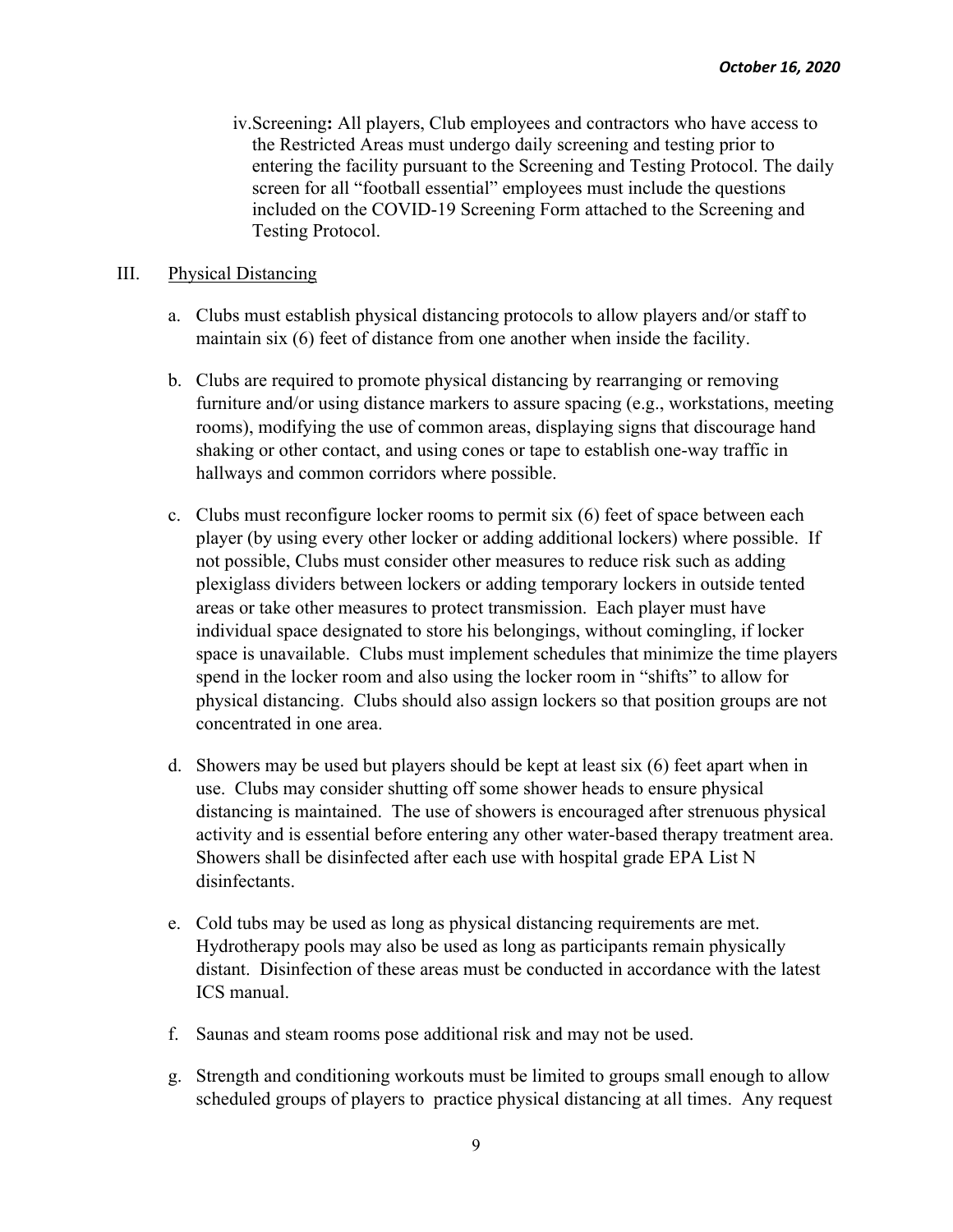iv. Screening**:** All players, Club employees and contractors who have access to the Restricted Areas must undergo daily screening and testing prior to entering the facility pursuant to the Screening and Testing Protocol. The daily screen for all "football essential" employees must include the questions included on the COVID-19 Screening Form attached to the Screening and Testing Protocol.

III. Physical Distancing

a. Clubs must establish physical distancing protocols to allow players and/or staff to maintain six (6) feet of distance from one another when inside the facility.

b. Clubs are required to promote physical distancing by rearranging or removing furniture and/or using distance markers to assure spacing (e.g., workstations, meeting rooms), modifying the use of common areas, displaying signs that discourage hand shaking or other contact, and using cones or tape to establish one-way traffic in hallways and common corridors where possible.

c. Clubs must reconfigure locker rooms to permit six (6) feet of space between each player (by using every other locker or adding additional lockers) where possible. If not possible, Clubs must consider other measures to reduce risk such as adding plexiglass dividers between lockers or adding temporary lockers in outside tented areas or take other measures to protect transmission. Each player must have individual space designated to store his belongings, without comingling, if locker space is unavailable. Clubs must implement schedules that minimize the time players spend in the locker room and also using the locker room in "shifts" to allow for physical distancing. Clubs should also assign lockers so that position groups are not concentrated in one area.

d. Showers may be used but players should be kept at least six (6) feet apart when in use. Clubs may consider shutting off some shower heads to ensure physical distancing is maintained. The use of showers is encouraged after strenuous physical activity and is essential before entering any other water-based therapy treatment area. Showers shall be disinfected after each use with hospital grade EPA List N disinfectants.

e. Cold tubs may be used as long as physical distancing requirements are met. Hydrotherapy pools may also be used as long as participants remain physically distant. Disinfection of these areas must be conducted in accordance with the latest ICS manual.

f. Saunas and steam rooms pose additional risk and may not be used.

g. Strength and conditioning workouts must be limited to groups small enough to allow scheduled groups of players to practice physical distancing at all times. Any request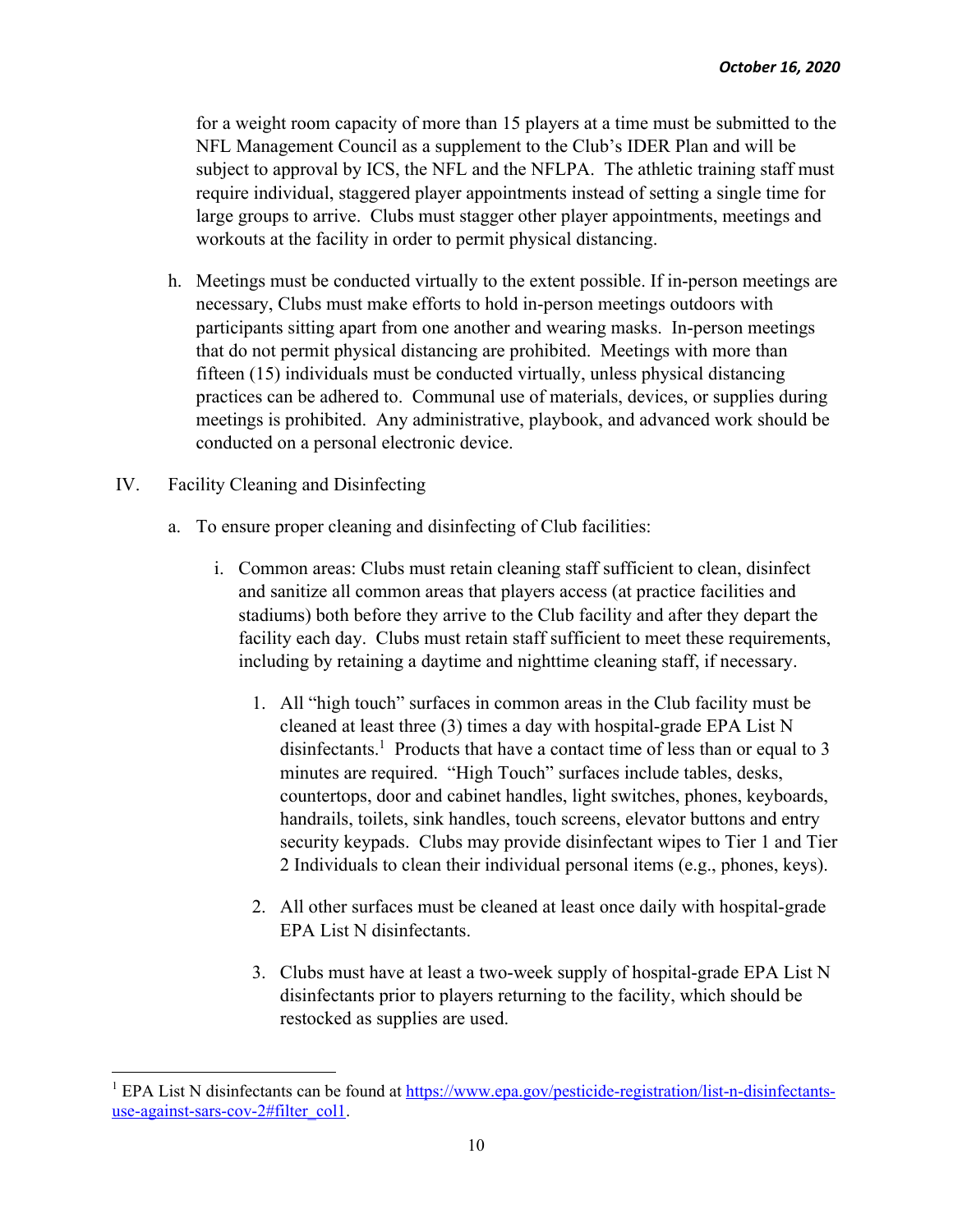for a weight room capacity of more than 15 players at a time must be submitted to the NFL Management Council as a supplement to the Club's IDER Plan and will be subject to approval by ICS, the NFL and the NFLPA. The athletic training staff must require individual, staggered player appointments instead of setting a single time for large groups to arrive. Clubs must stagger other player appointments, meetings and workouts at the facility in order to permit physical distancing.

h. Meetings must be conducted virtually to the extent possible. If in-person meetings are necessary, Clubs must make efforts to hold in-person meetings outdoors with participants sitting apart from one another and wearing masks. In-person meetings that do not permit physical distancing are prohibited. Meetings with more than fifteen (15) individuals must be conducted virtually, unless physical distancing practices can be adhered to. Communal use of materials, devices, or supplies during meetings is prohibited. Any administrative, playbook, and advanced work should be conducted on a personal electronic device.

IV. Facility Cleaning and Disinfecting

a. To ensure proper cleaning and disinfecting of Club facilities:

i. Common areas: Clubs must retain cleaning staff sufficient to clean, disinfect and sanitize all common areas that players access (at practice facilities and stadiums) both before they arrive to the Club facility and after they depart the facility each day. Clubs must retain staff sufficient to meet these requirements, including by retaining a daytime and nighttime cleaning staff, if necessary.

1. All "high touch" surfaces in common areas in the Club facility must be cleaned at least three (3) times a day with hospital-grade EPA List N disinfectants.[1] Products that have a contact time of less than or equal to 3 minutes are required. "High Touch" surfaces include tables, desks, countertops, door and cabinet handles, light switches, phones, keyboards, handrails, toilets, sink handles, touch screens, elevator buttons and entry security keypads. Clubs may provide disinfectant wipes to Tier 1 and Tier 2 Individuals to clean their individual personal items (e.g., phones, keys).

2. All other surfaces must be cleaned at least once daily with hospital-grade EPA List N disinfectants.

3. Clubs must have at least a two-week supply of hospital-grade EPA List N disinfectants prior to players returning to the facility, which should be restocked as supplies are used.

---

[1] EPA List N disinfectants can be found at https://www.epa.gov/pesticide-registration/list-n-disinfectants-use-against-sars-cov-2#filter_col1.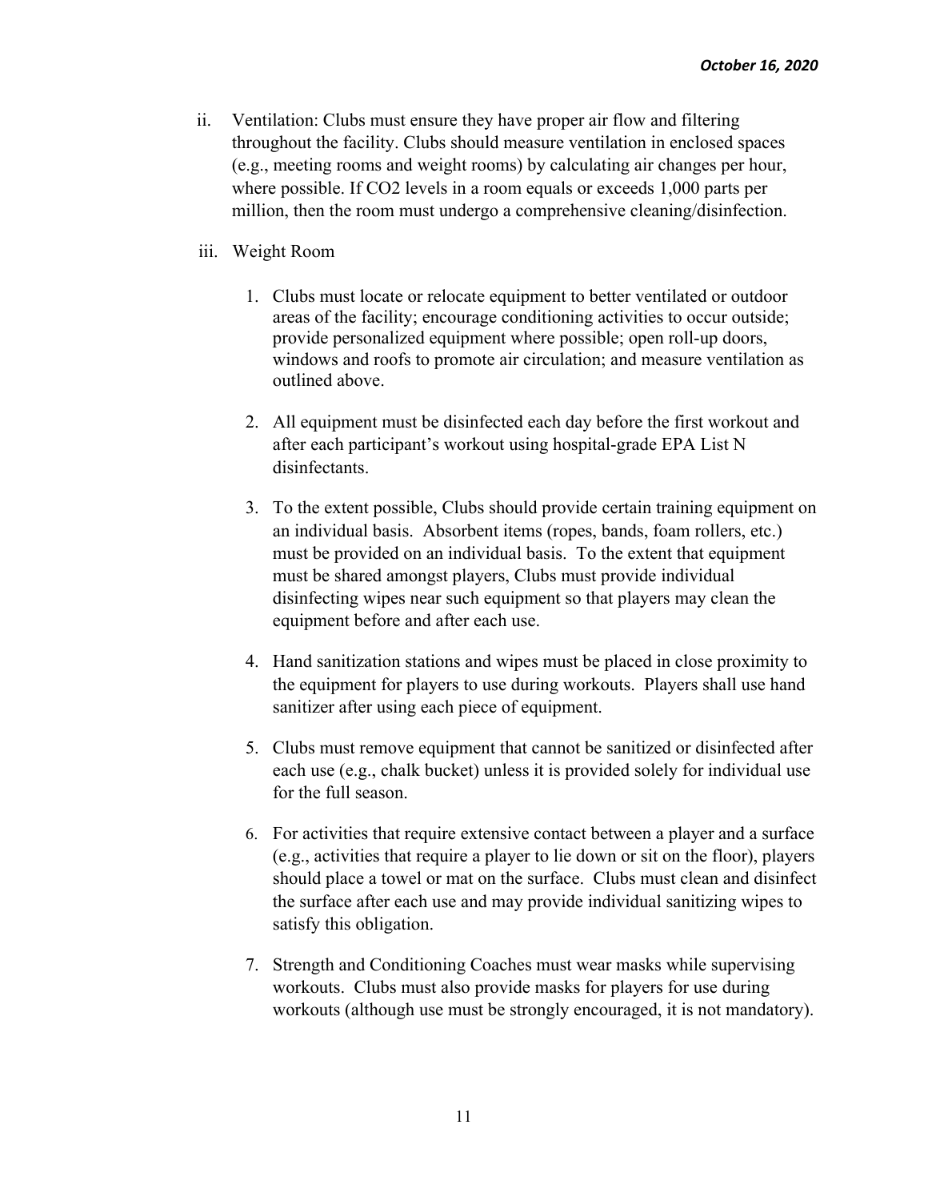ii. Ventilation: Clubs must ensure they have proper air flow and filtering throughout the facility. Clubs should measure ventilation in enclosed spaces (e.g., meeting rooms and weight rooms) by calculating air changes per hour, where possible. If $CO_2$ levels in a room equals or exceeds 1,000 parts per million, then the room must undergo a comprehensive cleaning/disinfection.

iii. Weight Room

1. Clubs must locate or relocate equipment to better ventilated or outdoor areas of the facility; encourage conditioning activities to occur outside; provide personalized equipment where possible; open roll-up doors, windows and roofs to promote air circulation; and measure ventilation as outlined above.

2. All equipment must be disinfected each day before the first workout and after each participant's workout using hospital-grade EPA List N disinfectants.

3. To the extent possible, Clubs should provide certain training equipment on an individual basis. Absorbent items (ropes, bands, foam rollers, etc.) must be provided on an individual basis. To the extent that equipment must be shared amongst players, Clubs must provide individual disinfecting wipes near such equipment so that players may clean the equipment before and after each use.

4. Hand sanitization stations and wipes must be placed in close proximity to the equipment for players to use during workouts. Players shall use hand sanitizer after using each piece of equipment.

5. Clubs must remove equipment that cannot be sanitized or disinfected after each use (e.g., chalk bucket) unless it is provided solely for individual use for the full season.

6. For activities that require extensive contact between a player and a surface (e.g., activities that require a player to lie down or sit on the floor), players should place a towel or mat on the surface. Clubs must clean and disinfect the surface after each use and may provide individual sanitizing wipes to satisfy this obligation.

7. Strength and Conditioning Coaches must wear masks while supervising workouts. Clubs must also provide masks for players for use during workouts (although use must be strongly encouraged, it is not mandatory).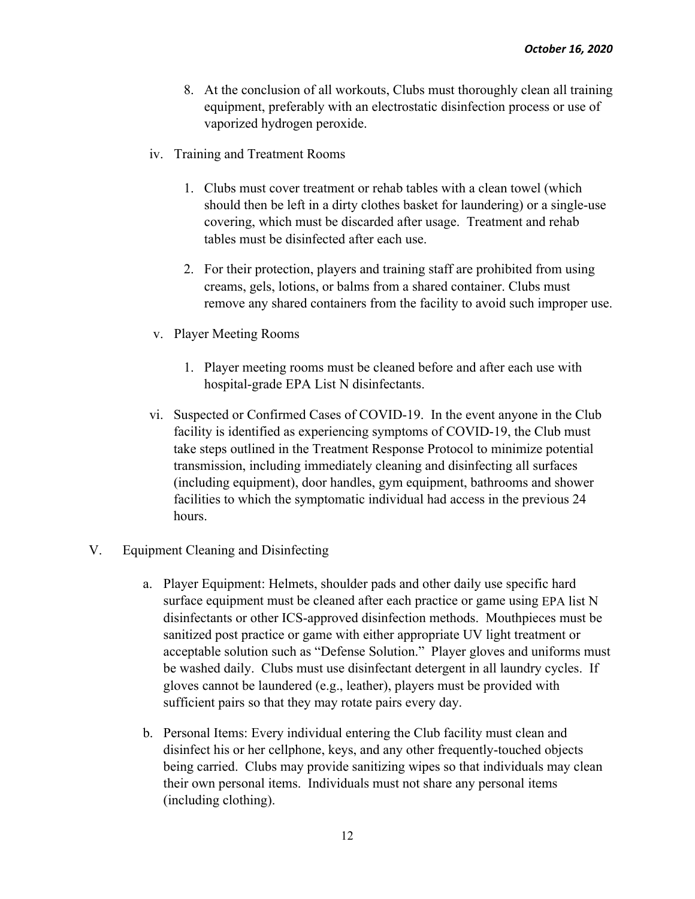8. At the conclusion of all workouts, Clubs must thoroughly clean all training equipment, preferably with an electrostatic disinfection process or use of vaporized hydrogen peroxide.

iv. Training and Treatment Rooms

1. Clubs must cover treatment or rehab tables with a clean towel (which should then be left in a dirty clothes basket for laundering) or a single-use covering, which must be discarded after usage. Treatment and rehab tables must be disinfected after each use.

2. For their protection, players and training staff are prohibited from using creams, gels, lotions, or balms from a shared container. Clubs must remove any shared containers from the facility to avoid such improper use.

v. Player Meeting Rooms

1. Player meeting rooms must be cleaned before and after each use with hospital-grade EPA List N disinfectants.

vi. Suspected or Confirmed Cases of COVID-19. In the event anyone in the Club facility is identified as experiencing symptoms of COVID-19, the Club must take steps outlined in the Treatment Response Protocol to minimize potential transmission, including immediately cleaning and disinfecting all surfaces (including equipment), door handles, gym equipment, bathrooms and shower facilities to which the symptomatic individual had access in the previous 24 hours.

## V. Equipment Cleaning and Disinfecting

a. Player Equipment: Helmets, shoulder pads and other daily use specific hard surface equipment must be cleaned after each practice or game using EPA list N disinfectants or other ICS-approved disinfection methods. Mouthpieces must be sanitized post practice or game with either appropriate UV light treatment or acceptable solution such as "Defense Solution." Player gloves and uniforms must be washed daily. Clubs must use disinfectant detergent in all laundry cycles. If gloves cannot be laundered (e.g., leather), players must be provided with sufficient pairs so that they may rotate pairs every day.

b. Personal Items: Every individual entering the Club facility must clean and disinfect his or her cellphone, keys, and any other frequently-touched objects being carried. Clubs may provide sanitizing wipes so that individuals may clean their own personal items. Individuals must not share any personal items (including clothing).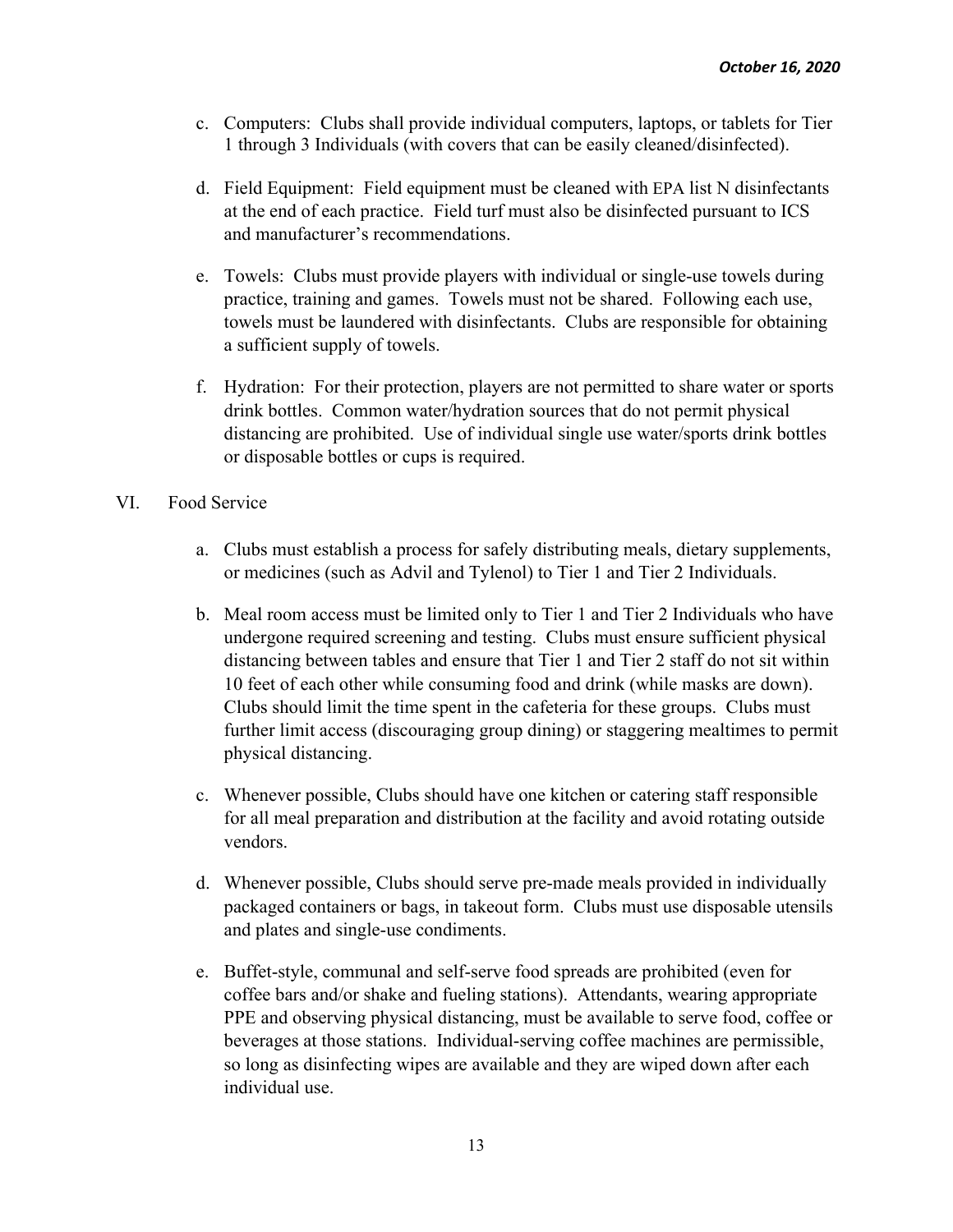c. Computers: Clubs shall provide individual computers, laptops, or tablets for Tier 1 through 3 Individuals (with covers that can be easily cleaned/disinfected).

d. Field Equipment: Field equipment must be cleaned with EPA list N disinfectants at the end of each practice. Field turf must also be disinfected pursuant to ICS and manufacturer's recommendations.

e. Towels: Clubs must provide players with individual or single-use towels during practice, training and games. Towels must not be shared. Following each use, towels must be laundered with disinfectants. Clubs are responsible for obtaining a sufficient supply of towels.

f. Hydration: For their protection, players are not permitted to share water or sports drink bottles. Common water/hydration sources that do not permit physical distancing are prohibited. Use of individual single use water/sports drink bottles or disposable bottles or cups is required.

VI. Food Service

a. Clubs must establish a process for safely distributing meals, dietary supplements, or medicines (such as Advil and Tylenol) to Tier 1 and Tier 2 Individuals.

b. Meal room access must be limited only to Tier 1 and Tier 2 Individuals who have undergone required screening and testing. Clubs must ensure sufficient physical distancing between tables and ensure that Tier 1 and Tier 2 staff do not sit within 10 feet of each other while consuming food and drink (while masks are down). Clubs should limit the time spent in the cafeteria for these groups. Clubs must further limit access (discouraging group dining) or staggering mealtimes to permit physical distancing.

c. Whenever possible, Clubs should have one kitchen or catering staff responsible for all meal preparation and distribution at the facility and avoid rotating outside vendors.

d. Whenever possible, Clubs should serve pre-made meals provided in individually packaged containers or bags, in takeout form. Clubs must use disposable utensils and plates and single-use condiments.

e. Buffet-style, communal and self-serve food spreads are prohibited (even for coffee bars and/or shake and fueling stations). Attendants, wearing appropriate PPE and observing physical distancing, must be available to serve food, coffee or beverages at those stations. Individual-serving coffee machines are permissible, so long as disinfecting wipes are available and they are wiped down after each individual use.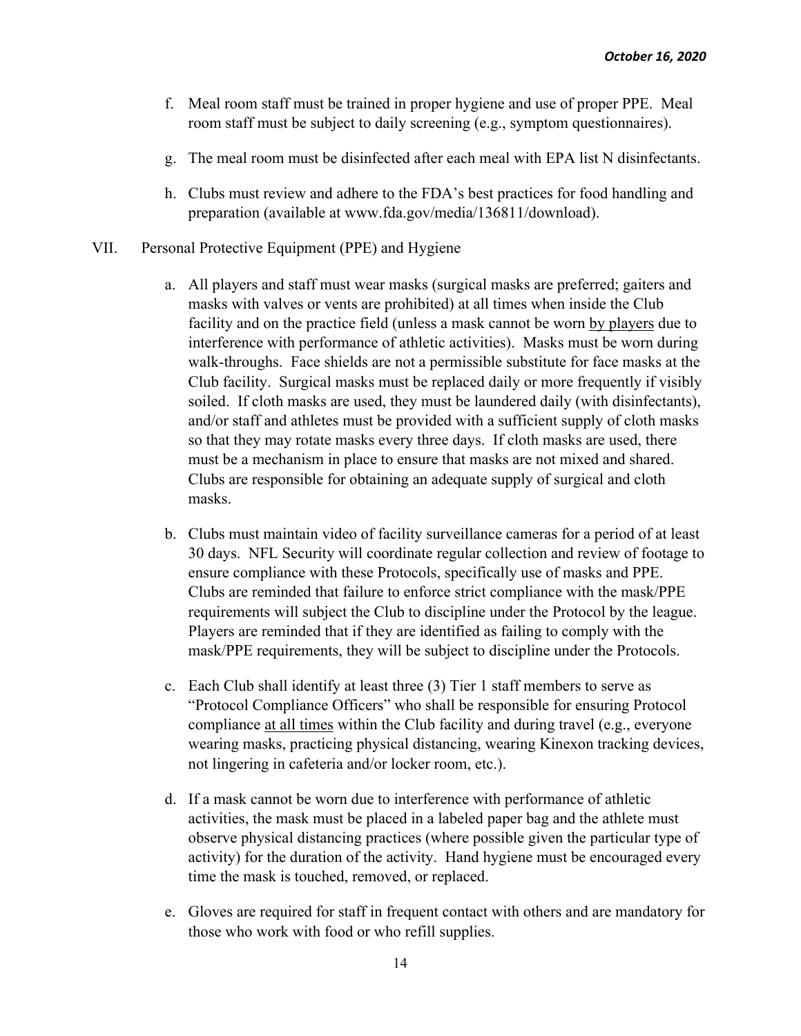f. Meal room staff must be trained in proper hygiene and use of proper PPE. Meal room staff must be subject to daily screening (e.g., symptom questionnaires).

g. The meal room must be disinfected after each meal with EPA list N disinfectants.

h. Clubs must review and adhere to the FDA's best practices for food handling and preparation (available at www.fda.gov/media/136811/download).

VII. Personal Protective Equipment (PPE) and Hygiene

a. All players and staff must wear masks (surgical masks are preferred; gaiters and masks with valves or vents are prohibited) at all times when inside the Club facility and on the practice field (unless a mask cannot be worn <u>by players</u> due to interference with performance of athletic activities). Masks must be worn during walk-throughs. Face shields are not a permissible substitute for face masks at the Club facility. Surgical masks must be replaced daily or more frequently if visibly soiled. If cloth masks are used, they must be laundered daily (with disinfectants), and/or staff and athletes must be provided with a sufficient supply of cloth masks so that they may rotate masks every three days. If cloth masks are used, there must be a mechanism in place to ensure that masks are not mixed and shared. Clubs are responsible for obtaining an adequate supply of surgical and cloth masks.

b. Clubs must maintain video of facility surveillance cameras for a period of at least 30 days. NFL Security will coordinate regular collection and review of footage to ensure compliance with these Protocols, specifically use of masks and PPE. Clubs are reminded that failure to enforce strict compliance with the mask/PPE requirements will subject the Club to discipline under the Protocol by the league. Players are reminded that if they are identified as failing to comply with the mask/PPE requirements, they will be subject to discipline under the Protocols.

c. Each Club shall identify at least three (3) Tier 1 staff members to serve as "Protocol Compliance Officers" who shall be responsible for ensuring Protocol compliance <u>at all times</u> within the Club facility and during travel (e.g., everyone wearing masks, practicing physical distancing, wearing Kinexon tracking devices, not lingering in cafeteria and/or locker room, etc.).

d. If a mask cannot be worn due to interference with performance of athletic activities, the mask must be placed in a labeled paper bag and the athlete must observe physical distancing practices (where possible given the particular type of activity) for the duration of the activity. Hand hygiene must be encouraged every time the mask is touched, removed, or replaced.

e. Gloves are required for staff in frequent contact with others and are mandatory for those who work with food or who refill supplies.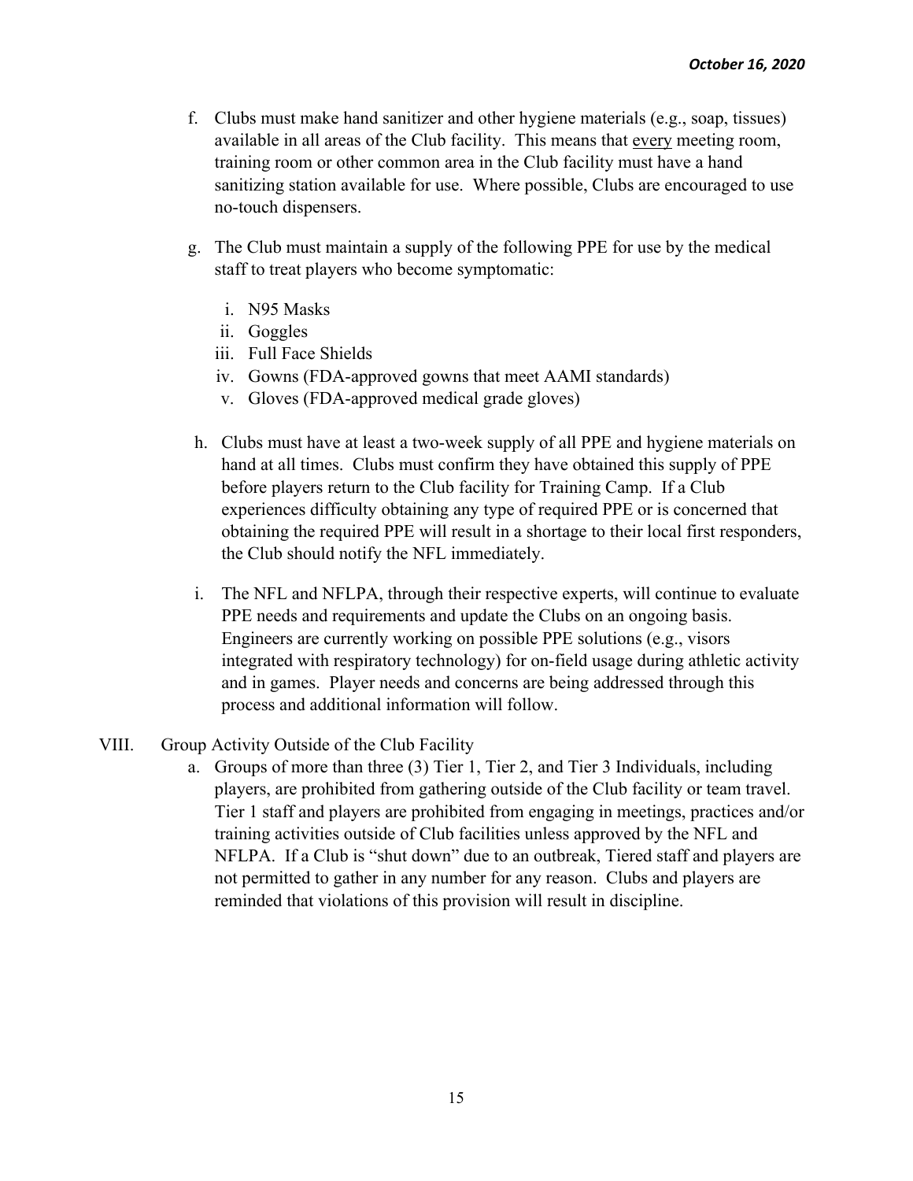f. Clubs must make hand sanitizer and other hygiene materials (e.g., soap, tissues) available in all areas of the Club facility. This means that <u>every</u> meeting room, training room or other common area in the Club facility must have a hand sanitizing station available for use. Where possible, Clubs are encouraged to use no-touch dispensers.

g. The Club must maintain a supply of the following PPE for use by the medical staff to treat players who become symptomatic:

   i. N95 Masks
   ii. Goggles
   iii. Full Face Shields
   iv. Gowns (FDA-approved gowns that meet AAMI standards)
   v. Gloves (FDA-approved medical grade gloves)

h. Clubs must have at least a two-week supply of all PPE and hygiene materials on hand at all times. Clubs must confirm they have obtained this supply of PPE before players return to the Club facility for Training Camp. If a Club experiences difficulty obtaining any type of required PPE or is concerned that obtaining the required PPE will result in a shortage to their local first responders, the Club should notify the NFL immediately.

i. The NFL and NFLPA, through their respective experts, will continue to evaluate PPE needs and requirements and update the Clubs on an ongoing basis. Engineers are currently working on possible PPE solutions (e.g., visors integrated with respiratory technology) for on-field usage during athletic activity and in games. Player needs and concerns are being addressed through this process and additional information will follow.

## VIII. Group Activity Outside of the Club Facility

a. Groups of more than three (3) Tier 1, Tier 2, and Tier 3 Individuals, including players, are prohibited from gathering outside of the Club facility or team travel. Tier 1 staff and players are prohibited from engaging in meetings, practices and/or training activities outside of Club facilities unless approved by the NFL and NFLPA. If a Club is "shut down" due to an outbreak, Tiered staff and players are not permitted to gather in any number for any reason. Clubs and players are reminded that violations of this provision will result in discipline.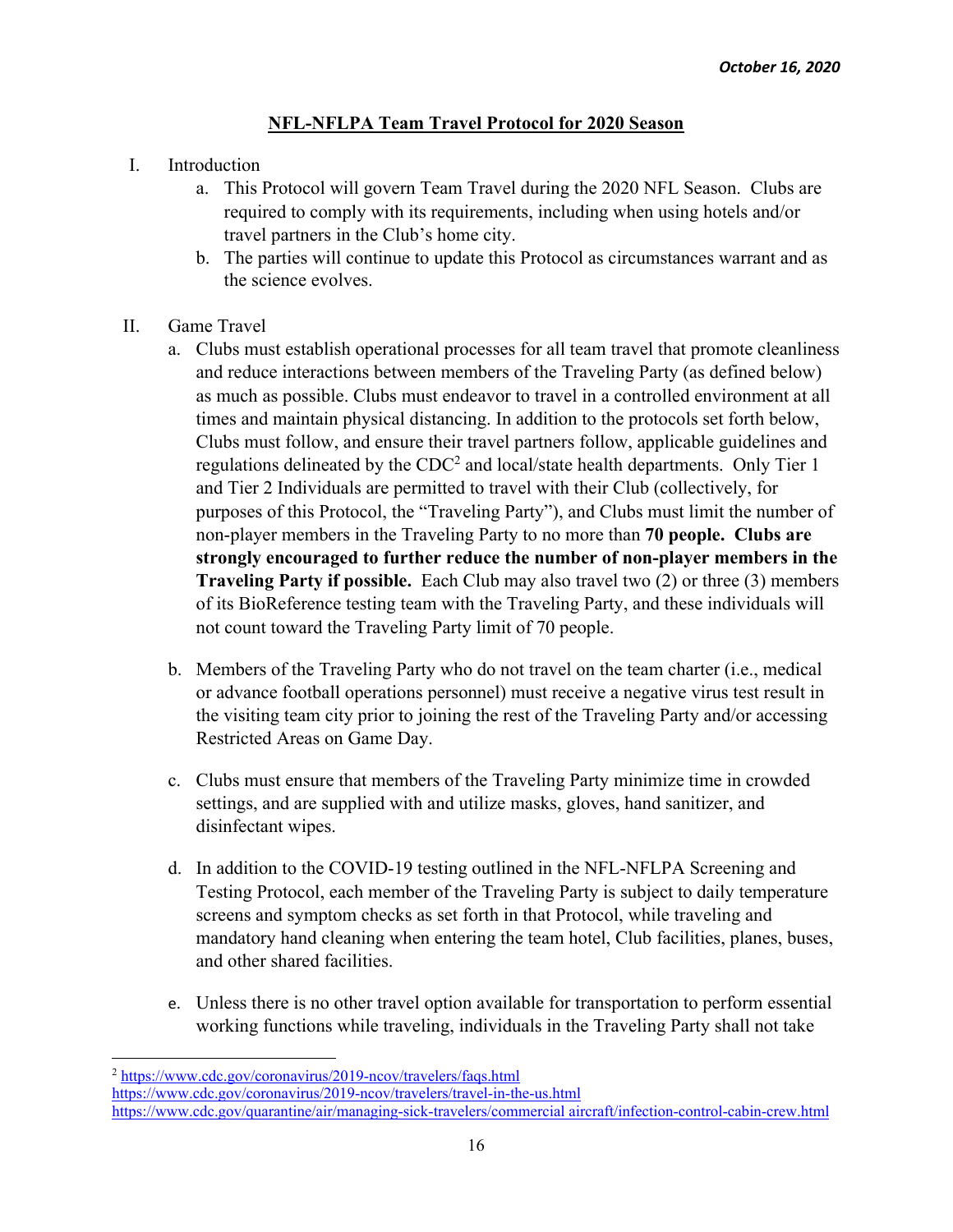*October 16, 2020*

## NFL-NFLPA Team Travel Protocol for 2020 Season

I. Introduction

   a. This Protocol will govern Team Travel during the 2020 NFL Season. Clubs are required to comply with its requirements, including when using hotels and/or travel partners in the Club's home city.

   b. The parties will continue to update this Protocol as circumstances warrant and as the science evolves.

II. Game Travel

   a. Clubs must establish operational processes for all team travel that promote cleanliness and reduce interactions between members of the Traveling Party (as defined below) as much as possible. Clubs must endeavor to travel in a controlled environment at all times and maintain physical distancing. In addition to the protocols set forth below, Clubs must follow, and ensure their travel partners follow, applicable guidelines and regulations delineated by the CDC[2] and local/state health departments. Only Tier 1 and Tier 2 Individuals are permitted to travel with their Club (collectively, for purposes of this Protocol, the "Traveling Party"), and Clubs must limit the number of non-player members in the Traveling Party to no more than **70 people. Clubs are strongly encouraged to further reduce the number of non-player members in the Traveling Party if possible.** Each Club may also travel two (2) or three (3) members of its BioReference testing team with the Traveling Party, and these individuals will not count toward the Traveling Party limit of 70 people.

   b. Members of the Traveling Party who do not travel on the team charter (i.e., medical or advance football operations personnel) must receive a negative virus test result in the visiting team city prior to joining the rest of the Traveling Party and/or accessing Restricted Areas on Game Day.

   c. Clubs must ensure that members of the Traveling Party minimize time in crowded settings, and are supplied with and utilize masks, gloves, hand sanitizer, and disinfectant wipes.

   d. In addition to the COVID-19 testing outlined in the NFL-NFLPA Screening and Testing Protocol, each member of the Traveling Party is subject to daily temperature screens and symptom checks as set forth in that Protocol, while traveling and mandatory hand cleaning when entering the team hotel, Club facilities, planes, buses, and other shared facilities.

   e. Unless there is no other travel option available for transportation to perform essential working functions while traveling, individuals in the Traveling Party shall not take

---

[2] https://www.cdc.gov/coronavirus/2019-ncov/travelers/faqs.html
https://www.cdc.gov/coronavirus/2019-ncov/travelers/travel-in-the-us.html
https://www.cdc.gov/quarantine/air/managing-sick-travelers/commercial aircraft/infection-control-cabin-crew.html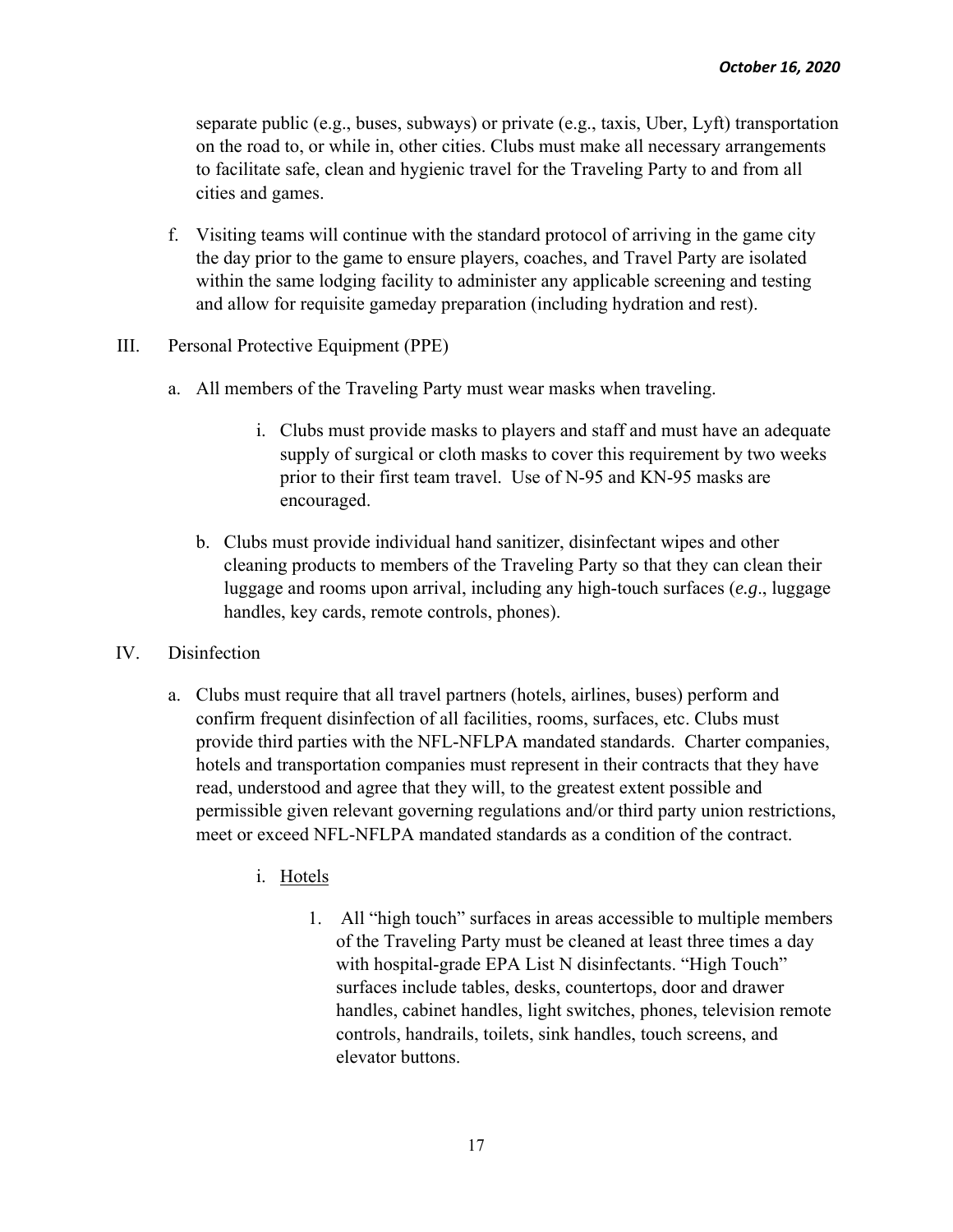separate public (e.g., buses, subways) or private (e.g., taxis, Uber, Lyft) transportation on the road to, or while in, other cities. Clubs must make all necessary arrangements to facilitate safe, clean and hygienic travel for the Traveling Party to and from all cities and games.

f. Visiting teams will continue with the standard protocol of arriving in the game city the day prior to the game to ensure players, coaches, and Travel Party are isolated within the same lodging facility to administer any applicable screening and testing and allow for requisite gameday preparation (including hydration and rest).

III. Personal Protective Equipment (PPE)

a. All members of the Traveling Party must wear masks when traveling.

i. Clubs must provide masks to players and staff and must have an adequate supply of surgical or cloth masks to cover this requirement by two weeks prior to their first team travel. Use of N-95 and KN-95 masks are encouraged.

b. Clubs must provide individual hand sanitizer, disinfectant wipes and other cleaning products to members of the Traveling Party so that they can clean their luggage and rooms upon arrival, including any high-touch surfaces (*e.g*., luggage handles, key cards, remote controls, phones).

IV. Disinfection

a. Clubs must require that all travel partners (hotels, airlines, buses) perform and confirm frequent disinfection of all facilities, rooms, surfaces, etc. Clubs must provide third parties with the NFL-NFLPA mandated standards. Charter companies, hotels and transportation companies must represent in their contracts that they have read, understood and agree that they will, to the greatest extent possible and permissible given relevant governing regulations and/or third party union restrictions, meet or exceed NFL-NFLPA mandated standards as a condition of the contract.

i. Hotels

1. All "high touch" surfaces in areas accessible to multiple members of the Traveling Party must be cleaned at least three times a day with hospital-grade EPA List N disinfectants. "High Touch" surfaces include tables, desks, countertops, door and drawer handles, cabinet handles, light switches, phones, television remote controls, handrails, toilets, sink handles, touch screens, and elevator buttons.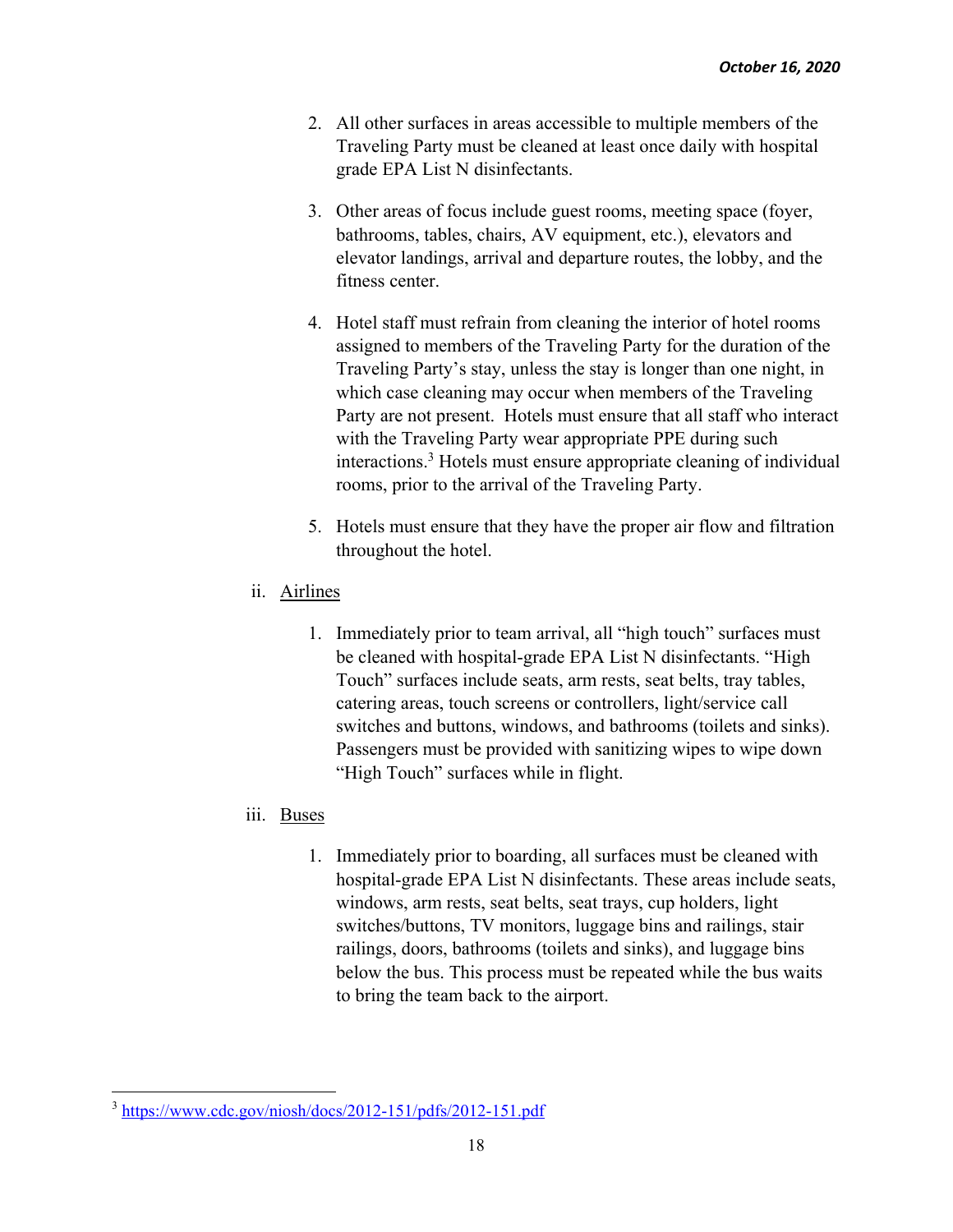2. All other surfaces in areas accessible to multiple members of the Traveling Party must be cleaned at least once daily with hospital grade EPA List N disinfectants.

3. Other areas of focus include guest rooms, meeting space (foyer, bathrooms, tables, chairs, AV equipment, etc.), elevators and elevator landings, arrival and departure routes, the lobby, and the fitness center.

4. Hotel staff must refrain from cleaning the interior of hotel rooms assigned to members of the Traveling Party for the duration of the Traveling Party's stay, unless the stay is longer than one night, in which case cleaning may occur when members of the Traveling Party are not present. Hotels must ensure that all staff who interact with the Traveling Party wear appropriate PPE during such interactions.[3] Hotels must ensure appropriate cleaning of individual rooms, prior to the arrival of the Traveling Party.

5. Hotels must ensure that they have the proper air flow and filtration throughout the hotel.

ii. <u>Airlines</u>

1. Immediately prior to team arrival, all "high touch" surfaces must be cleaned with hospital-grade EPA List N disinfectants. "High Touch" surfaces include seats, arm rests, seat belts, tray tables, catering areas, touch screens or controllers, light/service call switches and buttons, windows, and bathrooms (toilets and sinks). Passengers must be provided with sanitizing wipes to wipe down "High Touch" surfaces while in flight.

iii. <u>Buses</u>

1. Immediately prior to boarding, all surfaces must be cleaned with hospital-grade EPA List N disinfectants. These areas include seats, windows, arm rests, seat belts, seat trays, cup holders, light switches/buttons, TV monitors, luggage bins and railings, stair railings, doors, bathrooms (toilets and sinks), and luggage bins below the bus. This process must be repeated while the bus waits to bring the team back to the airport.

---

[3] https://www.cdc.gov/niosh/docs/2012-151/pdfs/2012-151.pdf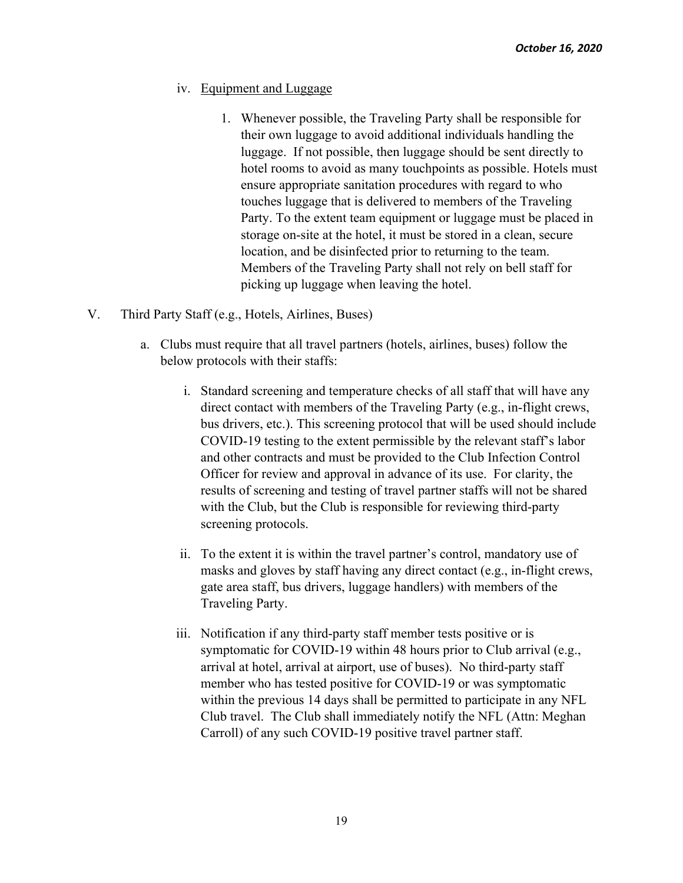iv. <u>Equipment and Luggage</u>

1. Whenever possible, the Traveling Party shall be responsible for their own luggage to avoid additional individuals handling the luggage. If not possible, then luggage should be sent directly to hotel rooms to avoid as many touchpoints as possible. Hotels must ensure appropriate sanitation procedures with regard to who touches luggage that is delivered to members of the Traveling Party. To the extent team equipment or luggage must be placed in storage on-site at the hotel, it must be stored in a clean, secure location, and be disinfected prior to returning to the team. Members of the Traveling Party shall not rely on bell staff for picking up luggage when leaving the hotel.

V. Third Party Staff (e.g., Hotels, Airlines, Buses)

a. Clubs must require that all travel partners (hotels, airlines, buses) follow the below protocols with their staffs:

i. Standard screening and temperature checks of all staff that will have any direct contact with members of the Traveling Party (e.g., in-flight crews, bus drivers, etc.). This screening protocol that will be used should include COVID-19 testing to the extent permissible by the relevant staff's labor and other contracts and must be provided to the Club Infection Control Officer for review and approval in advance of its use. For clarity, the results of screening and testing of travel partner staffs will not be shared with the Club, but the Club is responsible for reviewing third-party screening protocols.

ii. To the extent it is within the travel partner's control, mandatory use of masks and gloves by staff having any direct contact (e.g., in-flight crews, gate area staff, bus drivers, luggage handlers) with members of the Traveling Party.

iii. Notification if any third-party staff member tests positive or is symptomatic for COVID-19 within 48 hours prior to Club arrival (e.g., arrival at hotel, arrival at airport, use of buses). No third-party staff member who has tested positive for COVID-19 or was symptomatic within the previous 14 days shall be permitted to participate in any NFL Club travel. The Club shall immediately notify the NFL (Attn: Meghan Carroll) of any such COVID-19 positive travel partner staff.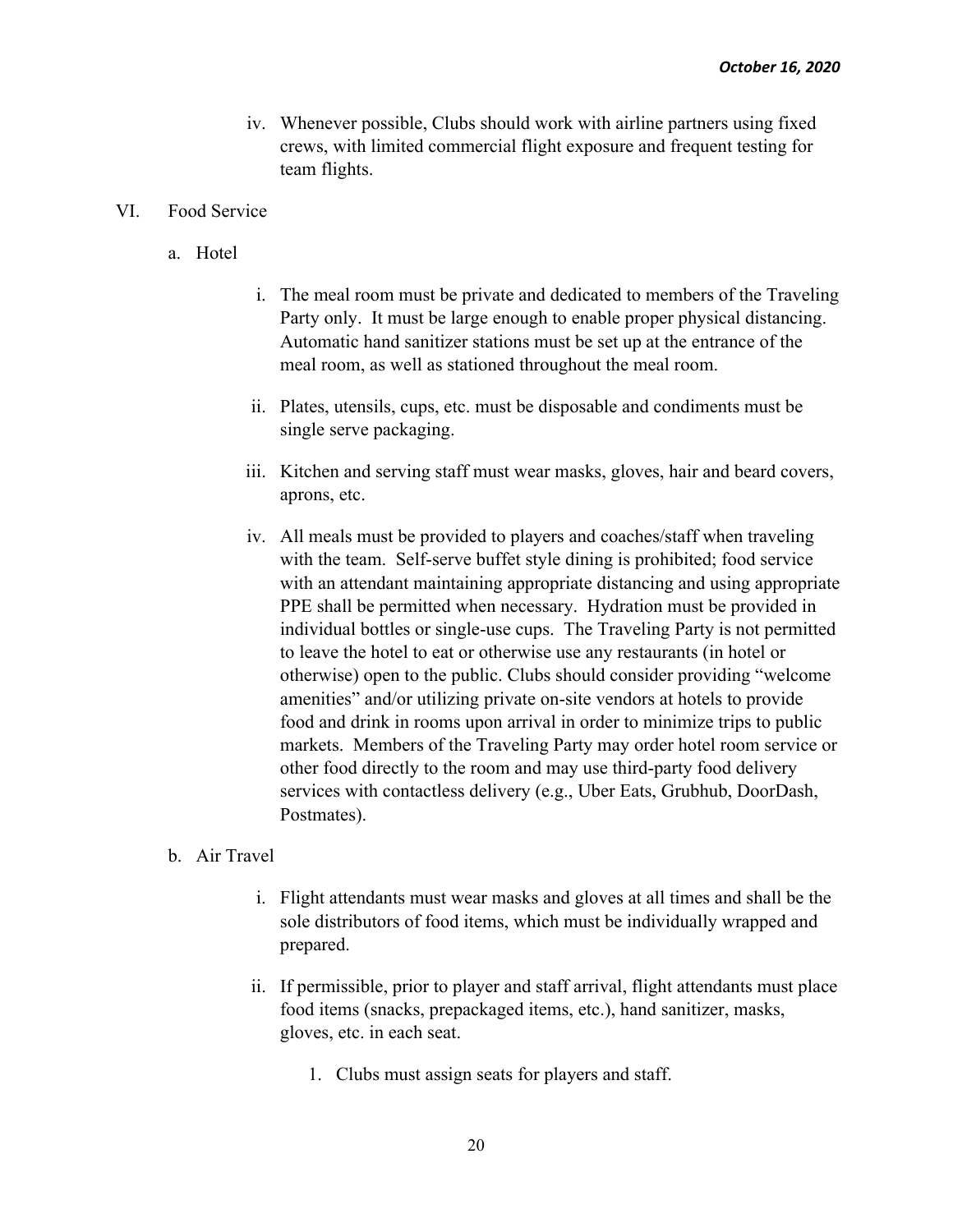iv. Whenever possible, Clubs should work with airline partners using fixed crews, with limited commercial flight exposure and frequent testing for team flights.

VI. Food Service

a. Hotel

i. The meal room must be private and dedicated to members of the Traveling Party only. It must be large enough to enable proper physical distancing. Automatic hand sanitizer stations must be set up at the entrance of the meal room, as well as stationed throughout the meal room.

ii. Plates, utensils, cups, etc. must be disposable and condiments must be single serve packaging.

iii. Kitchen and serving staff must wear masks, gloves, hair and beard covers, aprons, etc.

iv. All meals must be provided to players and coaches/staff when traveling with the team. Self-serve buffet style dining is prohibited; food service with an attendant maintaining appropriate distancing and using appropriate PPE shall be permitted when necessary. Hydration must be provided in individual bottles or single-use cups. The Traveling Party is not permitted to leave the hotel to eat or otherwise use any restaurants (in hotel or otherwise) open to the public. Clubs should consider providing "welcome amenities" and/or utilizing private on-site vendors at hotels to provide food and drink in rooms upon arrival in order to minimize trips to public markets. Members of the Traveling Party may order hotel room service or other food directly to the room and may use third-party food delivery services with contactless delivery (e.g., Uber Eats, Grubhub, DoorDash, Postmates).

b. Air Travel

i. Flight attendants must wear masks and gloves at all times and shall be the sole distributors of food items, which must be individually wrapped and prepared.

ii. If permissible, prior to player and staff arrival, flight attendants must place food items (snacks, prepackaged items, etc.), hand sanitizer, masks, gloves, etc. in each seat.

1. Clubs must assign seats for players and staff.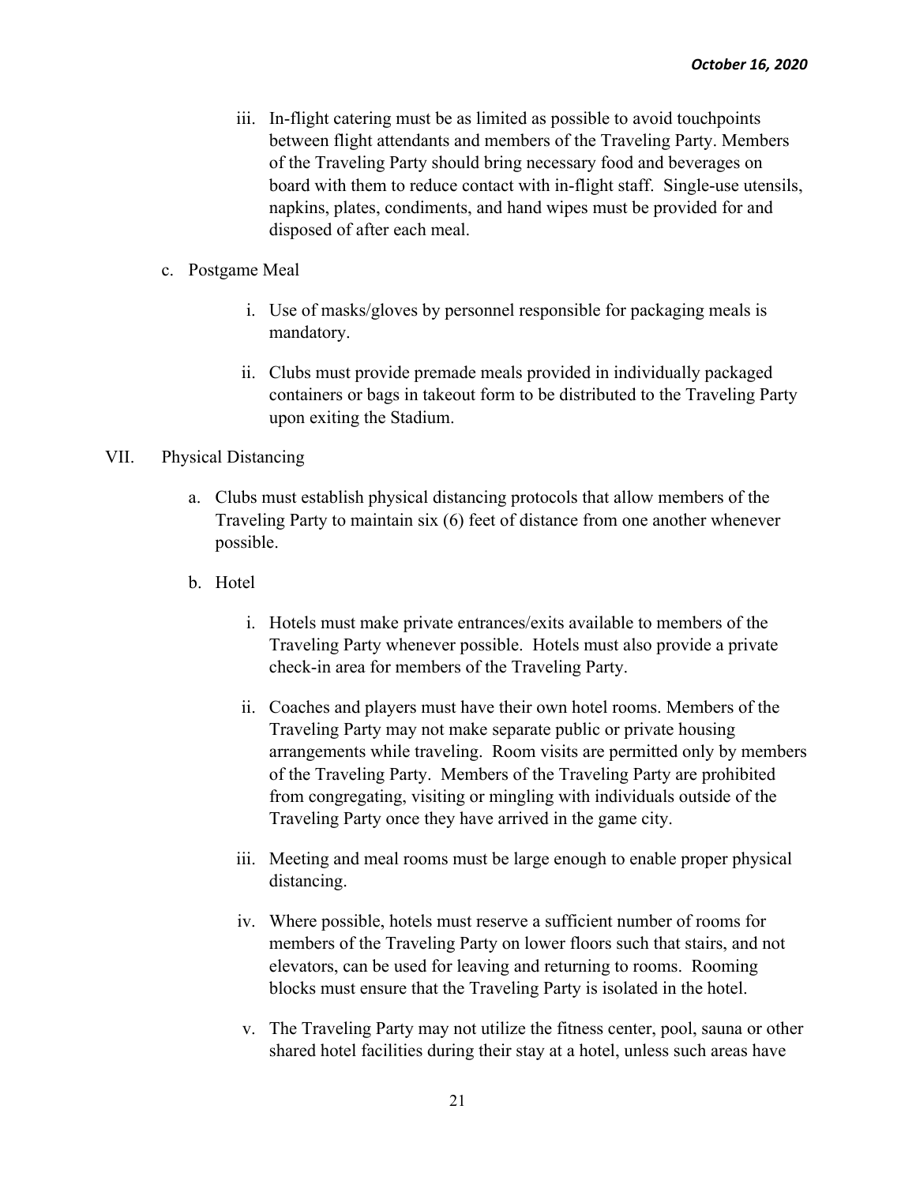iii. In-flight catering must be as limited as possible to avoid touchpoints between flight attendants and members of the Traveling Party. Members of the Traveling Party should bring necessary food and beverages on board with them to reduce contact with in-flight staff. Single-use utensils, napkins, plates, condiments, and hand wipes must be provided for and disposed of after each meal.

c. Postgame Meal

i. Use of masks/gloves by personnel responsible for packaging meals is mandatory.

ii. Clubs must provide premade meals provided in individually packaged containers or bags in takeout form to be distributed to the Traveling Party upon exiting the Stadium.

VII. Physical Distancing

a. Clubs must establish physical distancing protocols that allow members of the Traveling Party to maintain six (6) feet of distance from one another whenever possible.

b. Hotel

i. Hotels must make private entrances/exits available to members of the Traveling Party whenever possible. Hotels must also provide a private check-in area for members of the Traveling Party.

ii. Coaches and players must have their own hotel rooms. Members of the Traveling Party may not make separate public or private housing arrangements while traveling. Room visits are permitted only by members of the Traveling Party. Members of the Traveling Party are prohibited from congregating, visiting or mingling with individuals outside of the Traveling Party once they have arrived in the game city.

iii. Meeting and meal rooms must be large enough to enable proper physical distancing.

iv. Where possible, hotels must reserve a sufficient number of rooms for members of the Traveling Party on lower floors such that stairs, and not elevators, can be used for leaving and returning to rooms. Rooming blocks must ensure that the Traveling Party is isolated in the hotel.

v. The Traveling Party may not utilize the fitness center, pool, sauna or other shared hotel facilities during their stay at a hotel, unless such areas have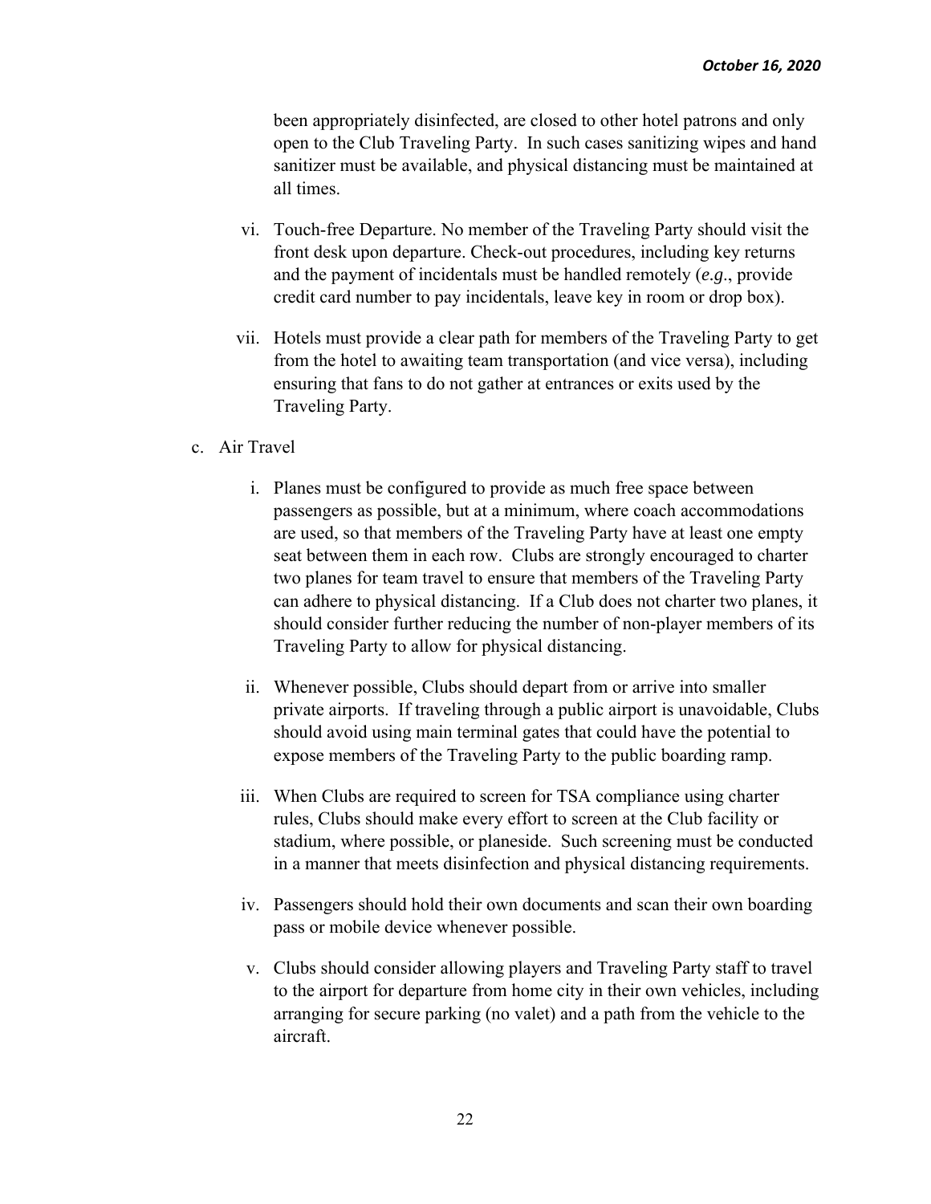been appropriately disinfected, are closed to other hotel patrons and only open to the Club Traveling Party. In such cases sanitizing wipes and hand sanitizer must be available, and physical distancing must be maintained at all times.

vi. Touch-free Departure. No member of the Traveling Party should visit the front desk upon departure. Check-out procedures, including key returns and the payment of incidentals must be handled remotely (*e.g*., provide credit card number to pay incidentals, leave key in room or drop box).

vii. Hotels must provide a clear path for members of the Traveling Party to get from the hotel to awaiting team transportation (and vice versa), including ensuring that fans to do not gather at entrances or exits used by the Traveling Party.

c. Air Travel

i. Planes must be configured to provide as much free space between passengers as possible, but at a minimum, where coach accommodations are used, so that members of the Traveling Party have at least one empty seat between them in each row. Clubs are strongly encouraged to charter two planes for team travel to ensure that members of the Traveling Party can adhere to physical distancing. If a Club does not charter two planes, it should consider further reducing the number of non-player members of its Traveling Party to allow for physical distancing.

ii. Whenever possible, Clubs should depart from or arrive into smaller private airports. If traveling through a public airport is unavoidable, Clubs should avoid using main terminal gates that could have the potential to expose members of the Traveling Party to the public boarding ramp.

iii. When Clubs are required to screen for TSA compliance using charter rules, Clubs should make every effort to screen at the Club facility or stadium, where possible, or planeside. Such screening must be conducted in a manner that meets disinfection and physical distancing requirements.

iv. Passengers should hold their own documents and scan their own boarding pass or mobile device whenever possible.

v. Clubs should consider allowing players and Traveling Party staff to travel to the airport for departure from home city in their own vehicles, including arranging for secure parking (no valet) and a path from the vehicle to the aircraft.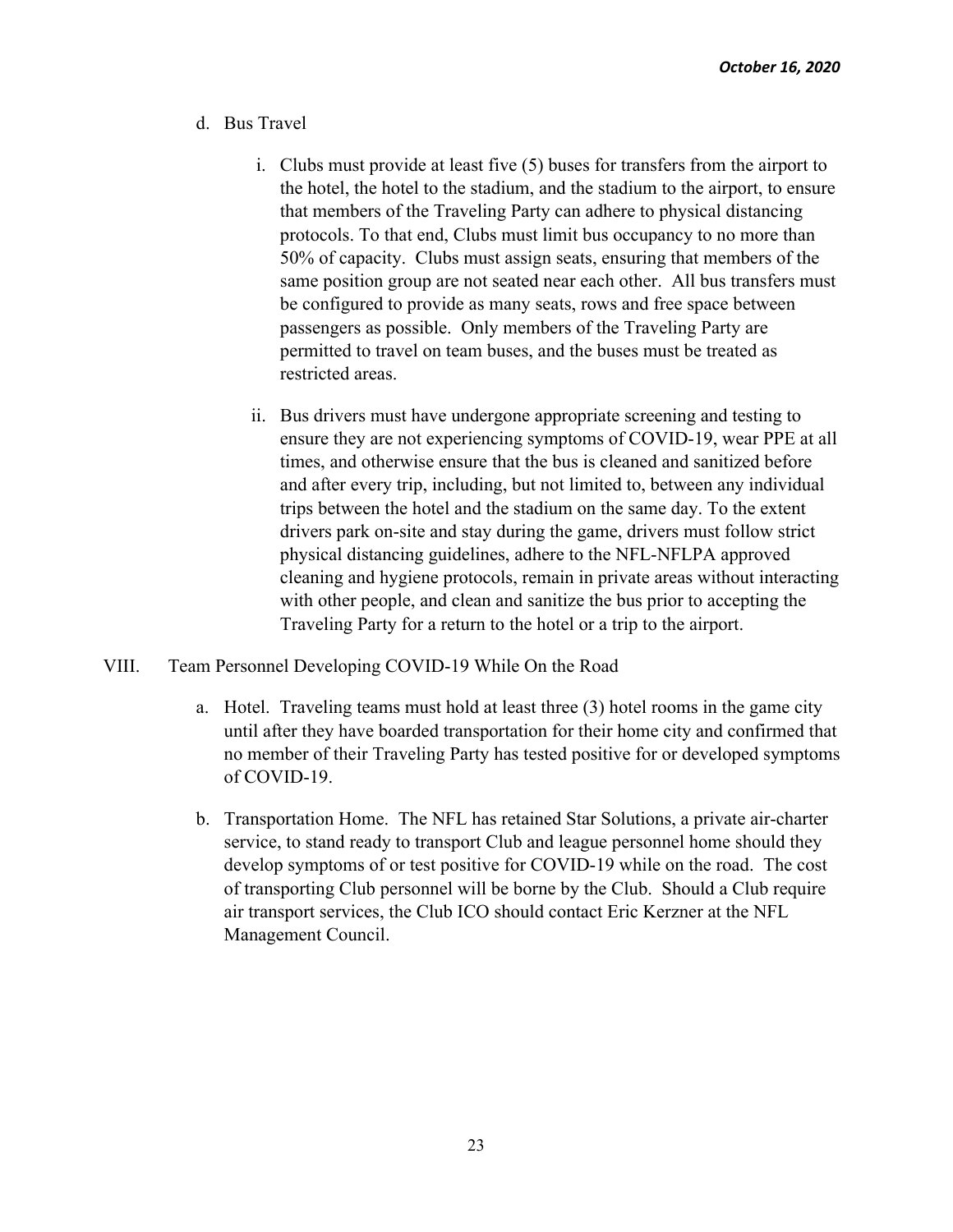d. Bus Travel

   i. Clubs must provide at least five (5) buses for transfers from the airport to the hotel, the hotel to the stadium, and the stadium to the airport, to ensure that members of the Traveling Party can adhere to physical distancing protocols. To that end, Clubs must limit bus occupancy to no more than 50% of capacity. Clubs must assign seats, ensuring that members of the same position group are not seated near each other. All bus transfers must be configured to provide as many seats, rows and free space between passengers as possible. Only members of the Traveling Party are permitted to travel on team buses, and the buses must be treated as restricted areas.

   ii. Bus drivers must have undergone appropriate screening and testing to ensure they are not experiencing symptoms of COVID-19, wear PPE at all times, and otherwise ensure that the bus is cleaned and sanitized before and after every trip, including, but not limited to, between any individual trips between the hotel and the stadium on the same day. To the extent drivers park on-site and stay during the game, drivers must follow strict physical distancing guidelines, adhere to the NFL-NFLPA approved cleaning and hygiene protocols, remain in private areas without interacting with other people, and clean and sanitize the bus prior to accepting the Traveling Party for a return to the hotel or a trip to the airport.

## VIII. Team Personnel Developing COVID-19 While On the Road

a. Hotel. Traveling teams must hold at least three (3) hotel rooms in the game city until after they have boarded transportation for their home city and confirmed that no member of their Traveling Party has tested positive for or developed symptoms of COVID-19.

b. Transportation Home. The NFL has retained Star Solutions, a private air-charter service, to stand ready to transport Club and league personnel home should they develop symptoms of or test positive for COVID-19 while on the road. The cost of transporting Club personnel will be borne by the Club. Should a Club require air transport services, the Club ICO should contact Eric Kerzner at the NFL Management Council.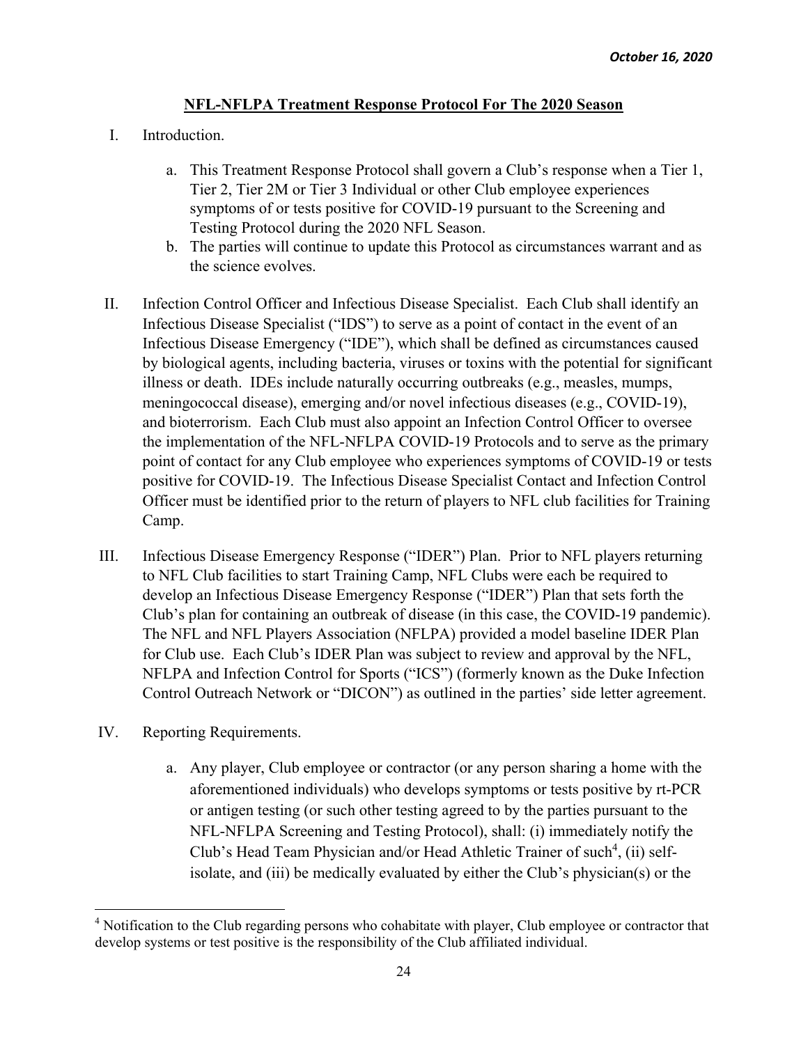*October 16, 2020*

## NFL-NFLPA Treatment Response Protocol For The 2020 Season

I. Introduction.

   a. This Treatment Response Protocol shall govern a Club's response when a Tier 1, Tier 2, Tier 2M or Tier 3 Individual or other Club employee experiences symptoms of or tests positive for COVID-19 pursuant to the Screening and Testing Protocol during the 2020 NFL Season.

   b. The parties will continue to update this Protocol as circumstances warrant and as the science evolves.

II. Infection Control Officer and Infectious Disease Specialist. Each Club shall identify an Infectious Disease Specialist ("IDS") to serve as a point of contact in the event of an Infectious Disease Emergency ("IDE"), which shall be defined as circumstances caused by biological agents, including bacteria, viruses or toxins with the potential for significant illness or death. IDEs include naturally occurring outbreaks (e.g., measles, mumps, meningococcal disease), emerging and/or novel infectious diseases (e.g., COVID-19), and bioterrorism. Each Club must also appoint an Infection Control Officer to oversee the implementation of the NFL-NFLPA COVID-19 Protocols and to serve as the primary point of contact for any Club employee who experiences symptoms of COVID-19 or tests positive for COVID-19. The Infectious Disease Specialist Contact and Infection Control Officer must be identified prior to the return of players to NFL club facilities for Training Camp.

III. Infectious Disease Emergency Response ("IDER") Plan. Prior to NFL players returning to NFL Club facilities to start Training Camp, NFL Clubs were each be required to develop an Infectious Disease Emergency Response ("IDER") Plan that sets forth the Club's plan for containing an outbreak of disease (in this case, the COVID-19 pandemic). The NFL and NFL Players Association (NFLPA) provided a model baseline IDER Plan for Club use. Each Club's IDER Plan was subject to review and approval by the NFL, NFLPA and Infection Control for Sports ("ICS") (formerly known as the Duke Infection Control Outreach Network or "DICON") as outlined in the parties' side letter agreement.

IV. Reporting Requirements.

   a. Any player, Club employee or contractor (or any person sharing a home with the aforementioned individuals) who develops symptoms or tests positive by rt-PCR or antigen testing (or such other testing agreed to by the parties pursuant to the NFL-NFLPA Screening and Testing Protocol), shall: (i) immediately notify the Club's Head Team Physician and/or Head Athletic Trainer of such[4], (ii) self-isolate, and (iii) be medically evaluated by either the Club's physician(s) or the

---

[4] Notification to the Club regarding persons who cohabitate with player, Club employee or contractor that develop systems or test positive is the responsibility of the Club affiliated individual.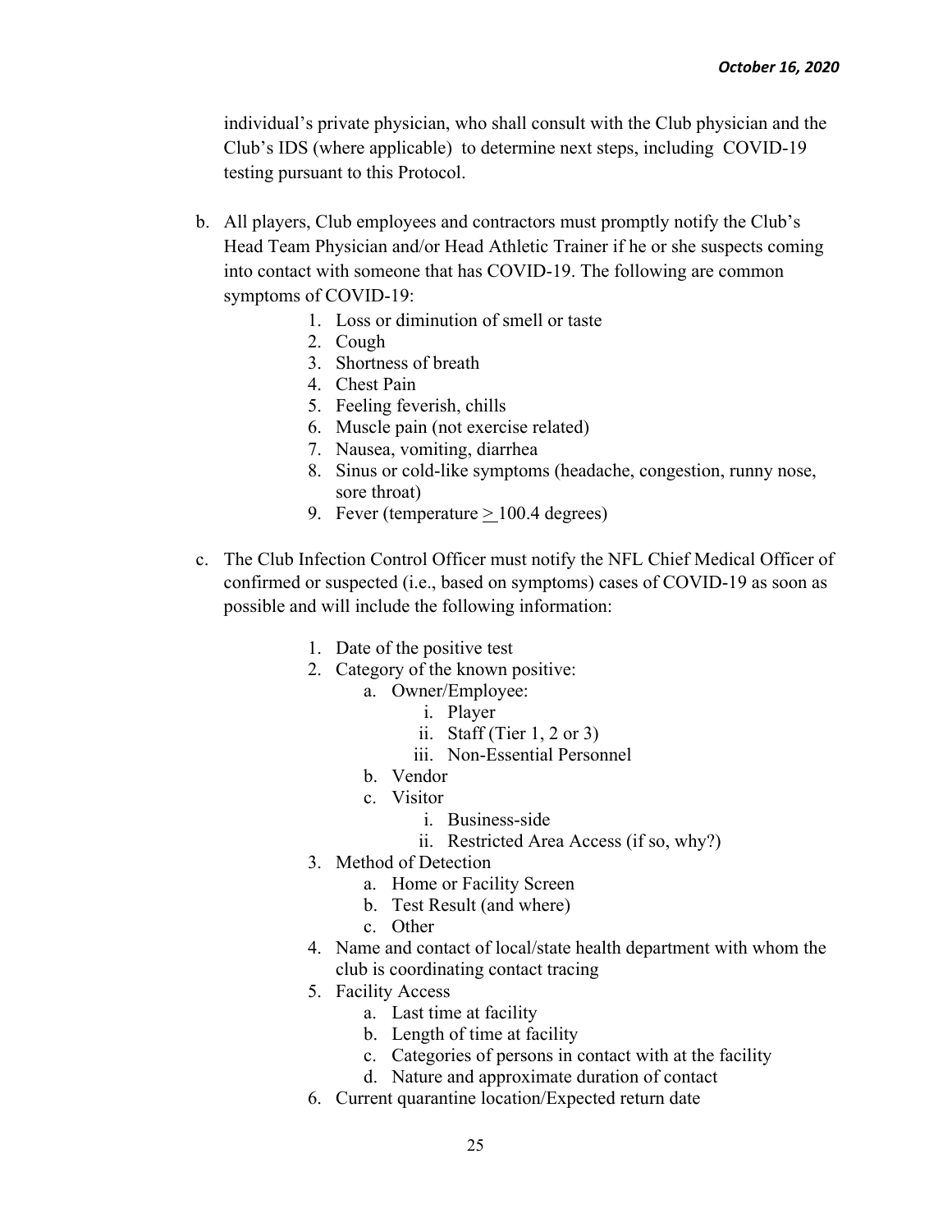individual's private physician, who shall consult with the Club physician and the Club's IDS (where applicable) to determine next steps, including COVID-19 testing pursuant to this Protocol.

b. All players, Club employees and contractors must promptly notify the Club's Head Team Physician and/or Head Athletic Trainer if he or she suspects coming into contact with someone that has COVID-19. The following are common symptoms of COVID-19:
    1. Loss or diminution of smell or taste
    2. Cough
    3. Shortness of breath
    4. Chest Pain
    5. Feeling feverish, chills
    6. Muscle pain (not exercise related)
    7. Nausea, vomiting, diarrhea
    8. Sinus or cold-like symptoms (headache, congestion, runny nose, sore throat)
    9. Fever (temperature $\geq$ 100.4 degrees)

c. The Club Infection Control Officer must notify the NFL Chief Medical Officer of confirmed or suspected (i.e., based on symptoms) cases of COVID-19 as soon as possible and will include the following information:
    1. Date of the positive test
    2. Category of the known positive:
        a. Owner/Employee:
            i. Player
            ii. Staff (Tier 1, 2 or 3)
            iii. Non-Essential Personnel
        b. Vendor
        c. Visitor
            i. Business-side
            ii. Restricted Area Access (if so, why?)
    3. Method of Detection
        a. Home or Facility Screen
        b. Test Result (and where)
        c. Other
    4. Name and contact of local/state health department with whom the club is coordinating contact tracing
    5. Facility Access
        a. Last time at facility
        b. Length of time at facility
        c. Categories of persons in contact with at the facility
        d. Nature and approximate duration of contact
    6. Current quarantine location/Expected return date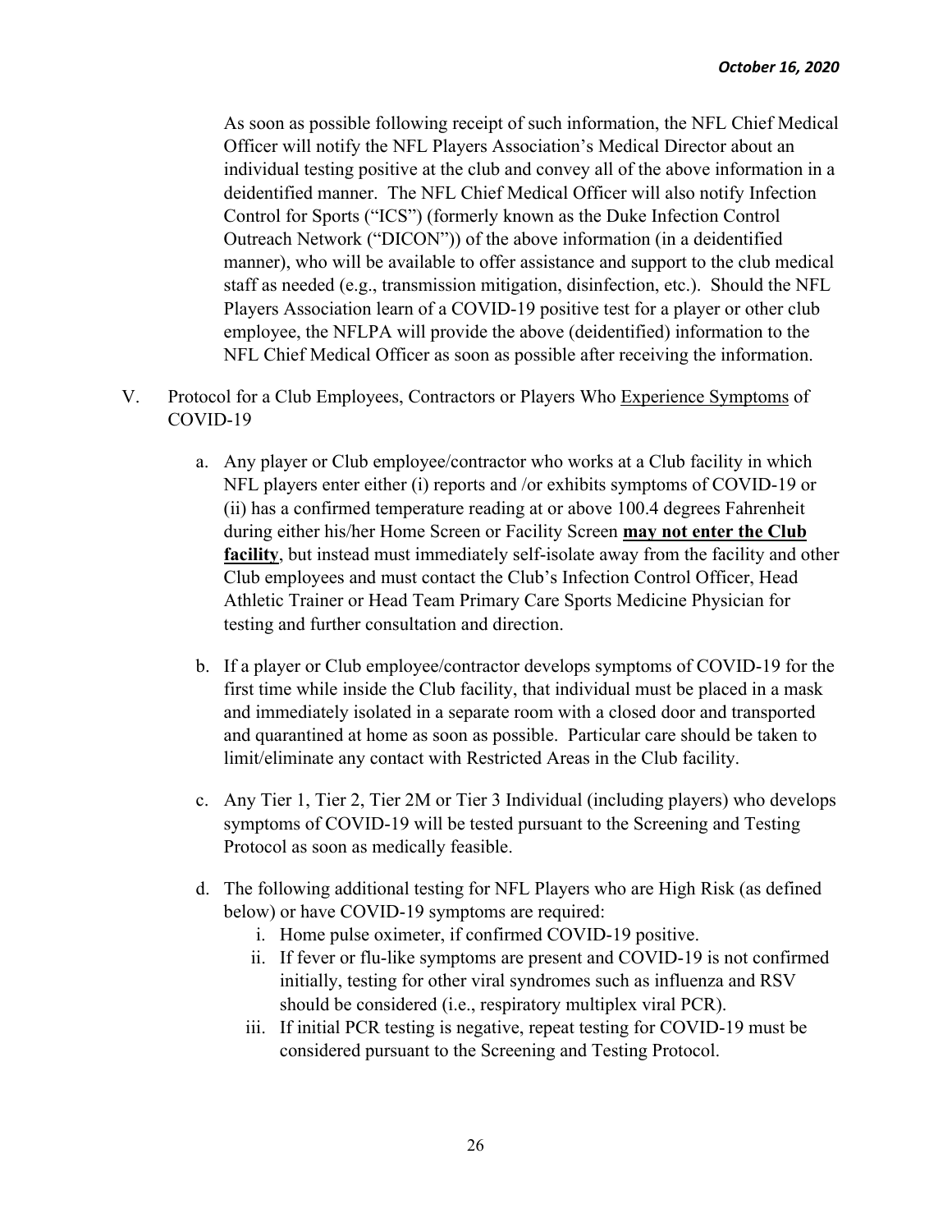As soon as possible following receipt of such information, the NFL Chief Medical Officer will notify the NFL Players Association's Medical Director about an individual testing positive at the club and convey all of the above information in a deidentified manner. The NFL Chief Medical Officer will also notify Infection Control for Sports ("ICS") (formerly known as the Duke Infection Control Outreach Network ("DICON")) of the above information (in a deidentified manner), who will be available to offer assistance and support to the club medical staff as needed (e.g., transmission mitigation, disinfection, etc.). Should the NFL Players Association learn of a COVID-19 positive test for a player or other club employee, the NFLPA will provide the above (deidentified) information to the NFL Chief Medical Officer as soon as possible after receiving the information.

V. Protocol for a Club Employees, Contractors or Players Who <u>Experience Symptoms</u> of COVID-19

   a. Any player or Club employee/contractor who works at a Club facility in which NFL players enter either (i) reports and /or exhibits symptoms of COVID-19 or (ii) has a confirmed temperature reading at or above 100.4 degrees Fahrenheit during either his/her Home Screen or Facility Screen <u>**may not enter the Club facility**</u>, but instead must immediately self-isolate away from the facility and other Club employees and must contact the Club's Infection Control Officer, Head Athletic Trainer or Head Team Primary Care Sports Medicine Physician for testing and further consultation and direction.

   b. If a player or Club employee/contractor develops symptoms of COVID-19 for the first time while inside the Club facility, that individual must be placed in a mask and immediately isolated in a separate room with a closed door and transported and quarantined at home as soon as possible. Particular care should be taken to limit/eliminate any contact with Restricted Areas in the Club facility.

   c. Any Tier 1, Tier 2, Tier 2M or Tier 3 Individual (including players) who develops symptoms of COVID-19 will be tested pursuant to the Screening and Testing Protocol as soon as medically feasible.

   d. The following additional testing for NFL Players who are High Risk (as defined below) or have COVID-19 symptoms are required:
      i. Home pulse oximeter, if confirmed COVID-19 positive.
      ii. If fever or flu-like symptoms are present and COVID-19 is not confirmed initially, testing for other viral syndromes such as influenza and RSV should be considered (i.e., respiratory multiplex viral PCR).
      iii. If initial PCR testing is negative, repeat testing for COVID-19 must be considered pursuant to the Screening and Testing Protocol.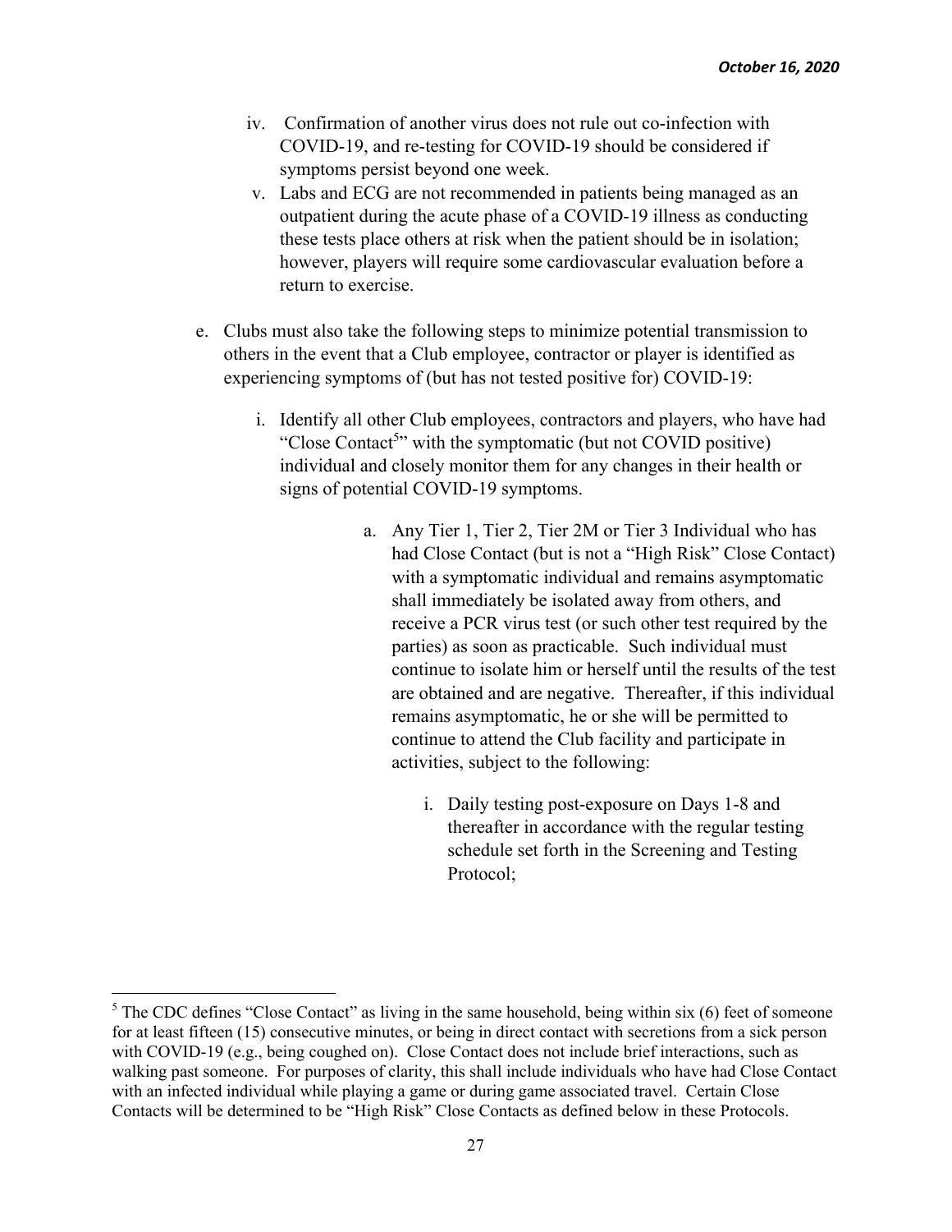iv. Confirmation of another virus does not rule out co-infection with COVID-19, and re-testing for COVID-19 should be considered if symptoms persist beyond one week.

v. Labs and ECG are not recommended in patients being managed as an outpatient during the acute phase of a COVID-19 illness as conducting these tests place others at risk when the patient should be in isolation; however, players will require some cardiovascular evaluation before a return to exercise.

e. Clubs must also take the following steps to minimize potential transmission to others in the event that a Club employee, contractor or player is identified as experiencing symptoms of (but has not tested positive for) COVID-19:

   i. Identify all other Club employees, contractors and players, who have had "Close Contact[5]" with the symptomatic (but not COVID positive) individual and closely monitor them for any changes in their health or signs of potential COVID-19 symptoms.

      a. Any Tier 1, Tier 2, Tier 2M or Tier 3 Individual who has had Close Contact (but is not a "High Risk" Close Contact) with a symptomatic individual and remains asymptomatic shall immediately be isolated away from others, and receive a PCR virus test (or such other test required by the parties) as soon as practicable. Such individual must continue to isolate him or herself until the results of the test are obtained and are negative. Thereafter, if this individual remains asymptomatic, he or she will be permitted to continue to attend the Club facility and participate in activities, subject to the following:

         i. Daily testing post-exposure on Days 1-8 and thereafter in accordance with the regular testing schedule set forth in the Screening and Testing Protocol;

---

[5] The CDC defines "Close Contact" as living in the same household, being within six (6) feet of someone for at least fifteen (15) consecutive minutes, or being in direct contact with secretions from a sick person with COVID-19 (e.g., being coughed on). Close Contact does not include brief interactions, such as walking past someone. For purposes of clarity, this shall include individuals who have had Close Contact with an infected individual while playing a game or during game associated travel. Certain Close Contacts will be determined to be "High Risk" Close Contacts as defined below in these Protocols.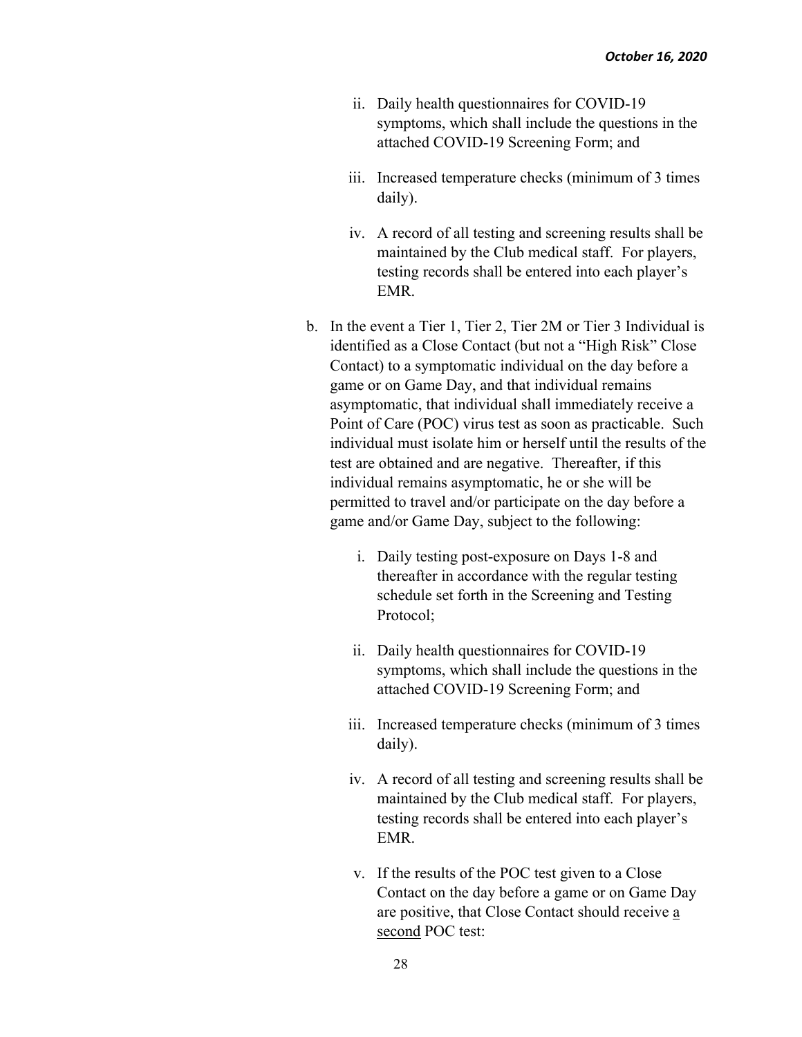ii. Daily health questionnaires for COVID-19 symptoms, which shall include the questions in the attached COVID-19 Screening Form; and

iii. Increased temperature checks (minimum of 3 times daily).

iv. A record of all testing and screening results shall be maintained by the Club medical staff. For players, testing records shall be entered into each player's EMR.

b. In the event a Tier 1, Tier 2, Tier 2M or Tier 3 Individual is identified as a Close Contact (but not a "High Risk" Close Contact) to a symptomatic individual on the day before a game or on Game Day, and that individual remains asymptomatic, that individual shall immediately receive a Point of Care (POC) virus test as soon as practicable. Such individual must isolate him or herself until the results of the test are obtained and are negative. Thereafter, if this individual remains asymptomatic, he or she will be permitted to travel and/or participate on the day before a game and/or Game Day, subject to the following:

   i. Daily testing post-exposure on Days 1-8 and thereafter in accordance with the regular testing schedule set forth in the Screening and Testing Protocol;

   ii. Daily health questionnaires for COVID-19 symptoms, which shall include the questions in the attached COVID-19 Screening Form; and

   iii. Increased temperature checks (minimum of 3 times daily).

   iv. A record of all testing and screening results shall be maintained by the Club medical staff. For players, testing records shall be entered into each player's EMR.

   v. If the results of the POC test given to a Close Contact on the day before a game or on Game Day are positive, that Close Contact should receive <u>a second</u> POC test: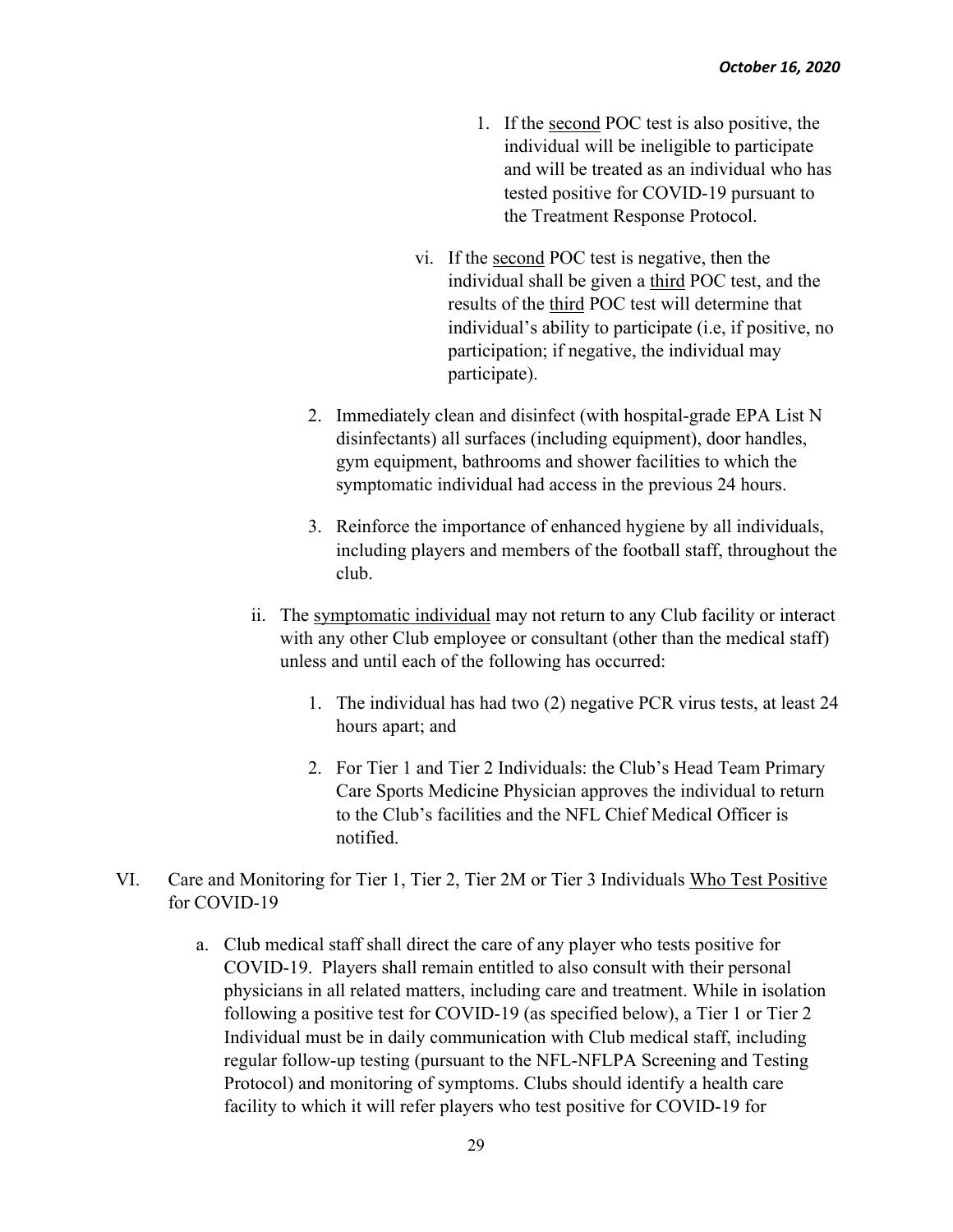1. If the second POC test is also positive, the individual will be ineligible to participate and will be treated as an individual who has tested positive for COVID-19 pursuant to the Treatment Response Protocol.

vi. If the second POC test is negative, then the individual shall be given a third POC test, and the results of the third POC test will determine that individual's ability to participate (i.e, if positive, no participation; if negative, the individual may participate).

2. Immediately clean and disinfect (with hospital-grade EPA List N disinfectants) all surfaces (including equipment), door handles, gym equipment, bathrooms and shower facilities to which the symptomatic individual had access in the previous 24 hours.

3. Reinforce the importance of enhanced hygiene by all individuals, including players and members of the football staff, throughout the club.

ii. The symptomatic individual may not return to any Club facility or interact with any other Club employee or consultant (other than the medical staff) unless and until each of the following has occurred:

1. The individual has had two (2) negative PCR virus tests, at least 24 hours apart; and

2. For Tier 1 and Tier 2 Individuals: the Club's Head Team Primary Care Sports Medicine Physician approves the individual to return to the Club's facilities and the NFL Chief Medical Officer is notified.

VI. Care and Monitoring for Tier 1, Tier 2, Tier 2M or Tier 3 Individuals Who Test Positive for COVID-19

a. Club medical staff shall direct the care of any player who tests positive for COVID-19. Players shall remain entitled to also consult with their personal physicians in all related matters, including care and treatment. While in isolation following a positive test for COVID-19 (as specified below), a Tier 1 or Tier 2 Individual must be in daily communication with Club medical staff, including regular follow-up testing (pursuant to the NFL-NFLPA Screening and Testing Protocol) and monitoring of symptoms. Clubs should identify a health care facility to which it will refer players who test positive for COVID-19 for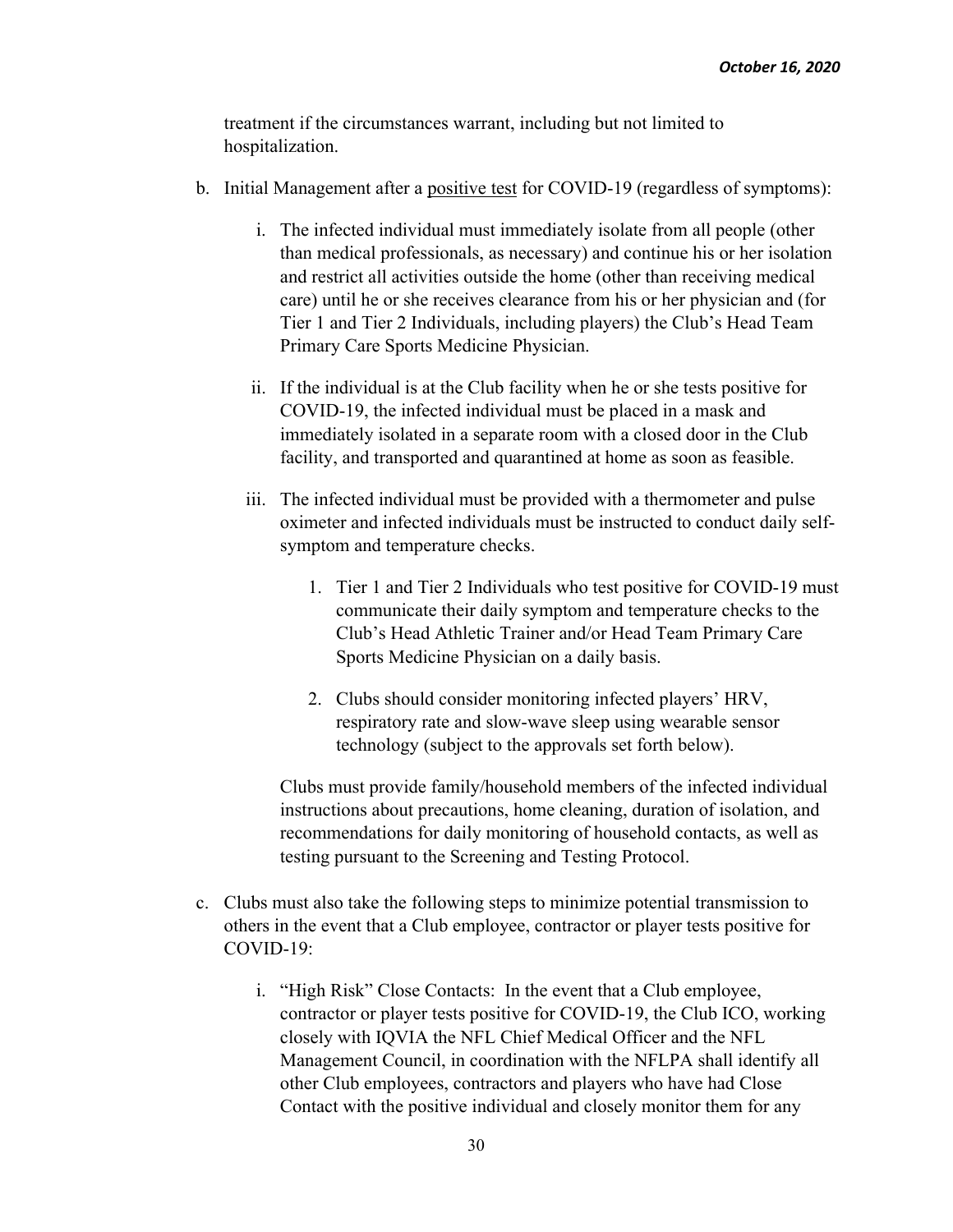treatment if the circumstances warrant, including but not limited to hospitalization.

b. Initial Management after a <u>positive test</u> for COVID-19 (regardless of symptoms):

   i. The infected individual must immediately isolate from all people (other than medical professionals, as necessary) and continue his or her isolation and restrict all activities outside the home (other than receiving medical care) until he or she receives clearance from his or her physician and (for Tier 1 and Tier 2 Individuals, including players) the Club's Head Team Primary Care Sports Medicine Physician.

   ii. If the individual is at the Club facility when he or she tests positive for COVID-19, the infected individual must be placed in a mask and immediately isolated in a separate room with a closed door in the Club facility, and transported and quarantined at home as soon as feasible.

   iii. The infected individual must be provided with a thermometer and pulse oximeter and infected individuals must be instructed to conduct daily self-symptom and temperature checks.

      1. Tier 1 and Tier 2 Individuals who test positive for COVID-19 must communicate their daily symptom and temperature checks to the Club's Head Athletic Trainer and/or Head Team Primary Care Sports Medicine Physician on a daily basis.

      2. Clubs should consider monitoring infected players' HRV, respiratory rate and slow-wave sleep using wearable sensor technology (subject to the approvals set forth below).

   Clubs must provide family/household members of the infected individual instructions about precautions, home cleaning, duration of isolation, and recommendations for daily monitoring of household contacts, as well as testing pursuant to the Screening and Testing Protocol.

c. Clubs must also take the following steps to minimize potential transmission to others in the event that a Club employee, contractor or player tests positive for COVID-19:

   i. "High Risk" Close Contacts: In the event that a Club employee, contractor or player tests positive for COVID-19, the Club ICO, working closely with IQVIA the NFL Chief Medical Officer and the NFL Management Council, in coordination with the NFLPA shall identify all other Club employees, contractors and players who have had Close Contact with the positive individual and closely monitor them for any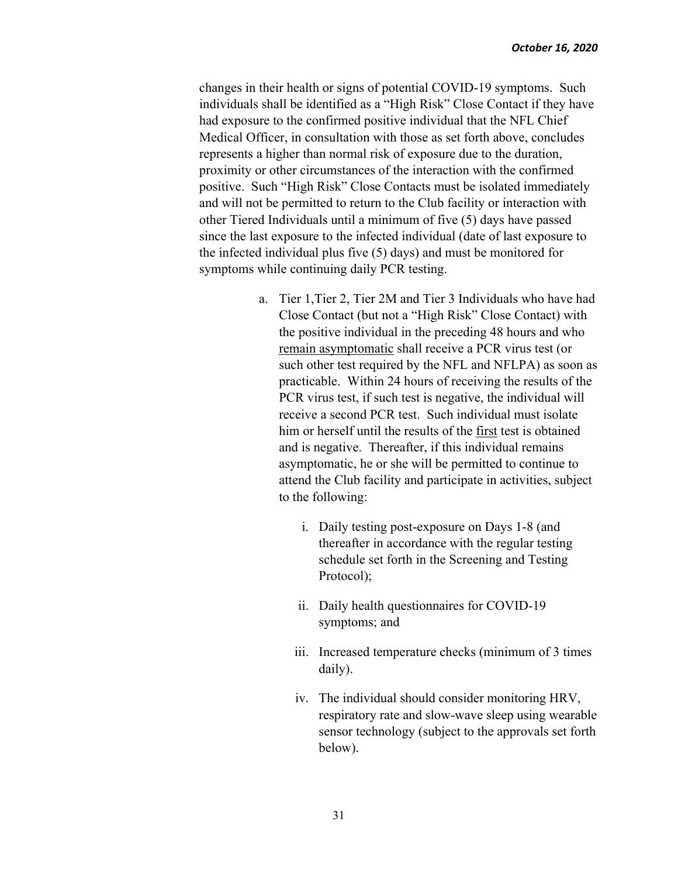changes in their health or signs of potential COVID-19 symptoms. Such individuals shall be identified as a "High Risk" Close Contact if they have had exposure to the confirmed positive individual that the NFL Chief Medical Officer, in consultation with those as set forth above, concludes represents a higher than normal risk of exposure due to the duration, proximity or other circumstances of the interaction with the confirmed positive. Such "High Risk" Close Contacts must be isolated immediately and will not be permitted to return to the Club facility or interaction with other Tiered Individuals until a minimum of five (5) days have passed since the last exposure to the infected individual (date of last exposure to the infected individual plus five (5) days) and must be monitored for symptoms while continuing daily PCR testing.

a. Tier 1,Tier 2, Tier 2M and Tier 3 Individuals who have had Close Contact (but not a "High Risk" Close Contact) with the positive individual in the preceding 48 hours and who <u>remain asymptomatic</u> shall receive a PCR virus test (or such other test required by the NFL and NFLPA) as soon as practicable. Within 24 hours of receiving the results of the PCR virus test, if such test is negative, the individual will receive a second PCR test. Such individual must isolate him or herself until the results of the <u>first</u> test is obtained and is negative. Thereafter, if this individual remains asymptomatic, he or she will be permitted to continue to attend the Club facility and participate in activities, subject to the following:

   i. Daily testing post-exposure on Days 1-8 (and thereafter in accordance with the regular testing schedule set forth in the Screening and Testing Protocol);

   ii. Daily health questionnaires for COVID-19 symptoms; and

   iii. Increased temperature checks (minimum of 3 times daily).

   iv. The individual should consider monitoring HRV, respiratory rate and slow-wave sleep using wearable sensor technology (subject to the approvals set forth below).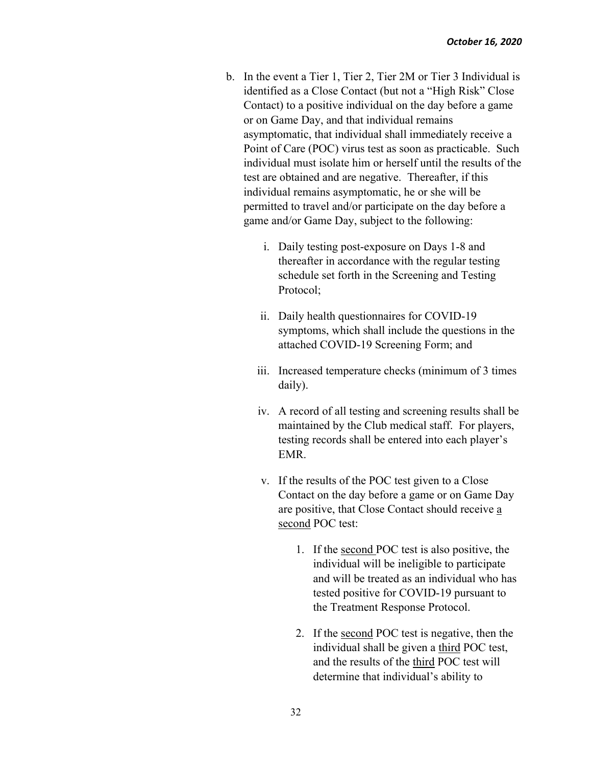b. In the event a Tier 1, Tier 2, Tier 2M or Tier 3 Individual is identified as a Close Contact (but not a "High Risk" Close Contact) to a positive individual on the day before a game or on Game Day, and that individual remains asymptomatic, that individual shall immediately receive a Point of Care (POC) virus test as soon as practicable. Such individual must isolate him or herself until the results of the test are obtained and are negative. Thereafter, if this individual remains asymptomatic, he or she will be permitted to travel and/or participate on the day before a game and/or Game Day, subject to the following:

   i. Daily testing post-exposure on Days 1-8 and thereafter in accordance with the regular testing schedule set forth in the Screening and Testing Protocol;

   ii. Daily health questionnaires for COVID-19 symptoms, which shall include the questions in the attached COVID-19 Screening Form; and

   iii. Increased temperature checks (minimum of 3 times daily).

   iv. A record of all testing and screening results shall be maintained by the Club medical staff. For players, testing records shall be entered into each player's EMR.

   v. If the results of the POC test given to a Close Contact on the day before a game or on Game Day are positive, that Close Contact should receive <u>a second</u> POC test:

      1. If the <u>second</u> POC test is also positive, the individual will be ineligible to participate and will be treated as an individual who has tested positive for COVID-19 pursuant to the Treatment Response Protocol.

      2. If the <u>second</u> POC test is negative, then the individual shall be given a <u>third</u> POC test, and the results of the <u>third</u> POC test will determine that individual's ability to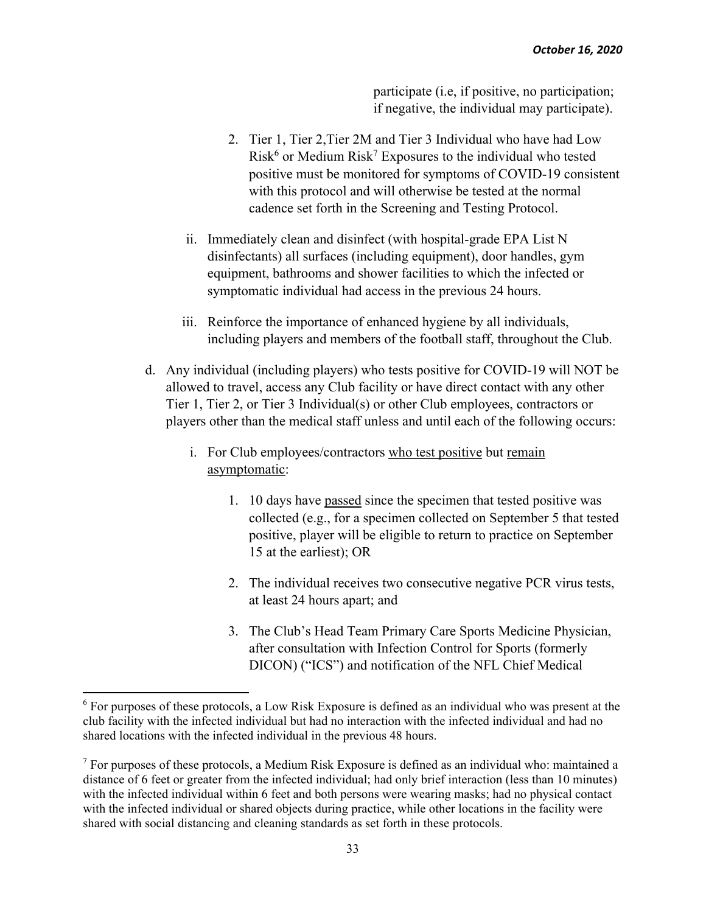participate (i.e, if positive, no participation; if negative, the individual may participate).

2. Tier 1, Tier 2,Tier 2M and Tier 3 Individual who have had Low Risk[6] or Medium Risk[7] Exposures to the individual who tested positive must be monitored for symptoms of COVID-19 consistent with this protocol and will otherwise be tested at the normal cadence set forth in the Screening and Testing Protocol.

ii. Immediately clean and disinfect (with hospital-grade EPA List N disinfectants) all surfaces (including equipment), door handles, gym equipment, bathrooms and shower facilities to which the infected or symptomatic individual had access in the previous 24 hours.

iii. Reinforce the importance of enhanced hygiene by all individuals, including players and members of the football staff, throughout the Club.

d. Any individual (including players) who tests positive for COVID-19 will NOT be allowed to travel, access any Club facility or have direct contact with any other Tier 1, Tier 2, or Tier 3 Individual(s) or other Club employees, contractors or players other than the medical staff unless and until each of the following occurs:

i. For Club employees/contractors <u>who test positive</u> but <u>remain asymptomatic</u>:

1. 10 days have <u>passed</u> since the specimen that tested positive was collected (e.g., for a specimen collected on September 5 that tested positive, player will be eligible to return to practice on September 15 at the earliest); OR

2. The individual receives two consecutive negative PCR virus tests, at least 24 hours apart; and

3. The Club's Head Team Primary Care Sports Medicine Physician, after consultation with Infection Control for Sports (formerly DICON) ("ICS") and notification of the NFL Chief Medical

---

[6] For purposes of these protocols, a Low Risk Exposure is defined as an individual who was present at the club facility with the infected individual but had no interaction with the infected individual and had no shared locations with the infected individual in the previous 48 hours.

[7] For purposes of these protocols, a Medium Risk Exposure is defined as an individual who: maintained a distance of 6 feet or greater from the infected individual; had only brief interaction (less than 10 minutes) with the infected individual within 6 feet and both persons were wearing masks; had no physical contact with the infected individual or shared objects during practice, while other locations in the facility were shared with social distancing and cleaning standards as set forth in these protocols.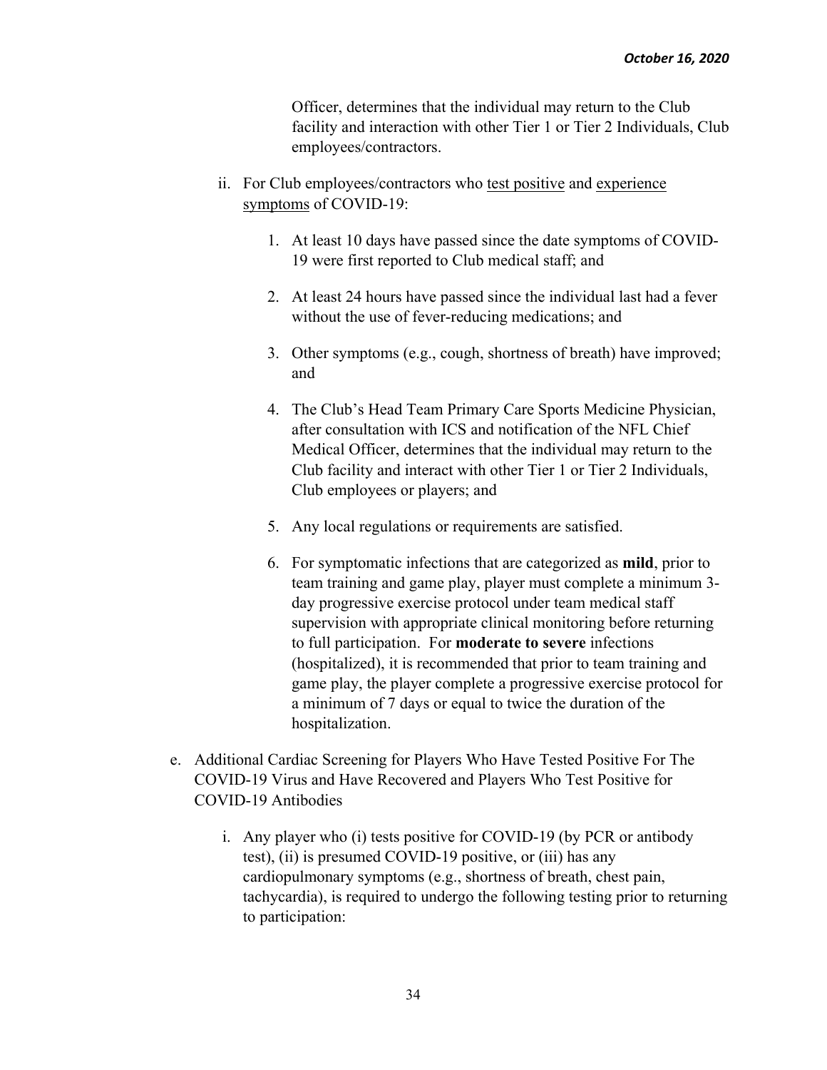Officer, determines that the individual may return to the Club facility and interaction with other Tier 1 or Tier 2 Individuals, Club employees/contractors.

ii. For Club employees/contractors who test positive and experience symptoms of COVID-19:

1. At least 10 days have passed since the date symptoms of COVID-19 were first reported to Club medical staff; and

2. At least 24 hours have passed since the individual last had a fever without the use of fever-reducing medications; and

3. Other symptoms (e.g., cough, shortness of breath) have improved; and

4. The Club's Head Team Primary Care Sports Medicine Physician, after consultation with ICS and notification of the NFL Chief Medical Officer, determines that the individual may return to the Club facility and interact with other Tier 1 or Tier 2 Individuals, Club employees or players; and

5. Any local regulations or requirements are satisfied.

6. For symptomatic infections that are categorized as **mild**, prior to team training and game play, player must complete a minimum 3-day progressive exercise protocol under team medical staff supervision with appropriate clinical monitoring before returning to full participation. For **moderate to severe** infections (hospitalized), it is recommended that prior to team training and game play, the player complete a progressive exercise protocol for a minimum of 7 days or equal to twice the duration of the hospitalization.

e. Additional Cardiac Screening for Players Who Have Tested Positive For The COVID-19 Virus and Have Recovered and Players Who Test Positive for COVID-19 Antibodies

i. Any player who (i) tests positive for COVID-19 (by PCR or antibody test), (ii) is presumed COVID-19 positive, or (iii) has any cardiopulmonary symptoms (e.g., shortness of breath, chest pain, tachycardia), is required to undergo the following testing prior to returning to participation: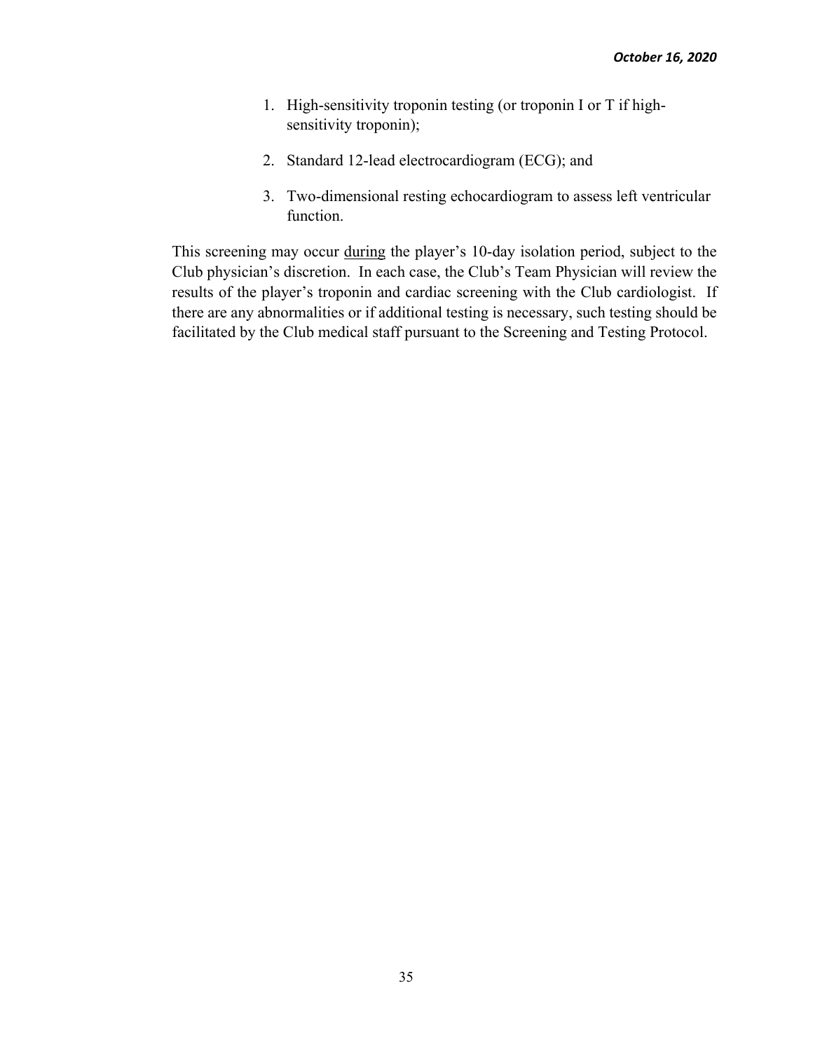1. High-sensitivity troponin testing (or troponin I or T if high-sensitivity troponin);

2. Standard 12-lead electrocardiogram (ECG); and

3. Two-dimensional resting echocardiogram to assess left ventricular function.

This screening may occur <u>during</u> the player's 10-day isolation period, subject to the Club physician's discretion. In each case, the Club's Team Physician will review the results of the player's troponin and cardiac screening with the Club cardiologist. If there are any abnormalities or if additional testing is necessary, such testing should be facilitated by the Club medical staff pursuant to the Screening and Testing Protocol.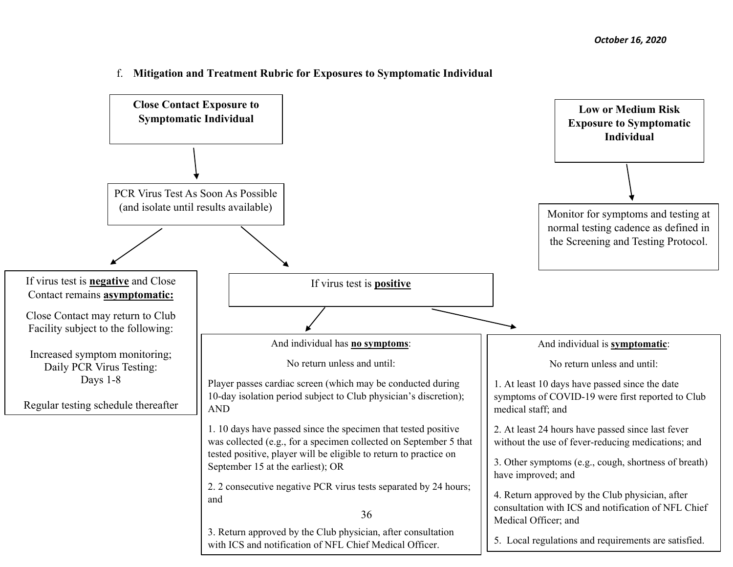f. **Mitigation and Treatment Rubric for Exposures to Symptomatic Individual**

**Close Contact Exposure to Symptomatic Individual**

↓

PCR Virus Test As Soon As Possible (and isolate until results available)

If virus test is **negative** and Close Contact remains **asymptomatic:**

Close Contact may return to Club Facility subject to the following:

Increased symptom monitoring;
Daily PCR Virus Testing:
Days 1-8

Regular testing schedule thereafter

If virus test is **positive**

And individual has **no symptoms**:

No return unless and until:

Player passes cardiac screen (which may be conducted during 10-day isolation period subject to Club physician's discretion); AND

1. 10 days have passed since the specimen that tested positive was collected (e.g., for a specimen collected on September 5 that tested positive, player will be eligible to return to practice on September 15 at the earliest); OR

2. 2 consecutive negative PCR virus tests separated by 24 hours; and

3. Return approved by the Club physician, after consultation with ICS and notification of NFL Chief Medical Officer.

And individual is **symptomatic**:

No return unless and until:

1. At least 10 days have passed since the date symptoms of COVID-19 were first reported to Club medical staff; and

2. At least 24 hours have passed since last fever without the use of fever-reducing medications; and

3. Other symptoms (e.g., cough, shortness of breath) have improved; and

4. Return approved by the Club physician, after consultation with ICS and notification of NFL Chief Medical Officer; and

5. Local regulations and requirements are satisfied.

**Low or Medium Risk Exposure to Symptomatic Individual**

↓

Monitor for symptoms and testing at normal testing cadence as defined in the Screening and Testing Protocol.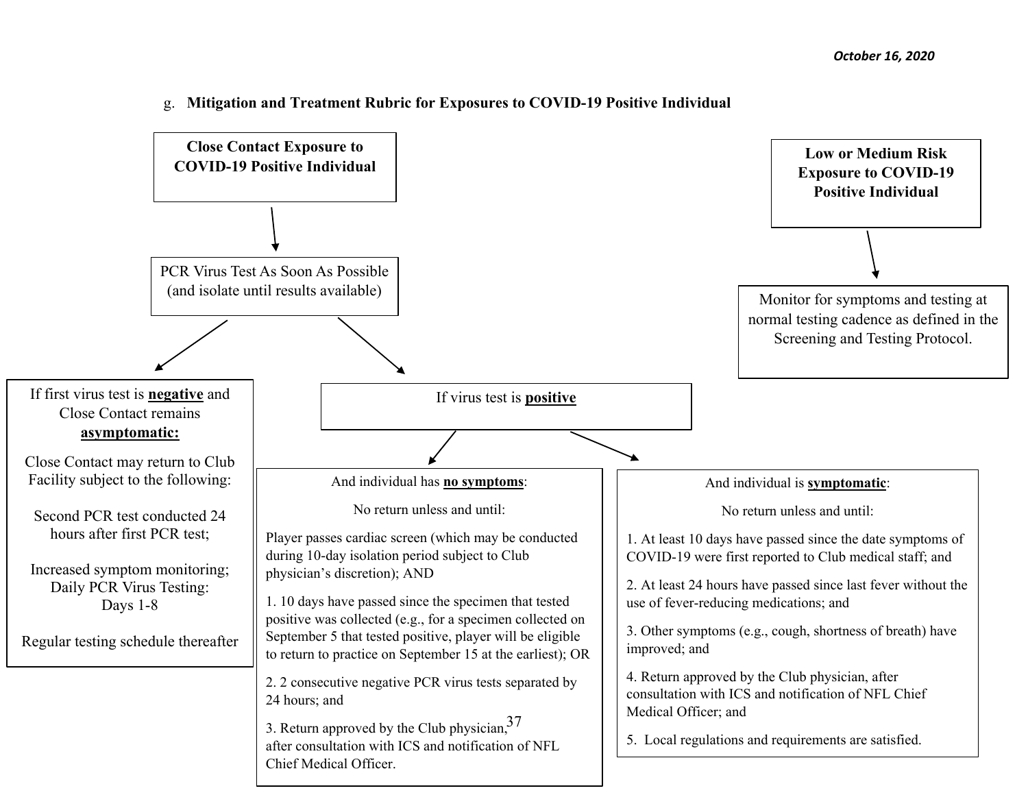g. **Mitigation and Treatment Rubric for Exposures to COVID-19 Positive Individual**

**Close Contact Exposure to COVID-19 Positive Individual**

PCR Virus Test As Soon As Possible (and isolate until results available)

If first virus test is **negative** and Close Contact remains **asymptomatic:**

Close Contact may return to Club Facility subject to the following:

Second PCR test conducted 24 hours after first PCR test;

Increased symptom monitoring; Daily PCR Virus Testing: Days 1-8

Regular testing schedule thereafter

If virus test is **positive**

And individual has **no symptoms**:

No return unless and until:

Player passes cardiac screen (which may be conducted during 10-day isolation period subject to Club physician's discretion); AND

1. 10 days have passed since the specimen that tested positive was collected (e.g., for a specimen collected on September 5 that tested positive, player will be eligible to return to practice on September 15 at the earliest); OR
2. 2 consecutive negative PCR virus tests separated by 24 hours; and
3. Return approved by the Club physician, after consultation with ICS and notification of NFL Chief Medical Officer.

And individual is **symptomatic**:

No return unless and until:

1. At least 10 days have passed since the date symptoms of COVID-19 were first reported to Club medical staff; and
2. At least 24 hours have passed since last fever without the use of fever-reducing medications; and
3. Other symptoms (e.g., cough, shortness of breath) have improved; and
4. Return approved by the Club physician, after consultation with ICS and notification of NFL Chief Medical Officer; and
5. Local regulations and requirements are satisfied.

**Low or Medium Risk Exposure to COVID-19 Positive Individual**

Monitor for symptoms and testing at normal testing cadence as defined in the Screening and Testing Protocol.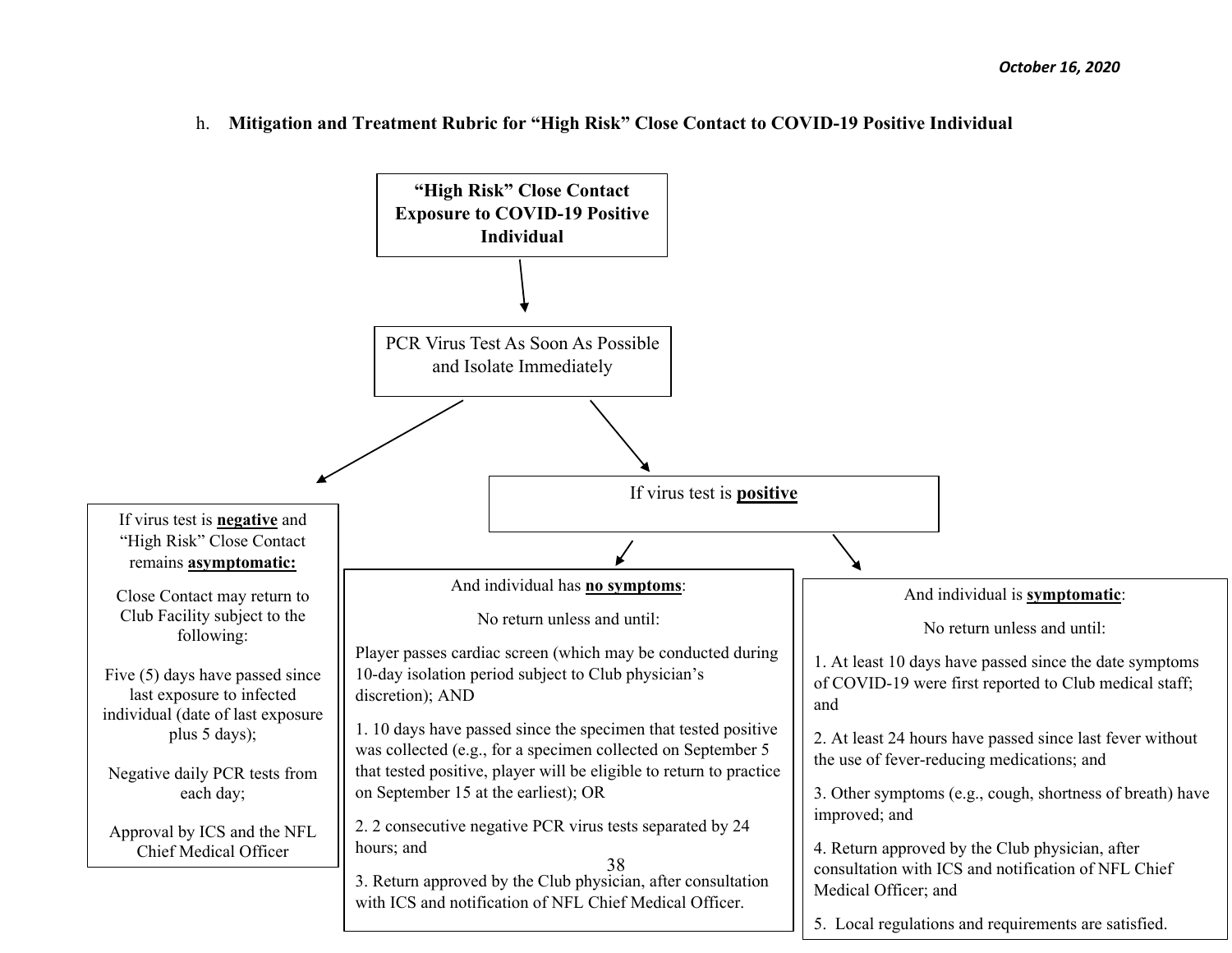h. **Mitigation and Treatment Rubric for "High Risk" Close Contact to COVID-19 Positive Individual**

**"High Risk" Close Contact Exposure to COVID-19 Positive Individual**

↓

PCR Virus Test As Soon As Possible and Isolate Immediately

---

If virus test is **negative** and "High Risk" Close Contact remains **asymptomatic:**

Close Contact may return to Club Facility subject to the following:

Five (5) days have passed since last exposure to infected individual (date of last exposure plus 5 days);

Negative daily PCR tests from each day;

Approval by ICS and the NFL Chief Medical Officer

---

If virus test is **positive**

And individual has **no symptoms**:

No return unless and until:

Player passes cardiac screen (which may be conducted during 10-day isolation period subject to Club physician's discretion); AND

1. 10 days have passed since the specimen that tested positive was collected (e.g., for a specimen collected on September 5 that tested positive, player will be eligible to return to practice on September 15 at the earliest); OR

2. 2 consecutive negative PCR virus tests separated by 24 hours; and

3. Return approved by the Club physician, after consultation with ICS and notification of NFL Chief Medical Officer.

And individual is **symptomatic**:

No return unless and until:

1. At least 10 days have passed since the date symptoms of COVID-19 were first reported to Club medical staff; and

2. At least 24 hours have passed since last fever without the use of fever-reducing medications; and

3. Other symptoms (e.g., cough, shortness of breath) have improved; and

4. Return approved by the Club physician, after consultation with ICS and notification of NFL Chief Medical Officer; and

5. Local regulations and requirements are satisfied.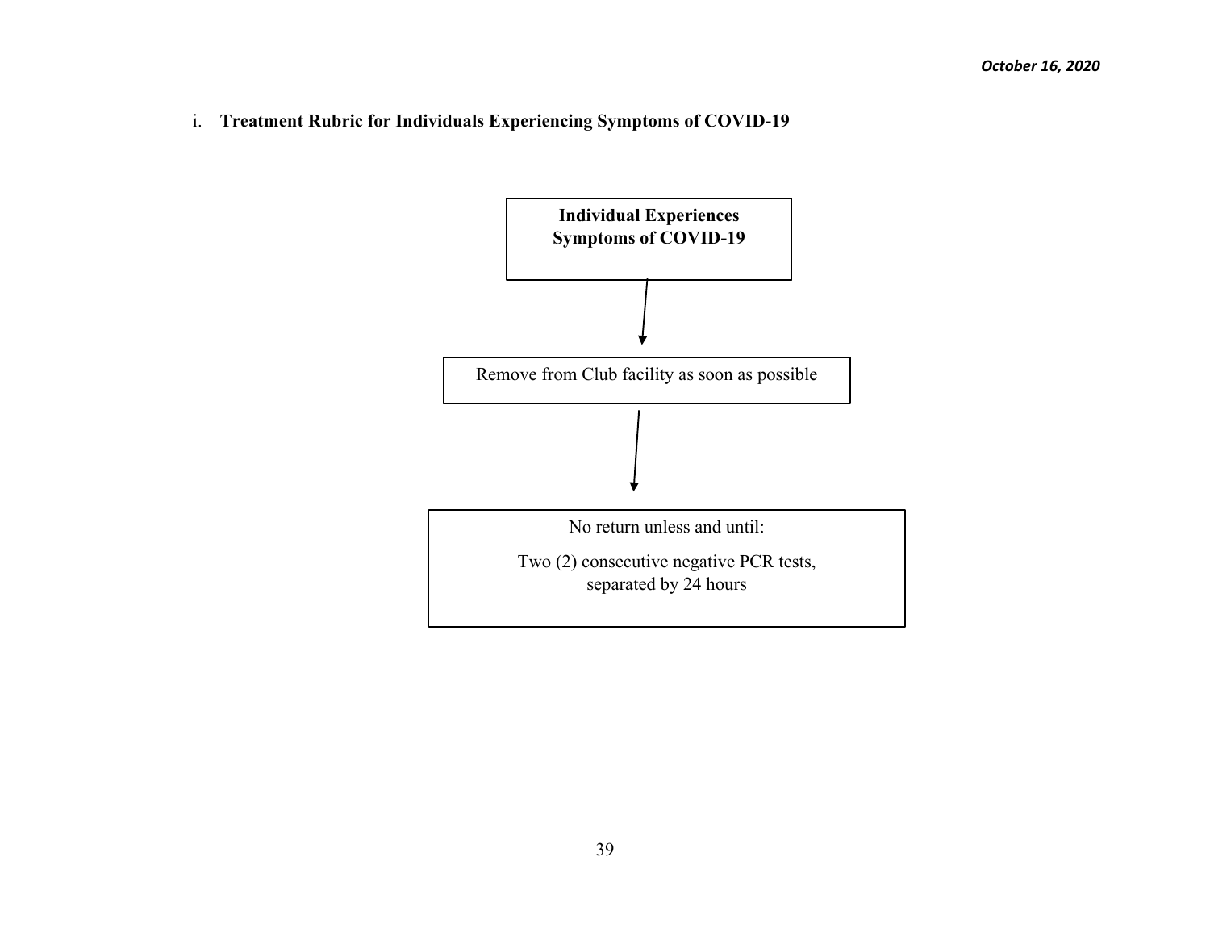i. **Treatment Rubric for Individuals Experiencing Symptoms of COVID-19**

**Individual Experiences Symptoms of COVID-19**

↓

Remove from Club facility as soon as possible

↓

No return unless and until:

Two (2) consecutive negative PCR tests, separated by 24 hours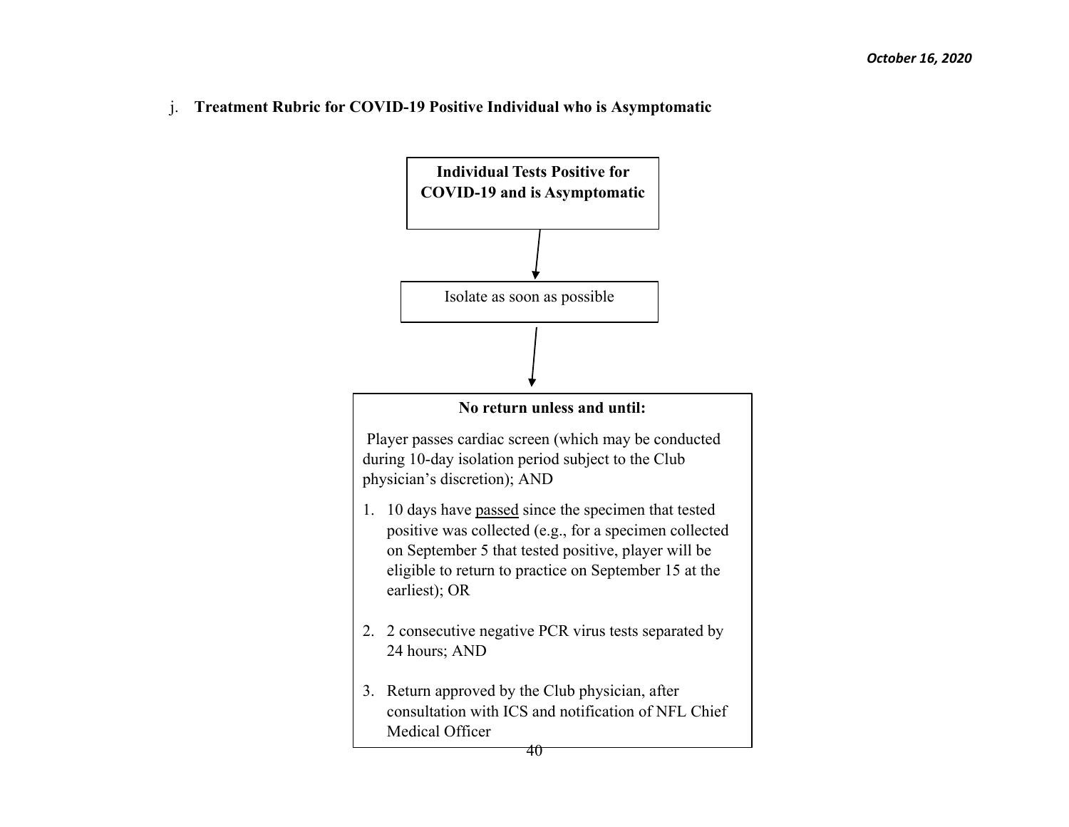j. **Treatment Rubric for COVID-19 Positive Individual who is Asymptomatic**

**Individual Tests Positive for COVID-19 and is Asymptomatic**

↓

Isolate as soon as possible

↓

**No return unless and until:**

Player passes cardiac screen (which may be conducted during 10-day isolation period subject to the Club physician's discretion); AND

1. 10 days have passed since the specimen that tested positive was collected (e.g., for a specimen collected on September 5 that tested positive, player will be eligible to return to practice on September 15 at the earliest); OR

2. 2 consecutive negative PCR virus tests separated by 24 hours; AND

3. Return approved by the Club physician, after consultation with ICS and notification of NFL Chief Medical Officer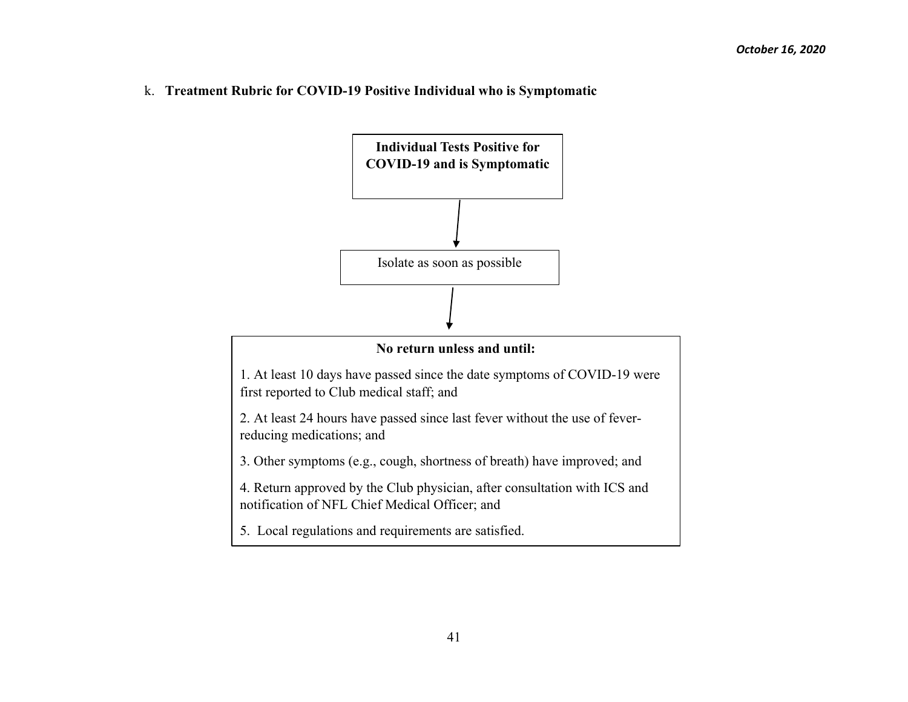k. **Treatment Rubric for COVID-19 Positive Individual who is Symptomatic**

**Individual Tests Positive for COVID-19 and is Symptomatic**

↓

Isolate as soon as possible

↓

**No return unless and until:**

1. At least 10 days have passed since the date symptoms of COVID-19 were first reported to Club medical staff; and

2. At least 24 hours have passed since last fever without the use of fever-reducing medications; and

3. Other symptoms (e.g., cough, shortness of breath) have improved; and

4. Return approved by the Club physician, after consultation with ICS and notification of NFL Chief Medical Officer; and

5. Local regulations and requirements are satisfied.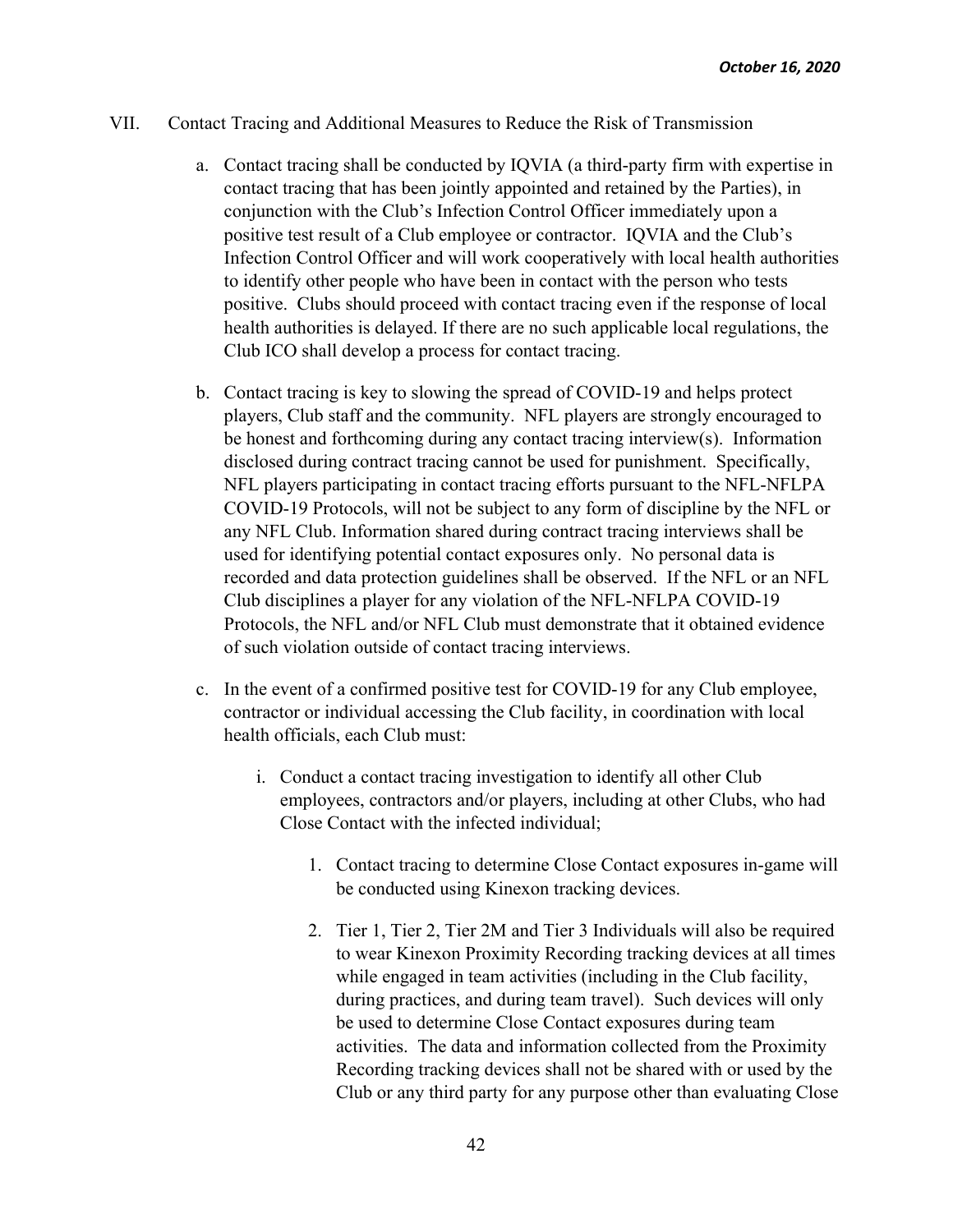VII. Contact Tracing and Additional Measures to Reduce the Risk of Transmission

a. Contact tracing shall be conducted by IQVIA (a third-party firm with expertise in contact tracing that has been jointly appointed and retained by the Parties), in conjunction with the Club's Infection Control Officer immediately upon a positive test result of a Club employee or contractor. IQVIA and the Club's Infection Control Officer and will work cooperatively with local health authorities to identify other people who have been in contact with the person who tests positive. Clubs should proceed with contact tracing even if the response of local health authorities is delayed. If there are no such applicable local regulations, the Club ICO shall develop a process for contact tracing.

b. Contact tracing is key to slowing the spread of COVID-19 and helps protect players, Club staff and the community. NFL players are strongly encouraged to be honest and forthcoming during any contact tracing interview(s). Information disclosed during contract tracing cannot be used for punishment. Specifically, NFL players participating in contact tracing efforts pursuant to the NFL-NFLPA COVID-19 Protocols, will not be subject to any form of discipline by the NFL or any NFL Club. Information shared during contract tracing interviews shall be used for identifying potential contact exposures only. No personal data is recorded and data protection guidelines shall be observed. If the NFL or an NFL Club disciplines a player for any violation of the NFL-NFLPA COVID-19 Protocols, the NFL and/or NFL Club must demonstrate that it obtained evidence of such violation outside of contact tracing interviews.

c. In the event of a confirmed positive test for COVID-19 for any Club employee, contractor or individual accessing the Club facility, in coordination with local health officials, each Club must:

   i. Conduct a contact tracing investigation to identify all other Club employees, contractors and/or players, including at other Clubs, who had Close Contact with the infected individual;

      1. Contact tracing to determine Close Contact exposures in-game will be conducted using Kinexon tracking devices.

      2. Tier 1, Tier 2, Tier 2M and Tier 3 Individuals will also be required to wear Kinexon Proximity Recording tracking devices at all times while engaged in team activities (including in the Club facility, during practices, and during team travel). Such devices will only be used to determine Close Contact exposures during team activities. The data and information collected from the Proximity Recording tracking devices shall not be shared with or used by the Club or any third party for any purpose other than evaluating Close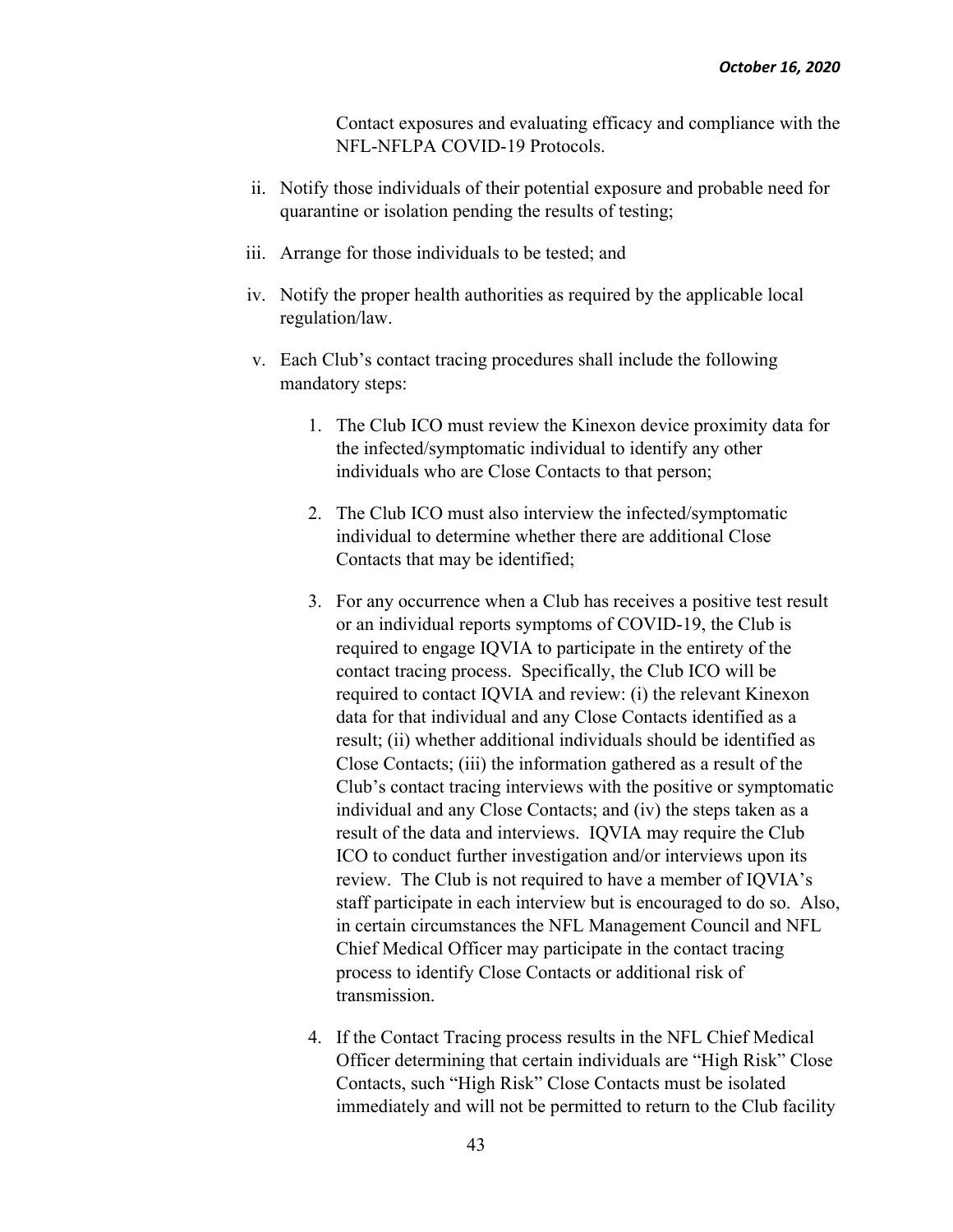Contact exposures and evaluating efficacy and compliance with the NFL-NFLPA COVID-19 Protocols.

ii. Notify those individuals of their potential exposure and probable need for quarantine or isolation pending the results of testing;

iii. Arrange for those individuals to be tested; and

iv. Notify the proper health authorities as required by the applicable local regulation/law.

v. Each Club's contact tracing procedures shall include the following mandatory steps:

   1. The Club ICO must review the Kinexon device proximity data for the infected/symptomatic individual to identify any other individuals who are Close Contacts to that person;

   2. The Club ICO must also interview the infected/symptomatic individual to determine whether there are additional Close Contacts that may be identified;

   3. For any occurrence when a Club has receives a positive test result or an individual reports symptoms of COVID-19, the Club is required to engage IQVIA to participate in the entirety of the contact tracing process. Specifically, the Club ICO will be required to contact IQVIA and review: (i) the relevant Kinexon data for that individual and any Close Contacts identified as a result; (ii) whether additional individuals should be identified as Close Contacts; (iii) the information gathered as a result of the Club's contact tracing interviews with the positive or symptomatic individual and any Close Contacts; and (iv) the steps taken as a result of the data and interviews. IQVIA may require the Club ICO to conduct further investigation and/or interviews upon its review. The Club is not required to have a member of IQVIA's staff participate in each interview but is encouraged to do so. Also, in certain circumstances the NFL Management Council and NFL Chief Medical Officer may participate in the contact tracing process to identify Close Contacts or additional risk of transmission.

   4. If the Contact Tracing process results in the NFL Chief Medical Officer determining that certain individuals are "High Risk" Close Contacts, such "High Risk" Close Contacts must be isolated immediately and will not be permitted to return to the Club facility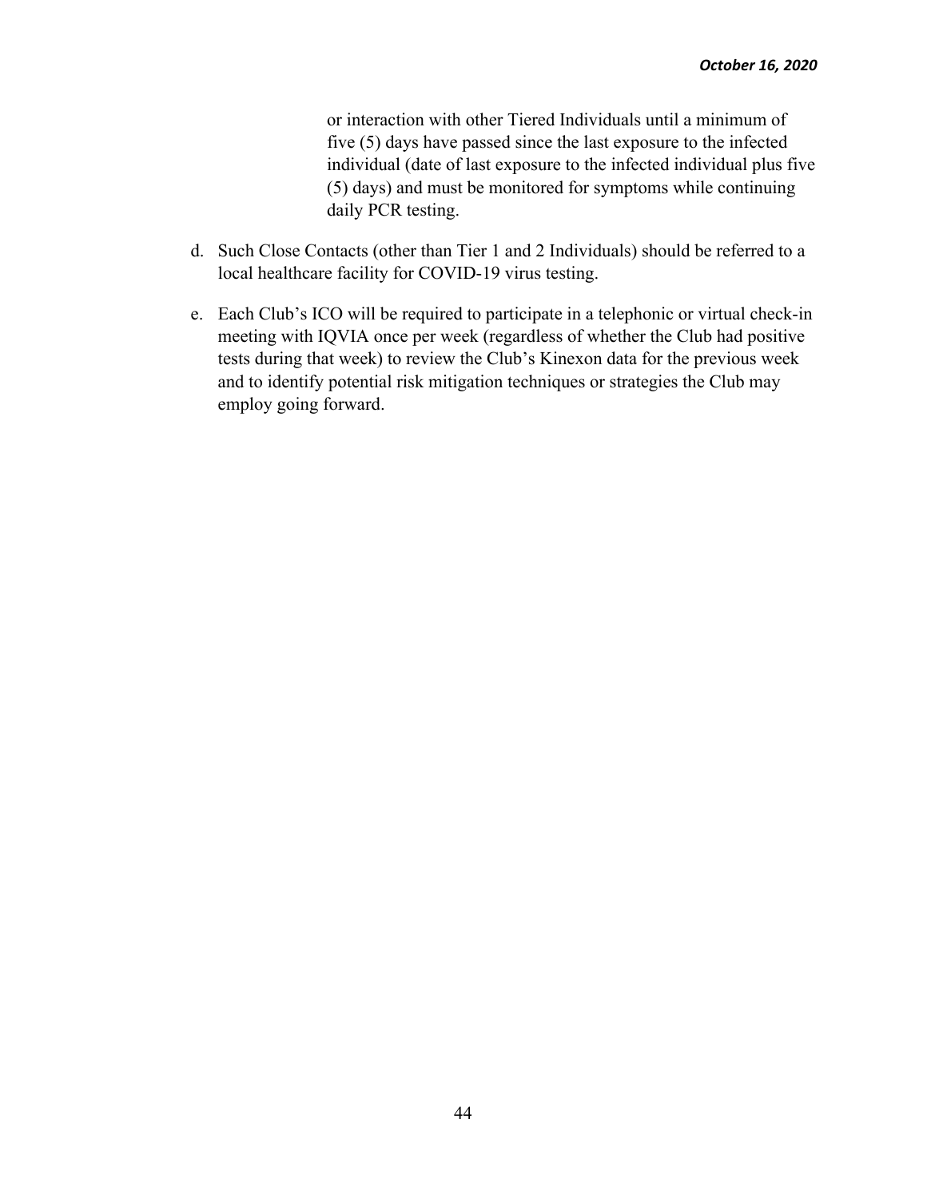or interaction with other Tiered Individuals until a minimum of five (5) days have passed since the last exposure to the infected individual (date of last exposure to the infected individual plus five (5) days) and must be monitored for symptoms while continuing daily PCR testing.

d. Such Close Contacts (other than Tier 1 and 2 Individuals) should be referred to a local healthcare facility for COVID-19 virus testing.

e. Each Club's ICO will be required to participate in a telephonic or virtual check-in meeting with IQVIA once per week (regardless of whether the Club had positive tests during that week) to review the Club's Kinexon data for the previous week and to identify potential risk mitigation techniques or strategies the Club may employ going forward.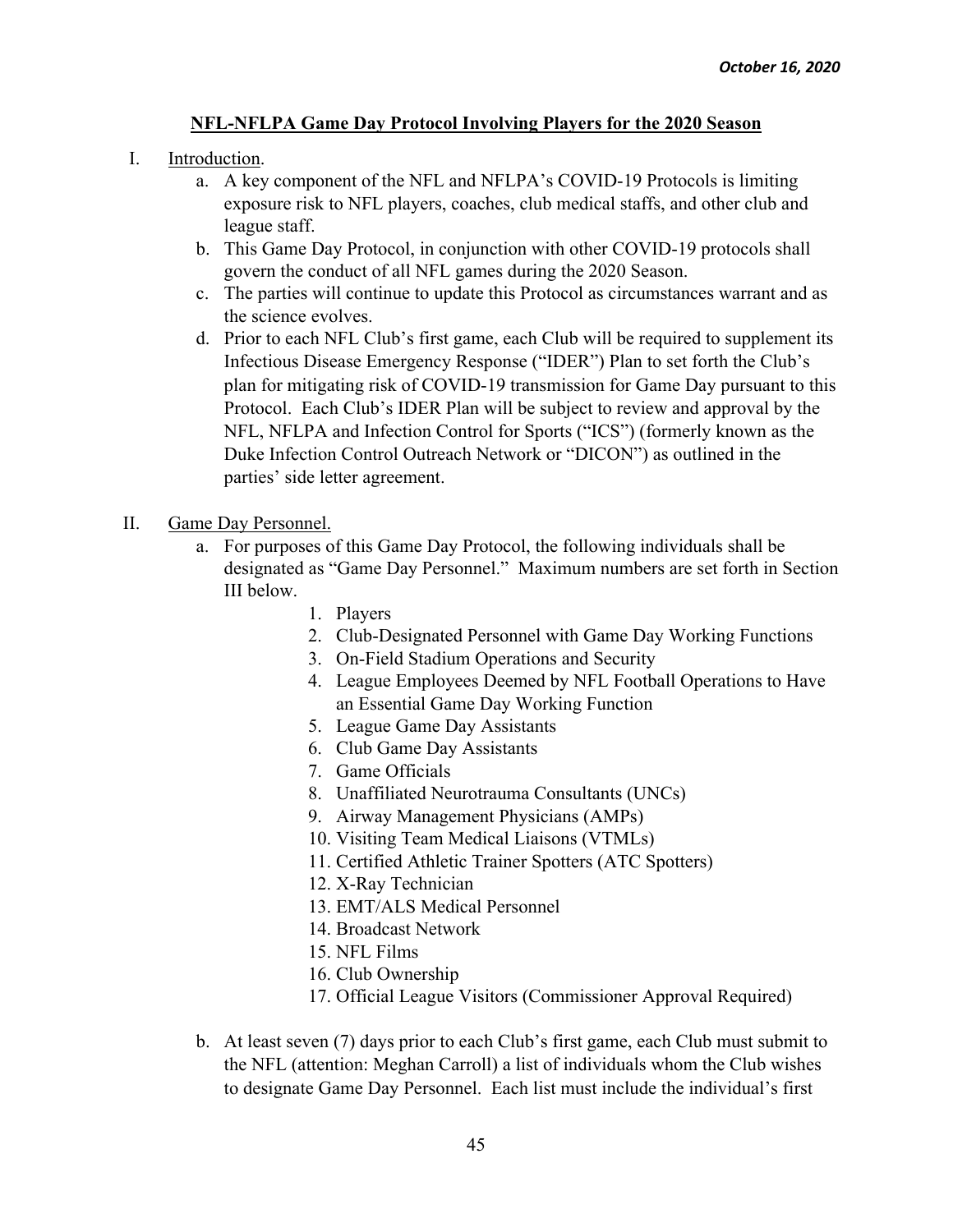*October 16, 2020*

## NFL-NFLPA Game Day Protocol Involving Players for the 2020 Season

I. Introduction.

a. A key component of the NFL and NFLPA's COVID-19 Protocols is limiting exposure risk to NFL players, coaches, club medical staffs, and other club and league staff.

b. This Game Day Protocol, in conjunction with other COVID-19 protocols shall govern the conduct of all NFL games during the 2020 Season.

c. The parties will continue to update this Protocol as circumstances warrant and as the science evolves.

d. Prior to each NFL Club's first game, each Club will be required to supplement its Infectious Disease Emergency Response ("IDER") Plan to set forth the Club's plan for mitigating risk of COVID-19 transmission for Game Day pursuant to this Protocol. Each Club's IDER Plan will be subject to review and approval by the NFL, NFLPA and Infection Control for Sports ("ICS") (formerly known as the Duke Infection Control Outreach Network or "DICON") as outlined in the parties' side letter agreement.

II. Game Day Personnel.

a. For purposes of this Game Day Protocol, the following individuals shall be designated as "Game Day Personnel." Maximum numbers are set forth in Section III below.

1. Players
2. Club-Designated Personnel with Game Day Working Functions
3. On-Field Stadium Operations and Security
4. League Employees Deemed by NFL Football Operations to Have an Essential Game Day Working Function
5. League Game Day Assistants
6. Club Game Day Assistants
7. Game Officials
8. Unaffiliated Neurotrauma Consultants (UNCs)
9. Airway Management Physicians (AMPs)
10. Visiting Team Medical Liaisons (VTMLs)
11. Certified Athletic Trainer Spotters (ATC Spotters)
12. X-Ray Technician
13. EMT/ALS Medical Personnel
14. Broadcast Network
15. NFL Films
16. Club Ownership
17. Official League Visitors (Commissioner Approval Required)

b. At least seven (7) days prior to each Club's first game, each Club must submit to the NFL (attention: Meghan Carroll) a list of individuals whom the Club wishes to designate Game Day Personnel. Each list must include the individual's first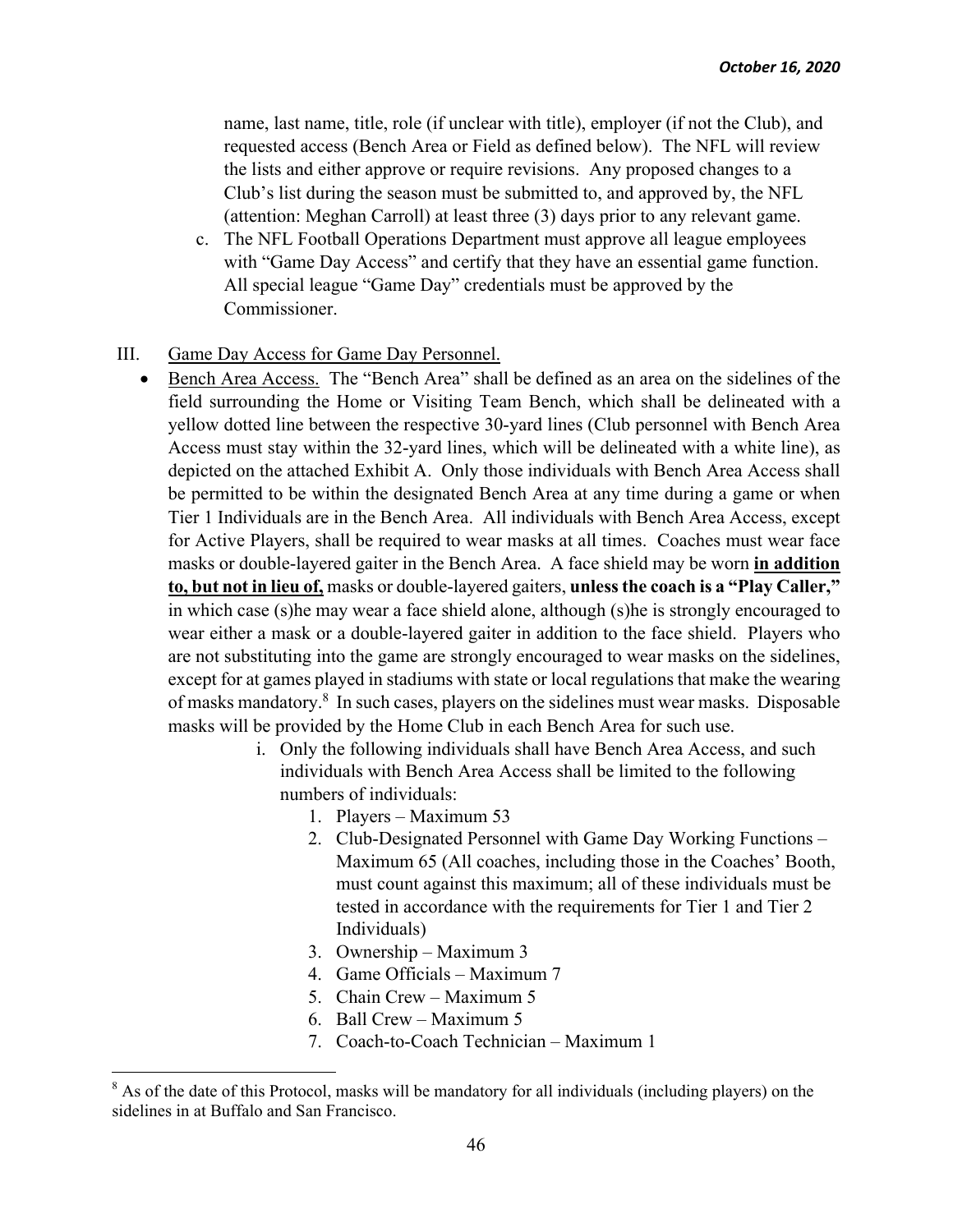name, last name, title, role (if unclear with title), employer (if not the Club), and requested access (Bench Area or Field as defined below). The NFL will review the lists and either approve or require revisions. Any proposed changes to a Club's list during the season must be submitted to, and approved by, the NFL (attention: Meghan Carroll) at least three (3) days prior to any relevant game.

c. The NFL Football Operations Department must approve all league employees with "Game Day Access" and certify that they have an essential game function. All special league "Game Day" credentials must be approved by the Commissioner.

III. Game Day Access for Game Day Personnel.

- Bench Area Access. The "Bench Area" shall be defined as an area on the sidelines of the field surrounding the Home or Visiting Team Bench, which shall be delineated with a yellow dotted line between the respective 30-yard lines (Club personnel with Bench Area Access must stay within the 32-yard lines, which will be delineated with a white line), as depicted on the attached Exhibit A. Only those individuals with Bench Area Access shall be permitted to be within the designated Bench Area at any time during a game or when Tier 1 Individuals are in the Bench Area. All individuals with Bench Area Access, except for Active Players, shall be required to wear masks at all times. Coaches must wear face masks or double-layered gaiter in the Bench Area. A face shield may be worn **in addition to, but not in lieu of,** masks or double-layered gaiters, **unless the coach is a "Play Caller,"** in which case (s)he may wear a face shield alone, although (s)he is strongly encouraged to wear either a mask or a double-layered gaiter in addition to the face shield. Players who are not substituting into the game are strongly encouraged to wear masks on the sidelines, except for at games played in stadiums with state or local regulations that make the wearing of masks mandatory.[8] In such cases, players on the sidelines must wear masks. Disposable masks will be provided by the Home Club in each Bench Area for such use.

    i. Only the following individuals shall have Bench Area Access, and such individuals with Bench Area Access shall be limited to the following numbers of individuals:

        1. Players – Maximum 53
        2. Club-Designated Personnel with Game Day Working Functions – Maximum 65 (All coaches, including those in the Coaches' Booth, must count against this maximum; all of these individuals must be tested in accordance with the requirements for Tier 1 and Tier 2 Individuals)
        3. Ownership – Maximum 3
        4. Game Officials – Maximum 7
        5. Chain Crew – Maximum 5
        6. Ball Crew – Maximum 5
        7. Coach-to-Coach Technician – Maximum 1

[8] As of the date of this Protocol, masks will be mandatory for all individuals (including players) on the sidelines in at Buffalo and San Francisco.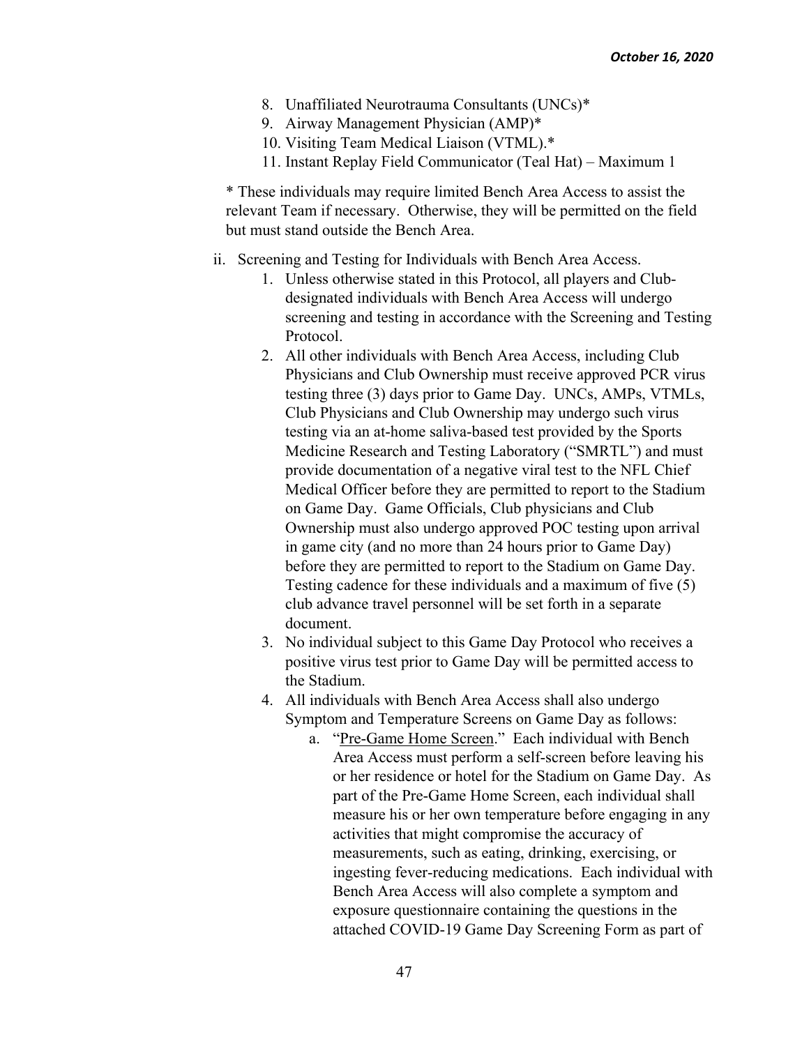8. Unaffiliated Neurotrauma Consultants (UNCs)*
9. Airway Management Physician (AMP)*
10. Visiting Team Medical Liaison (VTML).*
11. Instant Replay Field Communicator (Teal Hat) – Maximum 1

\* These individuals may require limited Bench Area Access to assist the relevant Team if necessary. Otherwise, they will be permitted on the field but must stand outside the Bench Area.

ii. Screening and Testing for Individuals with Bench Area Access.

1. Unless otherwise stated in this Protocol, all players and Club-designated individuals with Bench Area Access will undergo screening and testing in accordance with the Screening and Testing Protocol.
2. All other individuals with Bench Area Access, including Club Physicians and Club Ownership must receive approved PCR virus testing three (3) days prior to Game Day. UNCs, AMPs, VTMLs, Club Physicians and Club Ownership may undergo such virus testing via an at-home saliva-based test provided by the Sports Medicine Research and Testing Laboratory ("SMRTL") and must provide documentation of a negative viral test to the NFL Chief Medical Officer before they are permitted to report to the Stadium on Game Day. Game Officials, Club physicians and Club Ownership must also undergo approved POC testing upon arrival in game city (and no more than 24 hours prior to Game Day) before they are permitted to report to the Stadium on Game Day. Testing cadence for these individuals and a maximum of five (5) club advance travel personnel will be set forth in a separate document.
3. No individual subject to this Game Day Protocol who receives a positive virus test prior to Game Day will be permitted access to the Stadium.
4. All individuals with Bench Area Access shall also undergo Symptom and Temperature Screens on Game Day as follows:
   a. "Pre-Game Home Screen." Each individual with Bench Area Access must perform a self-screen before leaving his or her residence or hotel for the Stadium on Game Day. As part of the Pre-Game Home Screen, each individual shall measure his or her own temperature before engaging in any activities that might compromise the accuracy of measurements, such as eating, drinking, exercising, or ingesting fever-reducing medications. Each individual with Bench Area Access will also complete a symptom and exposure questionnaire containing the questions in the attached COVID-19 Game Day Screening Form as part of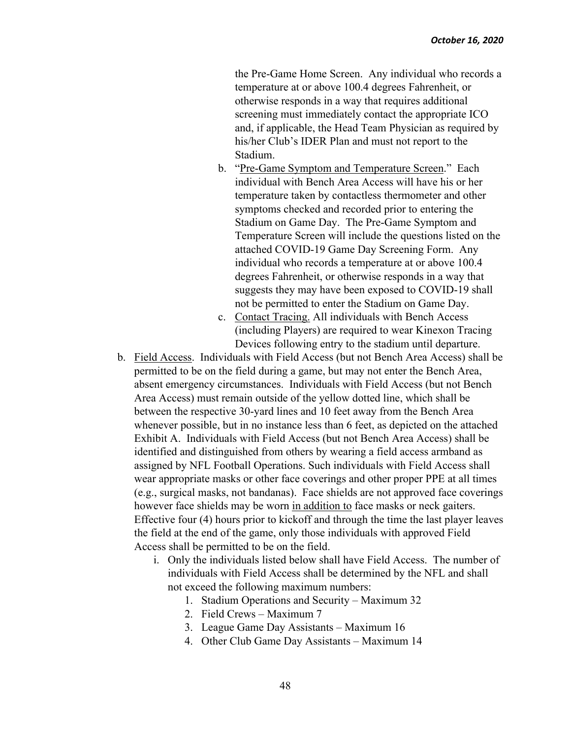the Pre-Game Home Screen. Any individual who records a temperature at or above 100.4 degrees Fahrenheit, or otherwise responds in a way that requires additional screening must immediately contact the appropriate ICO and, if applicable, the Head Team Physician as required by his/her Club's IDER Plan and must not report to the Stadium.

b. "Pre-Game Symptom and Temperature Screen." Each individual with Bench Area Access will have his or her temperature taken by contactless thermometer and other symptoms checked and recorded prior to entering the Stadium on Game Day. The Pre-Game Symptom and Temperature Screen will include the questions listed on the attached COVID-19 Game Day Screening Form. Any individual who records a temperature at or above 100.4 degrees Fahrenheit, or otherwise responds in a way that suggests they may have been exposed to COVID-19 shall not be permitted to enter the Stadium on Game Day.

c. Contact Tracing. All individuals with Bench Access (including Players) are required to wear Kinexon Tracing Devices following entry to the stadium until departure.

b. Field Access. Individuals with Field Access (but not Bench Area Access) shall be permitted to be on the field during a game, but may not enter the Bench Area, absent emergency circumstances. Individuals with Field Access (but not Bench Area Access) must remain outside of the yellow dotted line, which shall be between the respective 30-yard lines and 10 feet away from the Bench Area whenever possible, but in no instance less than 6 feet, as depicted on the attached Exhibit A. Individuals with Field Access (but not Bench Area Access) shall be identified and distinguished from others by wearing a field access armband as assigned by NFL Football Operations. Such individuals with Field Access shall wear appropriate masks or other face coverings and other proper PPE at all times (e.g., surgical masks, not bandanas). Face shields are not approved face coverings however face shields may be worn in addition to face masks or neck gaiters. Effective four (4) hours prior to kickoff and through the time the last player leaves the field at the end of the game, only those individuals with approved Field Access shall be permitted to be on the field.

   i. Only the individuals listed below shall have Field Access. The number of individuals with Field Access shall be determined by the NFL and shall not exceed the following maximum numbers:
      1. Stadium Operations and Security – Maximum 32
      2. Field Crews – Maximum 7
      3. League Game Day Assistants – Maximum 16
      4. Other Club Game Day Assistants – Maximum 14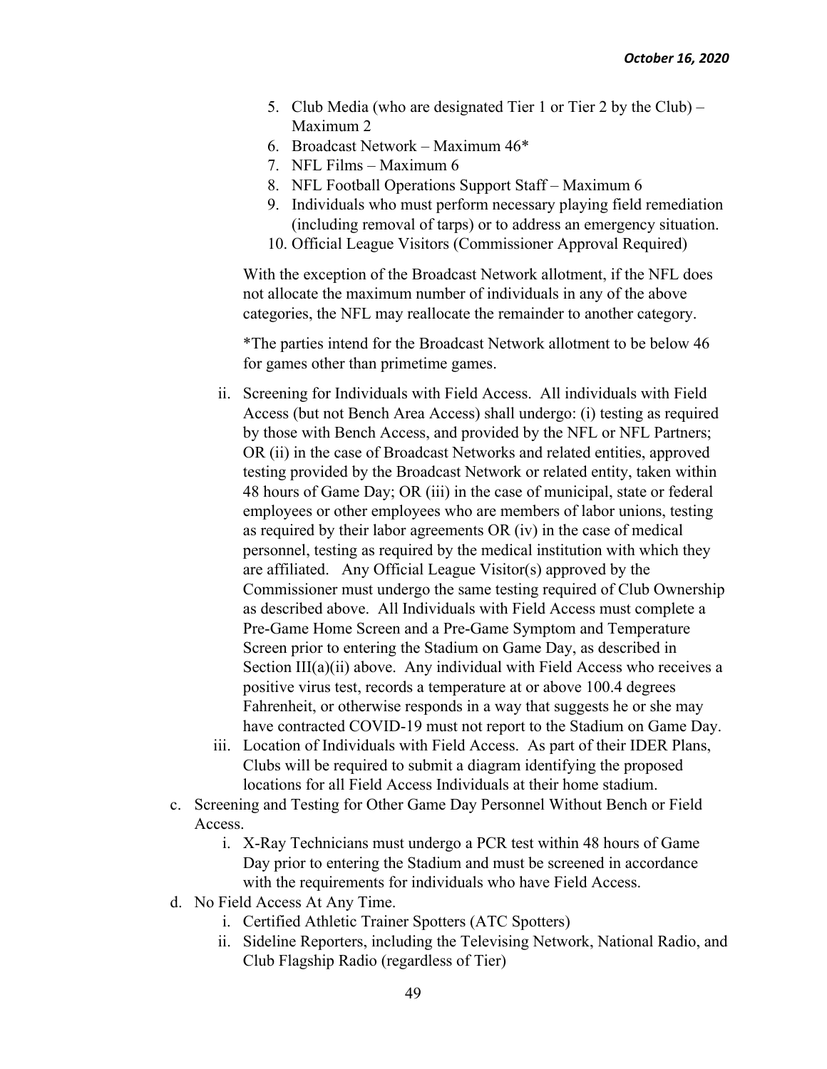5. Club Media (who are designated Tier 1 or Tier 2 by the Club) – Maximum 2
6. Broadcast Network – Maximum 46*
7. NFL Films – Maximum 6
8. NFL Football Operations Support Staff – Maximum 6
9. Individuals who must perform necessary playing field remediation (including removal of tarps) or to address an emergency situation.
10. Official League Visitors (Commissioner Approval Required)

With the exception of the Broadcast Network allotment, if the NFL does not allocate the maximum number of individuals in any of the above categories, the NFL may reallocate the remainder to another category.

*The parties intend for the Broadcast Network allotment to be below 46 for games other than primetime games.

ii. Screening for Individuals with Field Access. All individuals with Field Access (but not Bench Area Access) shall undergo: (i) testing as required by those with Bench Access, and provided by the NFL or NFL Partners; OR (ii) in the case of Broadcast Networks and related entities, approved testing provided by the Broadcast Network or related entity, taken within 48 hours of Game Day; OR (iii) in the case of municipal, state or federal employees or other employees who are members of labor unions, testing as required by their labor agreements OR (iv) in the case of medical personnel, testing as required by the medical institution with which they are affiliated. Any Official League Visitor(s) approved by the Commissioner must undergo the same testing required of Club Ownership as described above. All Individuals with Field Access must complete a Pre-Game Home Screen and a Pre-Game Symptom and Temperature Screen prior to entering the Stadium on Game Day, as described in Section III(a)(ii) above. Any individual with Field Access who receives a positive virus test, records a temperature at or above 100.4 degrees Fahrenheit, or otherwise responds in a way that suggests he or she may have contracted COVID-19 must not report to the Stadium on Game Day.

iii. Location of Individuals with Field Access. As part of their IDER Plans, Clubs will be required to submit a diagram identifying the proposed locations for all Field Access Individuals at their home stadium.

c. Screening and Testing for Other Game Day Personnel Without Bench or Field Access.

i. X-Ray Technicians must undergo a PCR test within 48 hours of Game Day prior to entering the Stadium and must be screened in accordance with the requirements for individuals who have Field Access.

d. No Field Access At Any Time.

i. Certified Athletic Trainer Spotters (ATC Spotters)

ii. Sideline Reporters, including the Televising Network, National Radio, and Club Flagship Radio (regardless of Tier)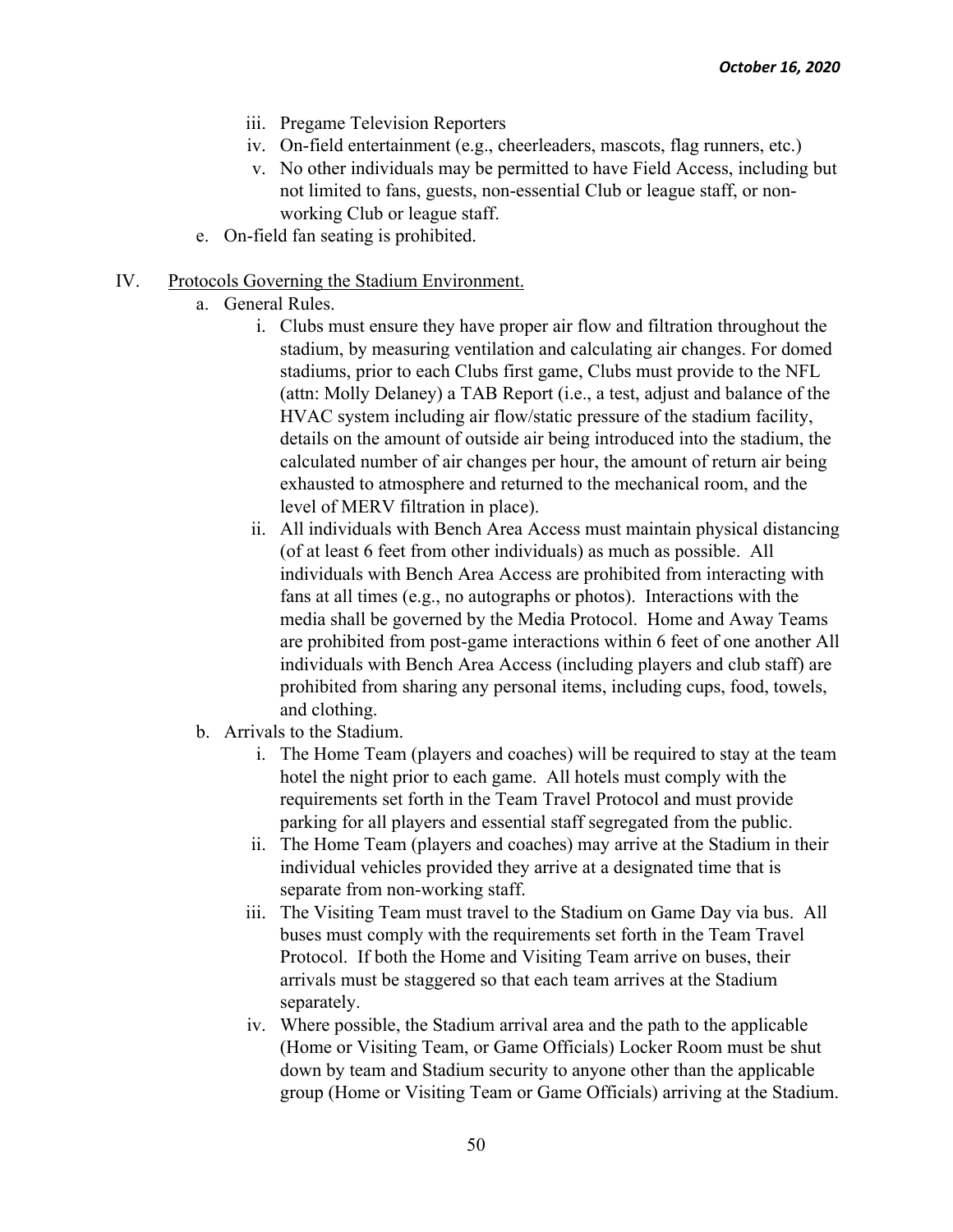iii. Pregame Television Reporters

iv. On-field entertainment (e.g., cheerleaders, mascots, flag runners, etc.)

v. No other individuals may be permitted to have Field Access, including but not limited to fans, guests, non-essential Club or league staff, or non-working Club or league staff.

e. On-field fan seating is prohibited.

IV. <u>Protocols Governing the Stadium Environment.</u>

a. General Rules.

i. Clubs must ensure they have proper air flow and filtration throughout the stadium, by measuring ventilation and calculating air changes. For domed stadiums, prior to each Clubs first game, Clubs must provide to the NFL (attn: Molly Delaney) a TAB Report (i.e., a test, adjust and balance of the HVAC system including air flow/static pressure of the stadium facility, details on the amount of outside air being introduced into the stadium, the calculated number of air changes per hour, the amount of return air being exhausted to atmosphere and returned to the mechanical room, and the level of MERV filtration in place).

ii. All individuals with Bench Area Access must maintain physical distancing (of at least 6 feet from other individuals) as much as possible. All individuals with Bench Area Access are prohibited from interacting with fans at all times (e.g., no autographs or photos). Interactions with the media shall be governed by the Media Protocol. Home and Away Teams are prohibited from post-game interactions within 6 feet of one another All individuals with Bench Area Access (including players and club staff) are prohibited from sharing any personal items, including cups, food, towels, and clothing.

b. Arrivals to the Stadium.

i. The Home Team (players and coaches) will be required to stay at the team hotel the night prior to each game. All hotels must comply with the requirements set forth in the Team Travel Protocol and must provide parking for all players and essential staff segregated from the public.

ii. The Home Team (players and coaches) may arrive at the Stadium in their individual vehicles provided they arrive at a designated time that is separate from non-working staff.

iii. The Visiting Team must travel to the Stadium on Game Day via bus. All buses must comply with the requirements set forth in the Team Travel Protocol. If both the Home and Visiting Team arrive on buses, their arrivals must be staggered so that each team arrives at the Stadium separately.

iv. Where possible, the Stadium arrival area and the path to the applicable (Home or Visiting Team, or Game Officials) Locker Room must be shut down by team and Stadium security to anyone other than the applicable group (Home or Visiting Team or Game Officials) arriving at the Stadium.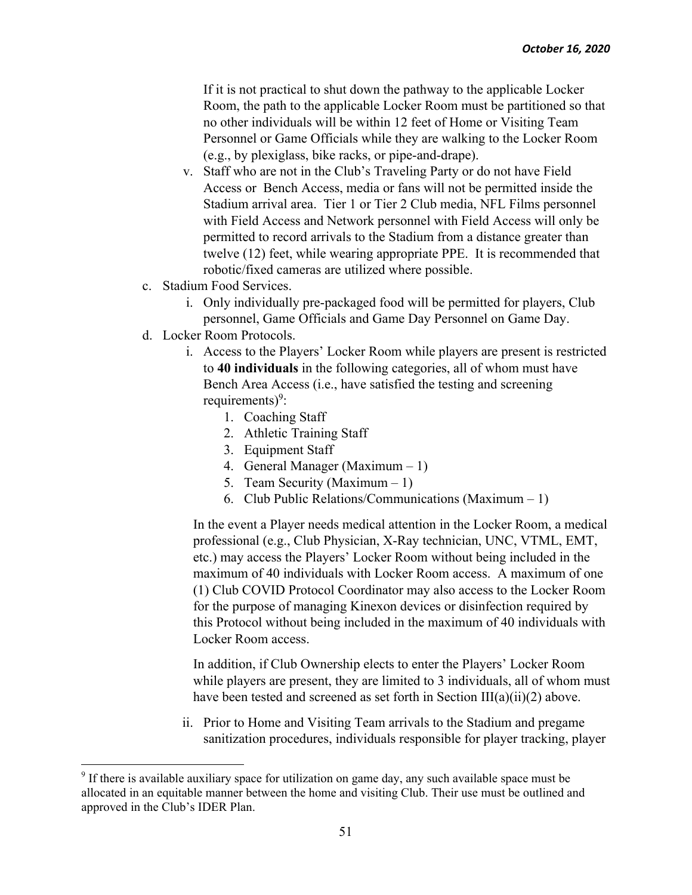If it is not practical to shut down the pathway to the applicable Locker Room, the path to the applicable Locker Room must be partitioned so that no other individuals will be within 12 feet of Home or Visiting Team Personnel or Game Officials while they are walking to the Locker Room (e.g., by plexiglass, bike racks, or pipe-and-drape).

v. Staff who are not in the Club's Traveling Party or do not have Field Access or Bench Access, media or fans will not be permitted inside the Stadium arrival area. Tier 1 or Tier 2 Club media, NFL Films personnel with Field Access and Network personnel with Field Access will only be permitted to record arrivals to the Stadium from a distance greater than twelve (12) feet, while wearing appropriate PPE. It is recommended that robotic/fixed cameras are utilized where possible.

c. Stadium Food Services.

i. Only individually pre-packaged food will be permitted for players, Club personnel, Game Officials and Game Day Personnel on Game Day.

d. Locker Room Protocols.

i. Access to the Players' Locker Room while players are present is restricted to **40 individuals** in the following categories, all of whom must have Bench Area Access (i.e., have satisfied the testing and screening requirements)[9]:

1. Coaching Staff
2. Athletic Training Staff
3. Equipment Staff
4. General Manager (Maximum – 1)
5. Team Security (Maximum – 1)
6. Club Public Relations/Communications (Maximum – 1)

In the event a Player needs medical attention in the Locker Room, a medical professional (e.g., Club Physician, X-Ray technician, UNC, VTML, EMT, etc.) may access the Players' Locker Room without being included in the maximum of 40 individuals with Locker Room access. A maximum of one (1) Club COVID Protocol Coordinator may also access to the Locker Room for the purpose of managing Kinexon devices or disinfection required by this Protocol without being included in the maximum of 40 individuals with Locker Room access.

In addition, if Club Ownership elects to enter the Players' Locker Room while players are present, they are limited to 3 individuals, all of whom must have been tested and screened as set forth in Section III(a)(ii)(2) above.

ii. Prior to Home and Visiting Team arrivals to the Stadium and pregame sanitization procedures, individuals responsible for player tracking, player

[9] If there is available auxiliary space for utilization on game day, any such available space must be allocated in an equitable manner between the home and visiting Club. Their use must be outlined and approved in the Club's IDER Plan.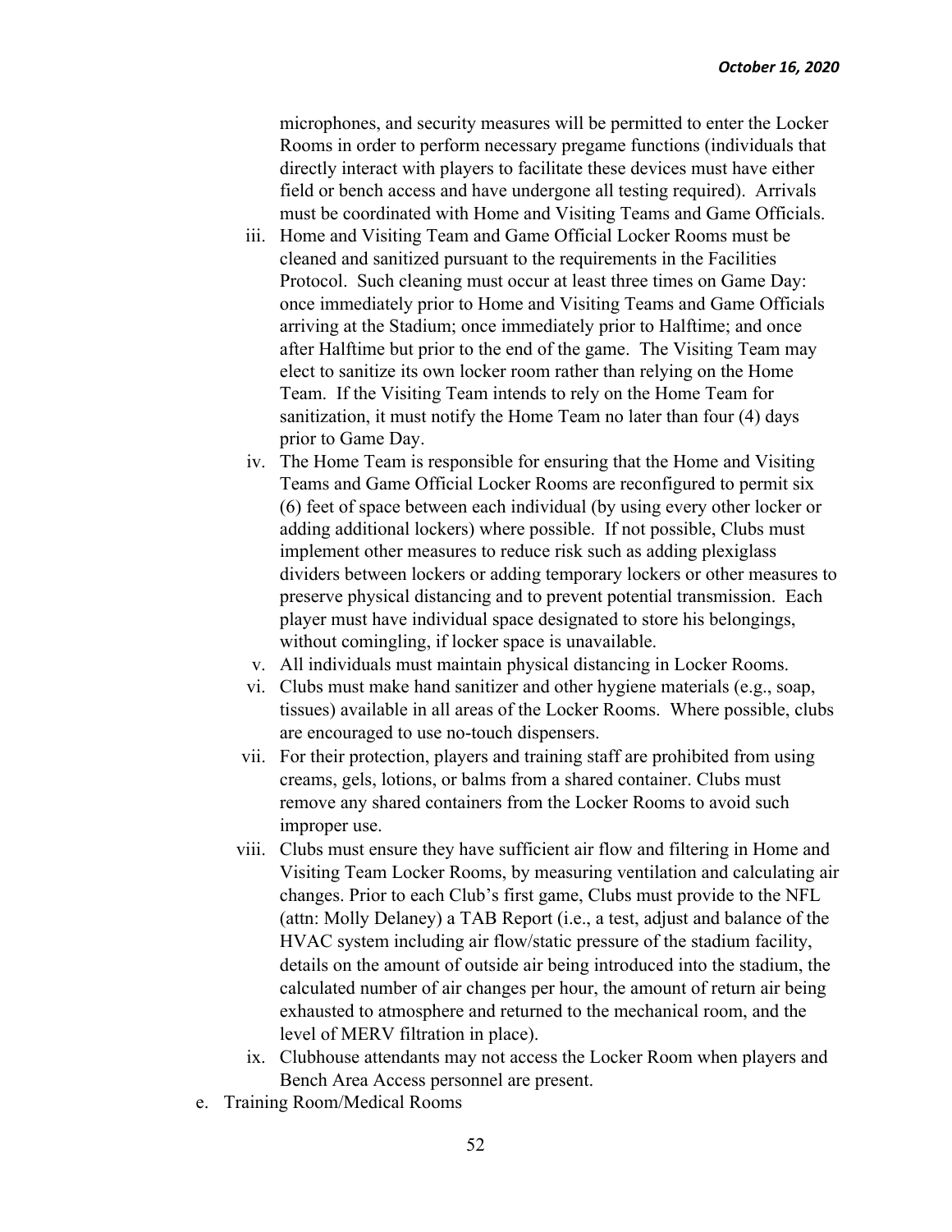microphones, and security measures will be permitted to enter the Locker Rooms in order to perform necessary pregame functions (individuals that directly interact with players to facilitate these devices must have either field or bench access and have undergone all testing required). Arrivals must be coordinated with Home and Visiting Teams and Game Officials.

iii. Home and Visiting Team and Game Official Locker Rooms must be cleaned and sanitized pursuant to the requirements in the Facilities Protocol. Such cleaning must occur at least three times on Game Day: once immediately prior to Home and Visiting Teams and Game Officials arriving at the Stadium; once immediately prior to Halftime; and once after Halftime but prior to the end of the game. The Visiting Team may elect to sanitize its own locker room rather than relying on the Home Team. If the Visiting Team intends to rely on the Home Team for sanitization, it must notify the Home Team no later than four (4) days prior to Game Day.

iv. The Home Team is responsible for ensuring that the Home and Visiting Teams and Game Official Locker Rooms are reconfigured to permit six (6) feet of space between each individual (by using every other locker or adding additional lockers) where possible. If not possible, Clubs must implement other measures to reduce risk such as adding plexiglass dividers between lockers or adding temporary lockers or other measures to preserve physical distancing and to prevent potential transmission. Each player must have individual space designated to store his belongings, without comingling, if locker space is unavailable.

v. All individuals must maintain physical distancing in Locker Rooms.

vi. Clubs must make hand sanitizer and other hygiene materials (e.g., soap, tissues) available in all areas of the Locker Rooms. Where possible, clubs are encouraged to use no-touch dispensers.

vii. For their protection, players and training staff are prohibited from using creams, gels, lotions, or balms from a shared container. Clubs must remove any shared containers from the Locker Rooms to avoid such improper use.

viii. Clubs must ensure they have sufficient air flow and filtering in Home and Visiting Team Locker Rooms, by measuring ventilation and calculating air changes. Prior to each Club's first game, Clubs must provide to the NFL (attn: Molly Delaney) a TAB Report (i.e., a test, adjust and balance of the HVAC system including air flow/static pressure of the stadium facility, details on the amount of outside air being introduced into the stadium, the calculated number of air changes per hour, the amount of return air being exhausted to atmosphere and returned to the mechanical room, and the level of MERV filtration in place).

ix. Clubhouse attendants may not access the Locker Room when players and Bench Area Access personnel are present.

e. Training Room/Medical Rooms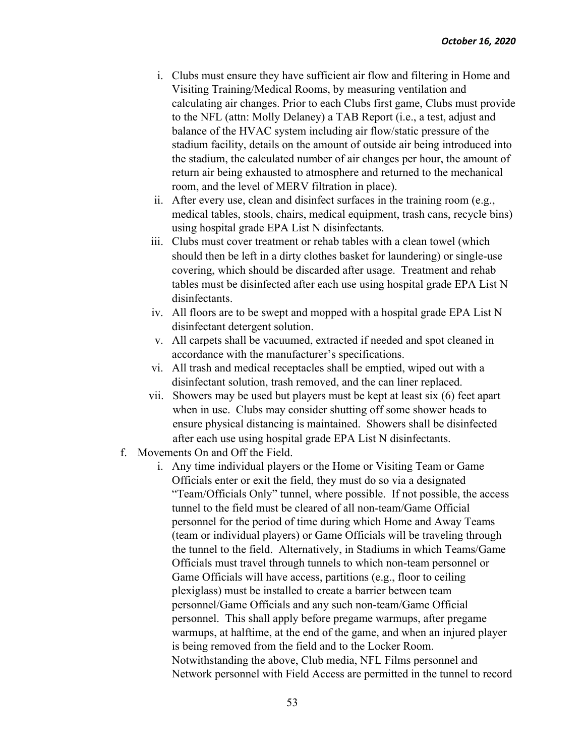i. Clubs must ensure they have sufficient air flow and filtering in Home and Visiting Training/Medical Rooms, by measuring ventilation and calculating air changes. Prior to each Clubs first game, Clubs must provide to the NFL (attn: Molly Delaney) a TAB Report (i.e., a test, adjust and balance of the HVAC system including air flow/static pressure of the stadium facility, details on the amount of outside air being introduced into the stadium, the calculated number of air changes per hour, the amount of return air being exhausted to atmosphere and returned to the mechanical room, and the level of MERV filtration in place).

ii. After every use, clean and disinfect surfaces in the training room (e.g., medical tables, stools, chairs, medical equipment, trash cans, recycle bins) using hospital grade EPA List N disinfectants.

iii. Clubs must cover treatment or rehab tables with a clean towel (which should then be left in a dirty clothes basket for laundering) or single-use covering, which should be discarded after usage. Treatment and rehab tables must be disinfected after each use using hospital grade EPA List N disinfectants.

iv. All floors are to be swept and mopped with a hospital grade EPA List N disinfectant detergent solution.

v. All carpets shall be vacuumed, extracted if needed and spot cleaned in accordance with the manufacturer's specifications.

vi. All trash and medical receptacles shall be emptied, wiped out with a disinfectant solution, trash removed, and the can liner replaced.

vii. Showers may be used but players must be kept at least six (6) feet apart when in use. Clubs may consider shutting off some shower heads to ensure physical distancing is maintained. Showers shall be disinfected after each use using hospital grade EPA List N disinfectants.

f. Movements On and Off the Field.

i. Any time individual players or the Home or Visiting Team or Game Officials enter or exit the field, they must do so via a designated "Team/Officials Only" tunnel, where possible. If not possible, the access tunnel to the field must be cleared of all non-team/Game Official personnel for the period of time during which Home and Away Teams (team or individual players) or Game Officials will be traveling through the tunnel to the field. Alternatively, in Stadiums in which Teams/Game Officials must travel through tunnels to which non-team personnel or Game Officials will have access, partitions (e.g., floor to ceiling plexiglass) must be installed to create a barrier between team personnel/Game Officials and any such non-team/Game Official personnel. This shall apply before pregame warmups, after pregame warmups, at halftime, at the end of the game, and when an injured player is being removed from the field and to the Locker Room. Notwithstanding the above, Club media, NFL Films personnel and Network personnel with Field Access are permitted in the tunnel to record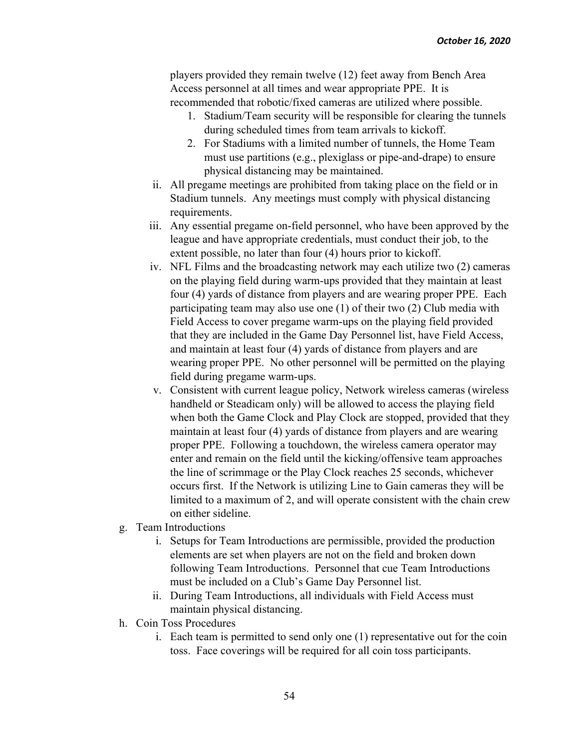players provided they remain twelve (12) feet away from Bench Area Access personnel at all times and wear appropriate PPE. It is recommended that robotic/fixed cameras are utilized where possible.

1. Stadium/Team security will be responsible for clearing the tunnels during scheduled times from team arrivals to kickoff.
2. For Stadiums with a limited number of tunnels, the Home Team must use partitions (e.g., plexiglass or pipe-and-drape) to ensure physical distancing may be maintained.

ii. All pregame meetings are prohibited from taking place on the field or in Stadium tunnels. Any meetings must comply with physical distancing requirements.

iii. Any essential pregame on-field personnel, who have been approved by the league and have appropriate credentials, must conduct their job, to the extent possible, no later than four (4) hours prior to kickoff.

iv. NFL Films and the broadcasting network may each utilize two (2) cameras on the playing field during warm-ups provided that they maintain at least four (4) yards of distance from players and are wearing proper PPE. Each participating team may also use one (1) of their two (2) Club media with Field Access to cover pregame warm-ups on the playing field provided that they are included in the Game Day Personnel list, have Field Access, and maintain at least four (4) yards of distance from players and are wearing proper PPE. No other personnel will be permitted on the playing field during pregame warm-ups.

v. Consistent with current league policy, Network wireless cameras (wireless handheld or Steadicam only) will be allowed to access the playing field when both the Game Clock and Play Clock are stopped, provided that they maintain at least four (4) yards of distance from players and are wearing proper PPE. Following a touchdown, the wireless camera operator may enter and remain on the field until the kicking/offensive team approaches the line of scrimmage or the Play Clock reaches 25 seconds, whichever occurs first. If the Network is utilizing Line to Gain cameras they will be limited to a maximum of 2, and will operate consistent with the chain crew on either sideline.

g. Team Introductions

i. Setups for Team Introductions are permissible, provided the production elements are set when players are not on the field and broken down following Team Introductions. Personnel that cue Team Introductions must be included on a Club's Game Day Personnel list.

ii. During Team Introductions, all individuals with Field Access must maintain physical distancing.

h. Coin Toss Procedures

i. Each team is permitted to send only one (1) representative out for the coin toss. Face coverings will be required for all coin toss participants.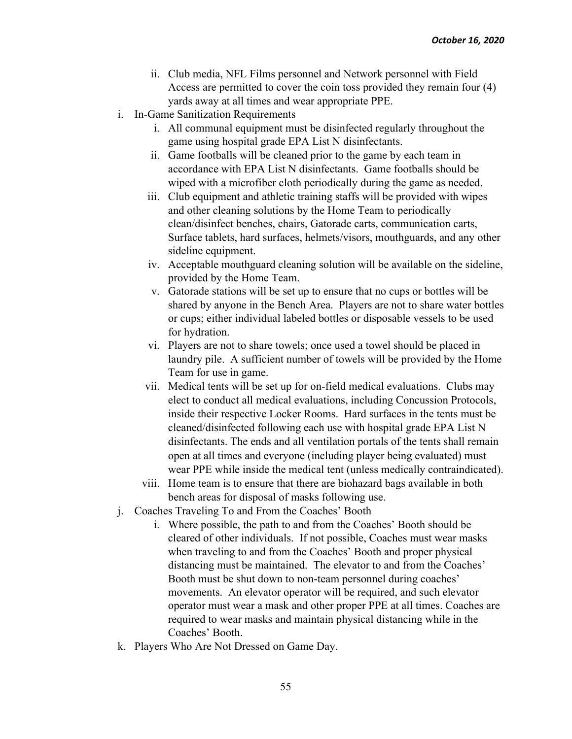ii. Club media, NFL Films personnel and Network personnel with Field Access are permitted to cover the coin toss provided they remain four (4) yards away at all times and wear appropriate PPE.

i. In-Game Sanitization Requirements

   i. All communal equipment must be disinfected regularly throughout the game using hospital grade EPA List N disinfectants.

   ii. Game footballs will be cleaned prior to the game by each team in accordance with EPA List N disinfectants. Game footballs should be wiped with a microfiber cloth periodically during the game as needed.

   iii. Club equipment and athletic training staffs will be provided with wipes and other cleaning solutions by the Home Team to periodically clean/disinfect benches, chairs, Gatorade carts, communication carts, Surface tablets, hard surfaces, helmets/visors, mouthguards, and any other sideline equipment.

   iv. Acceptable mouthguard cleaning solution will be available on the sideline, provided by the Home Team.

   v. Gatorade stations will be set up to ensure that no cups or bottles will be shared by anyone in the Bench Area. Players are not to share water bottles or cups; either individual labeled bottles or disposable vessels to be used for hydration.

   vi. Players are not to share towels; once used a towel should be placed in laundry pile. A sufficient number of towels will be provided by the Home Team for use in game.

   vii. Medical tents will be set up for on-field medical evaluations. Clubs may elect to conduct all medical evaluations, including Concussion Protocols, inside their respective Locker Rooms. Hard surfaces in the tents must be cleaned/disinfected following each use with hospital grade EPA List N disinfectants. The ends and all ventilation portals of the tents shall remain open at all times and everyone (including player being evaluated) must wear PPE while inside the medical tent (unless medically contraindicated).

   viii. Home team is to ensure that there are biohazard bags available in both bench areas for disposal of masks following use.

j. Coaches Traveling To and From the Coaches' Booth

   i. Where possible, the path to and from the Coaches' Booth should be cleared of other individuals. If not possible, Coaches must wear masks when traveling to and from the Coaches' Booth and proper physical distancing must be maintained. The elevator to and from the Coaches' Booth must be shut down to non-team personnel during coaches' movements. An elevator operator will be required, and such elevator operator must wear a mask and other proper PPE at all times. Coaches are required to wear masks and maintain physical distancing while in the Coaches' Booth.

k. Players Who Are Not Dressed on Game Day.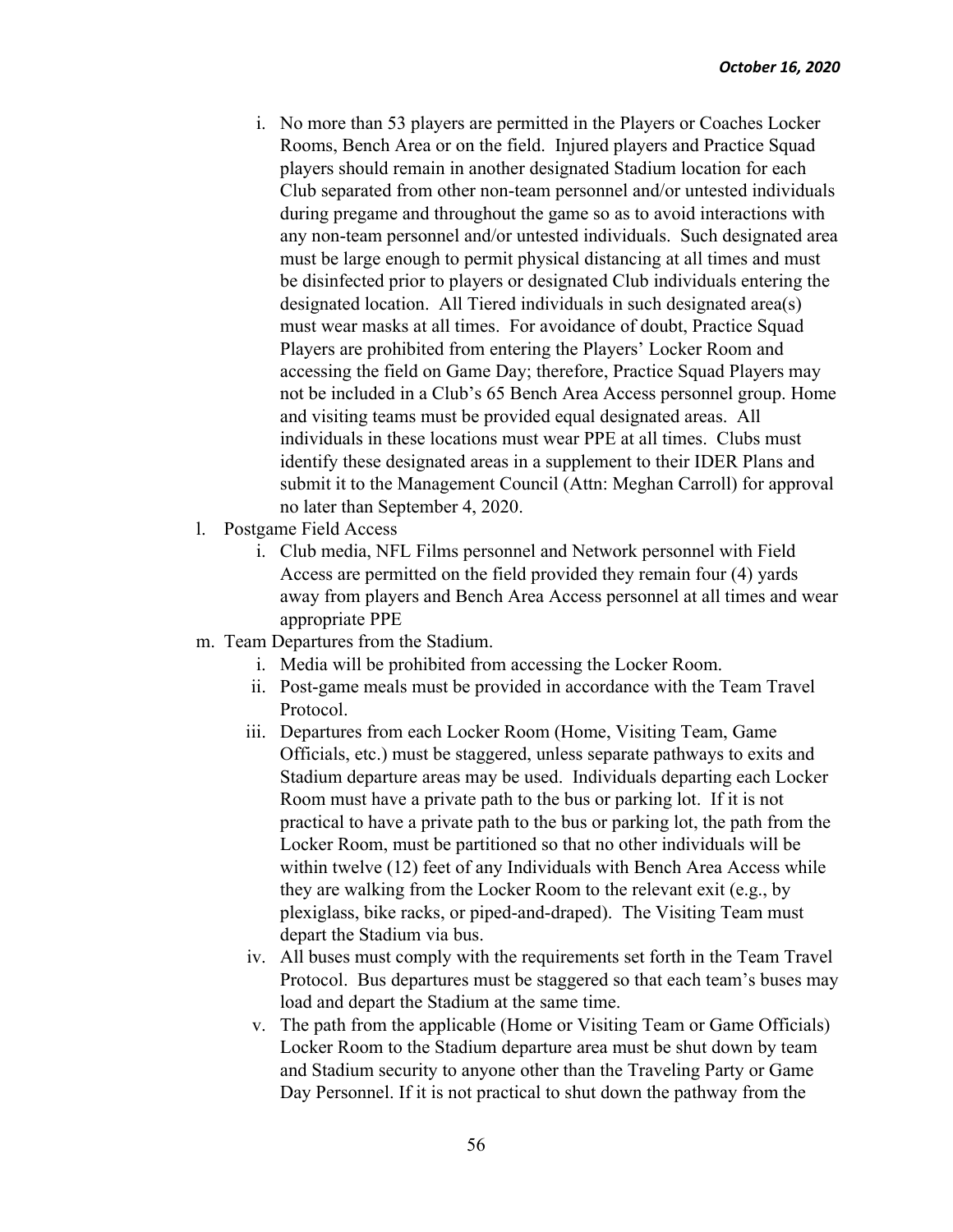i. No more than 53 players are permitted in the Players or Coaches Locker Rooms, Bench Area or on the field. Injured players and Practice Squad players should remain in another designated Stadium location for each Club separated from other non-team personnel and/or untested individuals during pregame and throughout the game so as to avoid interactions with any non-team personnel and/or untested individuals. Such designated area must be large enough to permit physical distancing at all times and must be disinfected prior to players or designated Club individuals entering the designated location. All Tiered individuals in such designated area(s) must wear masks at all times. For avoidance of doubt, Practice Squad Players are prohibited from entering the Players' Locker Room and accessing the field on Game Day; therefore, Practice Squad Players may not be included in a Club's 65 Bench Area Access personnel group. Home and visiting teams must be provided equal designated areas. All individuals in these locations must wear PPE at all times. Clubs must identify these designated areas in a supplement to their IDER Plans and submit it to the Management Council (Attn: Meghan Carroll) for approval no later than September 4, 2020.

l. Postgame Field Access
   i. Club media, NFL Films personnel and Network personnel with Field Access are permitted on the field provided they remain four (4) yards away from players and Bench Area Access personnel at all times and wear appropriate PPE

m. Team Departures from the Stadium.
   i. Media will be prohibited from accessing the Locker Room.
   ii. Post-game meals must be provided in accordance with the Team Travel Protocol.
   iii. Departures from each Locker Room (Home, Visiting Team, Game Officials, etc.) must be staggered, unless separate pathways to exits and Stadium departure areas may be used. Individuals departing each Locker Room must have a private path to the bus or parking lot. If it is not practical to have a private path to the bus or parking lot, the path from the Locker Room, must be partitioned so that no other individuals will be within twelve (12) feet of any Individuals with Bench Area Access while they are walking from the Locker Room to the relevant exit (e.g., by plexiglass, bike racks, or piped-and-draped). The Visiting Team must depart the Stadium via bus.
   iv. All buses must comply with the requirements set forth in the Team Travel Protocol. Bus departures must be staggered so that each team's buses may load and depart the Stadium at the same time.
   v. The path from the applicable (Home or Visiting Team or Game Officials) Locker Room to the Stadium departure area must be shut down by team and Stadium security to anyone other than the Traveling Party or Game Day Personnel. If it is not practical to shut down the pathway from the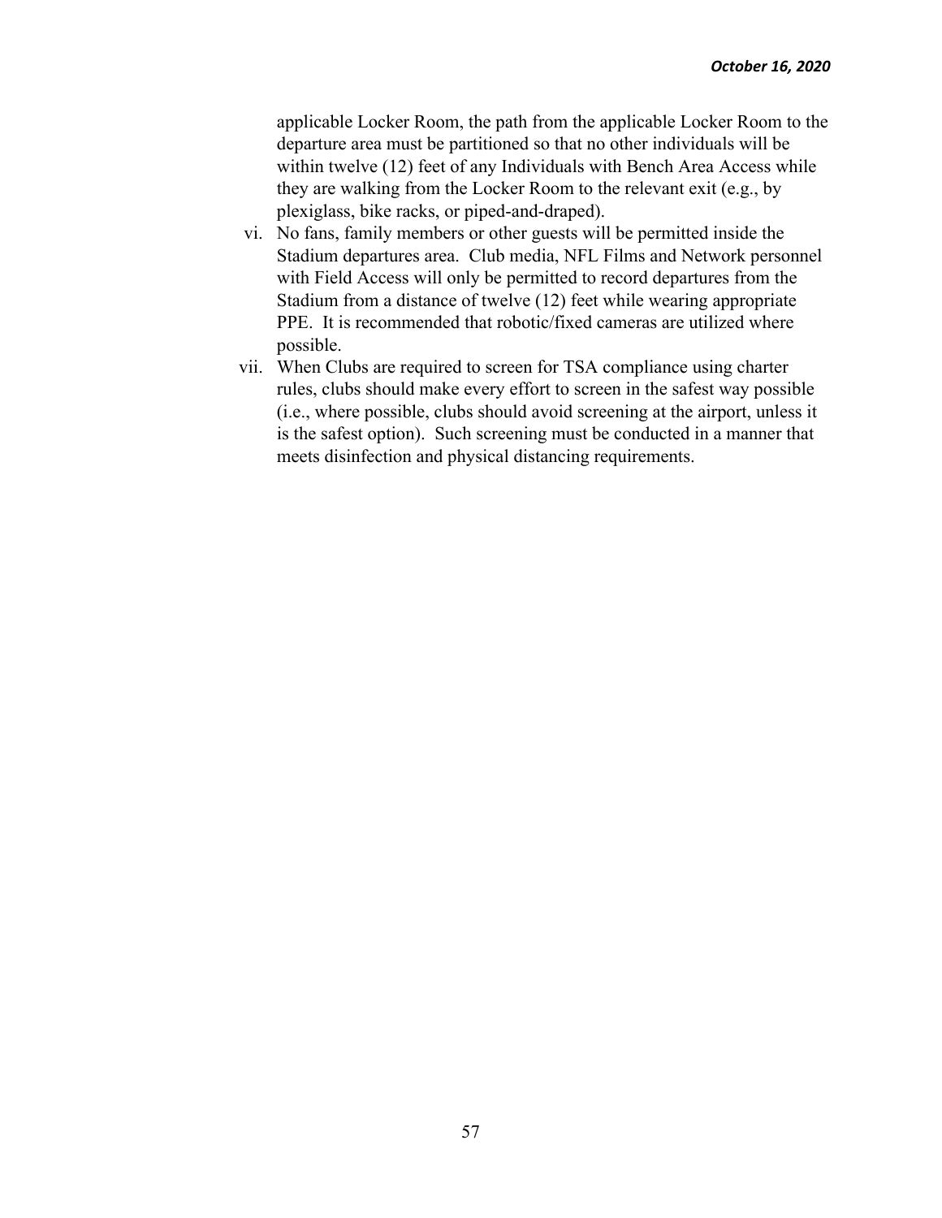applicable Locker Room, the path from the applicable Locker Room to the departure area must be partitioned so that no other individuals will be within twelve (12) feet of any Individuals with Bench Area Access while they are walking from the Locker Room to the relevant exit (e.g., by plexiglass, bike racks, or piped-and-draped).

vi. No fans, family members or other guests will be permitted inside the Stadium departures area. Club media, NFL Films and Network personnel with Field Access will only be permitted to record departures from the Stadium from a distance of twelve (12) feet while wearing appropriate PPE. It is recommended that robotic/fixed cameras are utilized where possible.

vii. When Clubs are required to screen for TSA compliance using charter rules, clubs should make every effort to screen in the safest way possible (i.e., where possible, clubs should avoid screening at the airport, unless it is the safest option). Such screening must be conducted in a manner that meets disinfection and physical distancing requirements.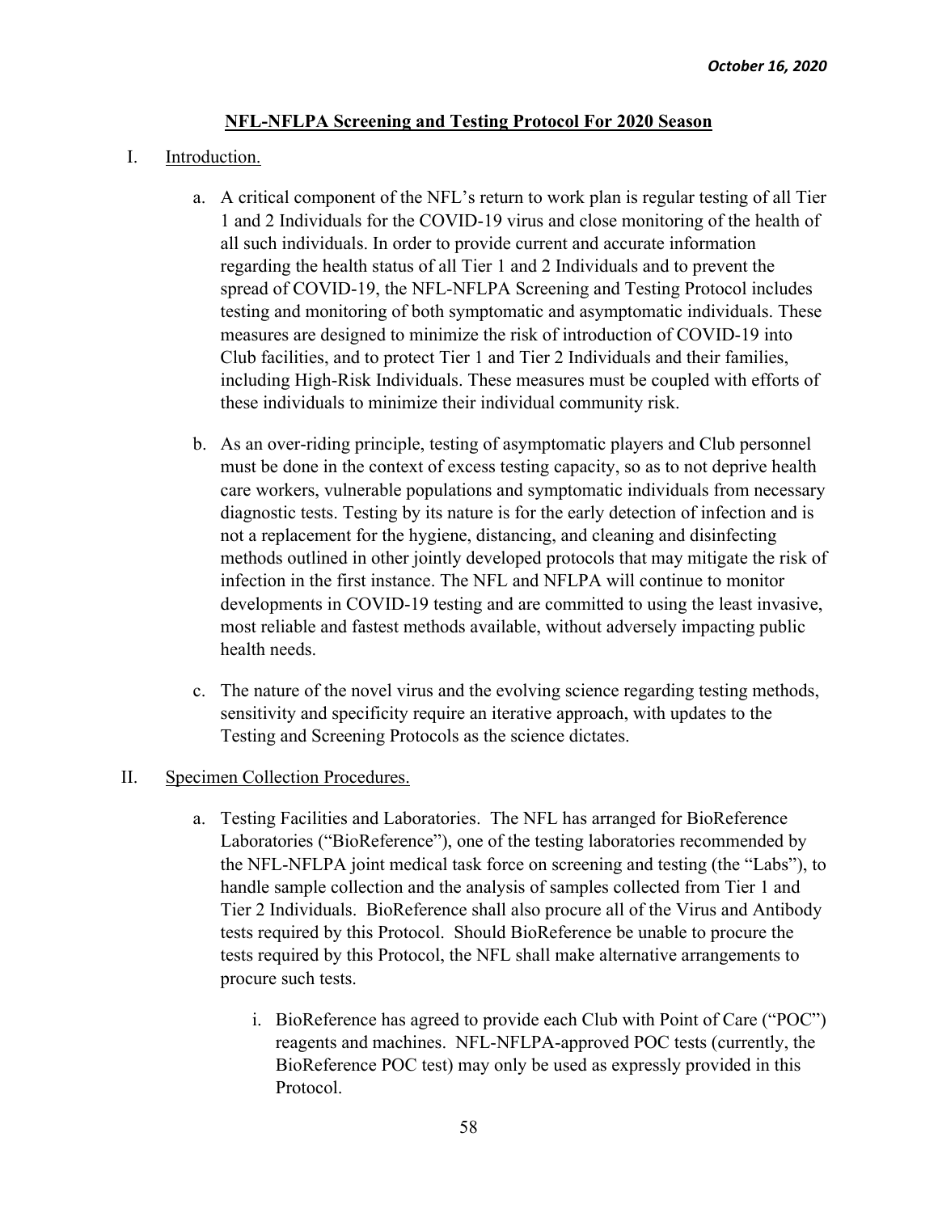*October 16, 2020*

## NFL-NFLPA Screening and Testing Protocol For 2020 Season

I. Introduction.

a. A critical component of the NFL's return to work plan is regular testing of all Tier 1 and 2 Individuals for the COVID-19 virus and close monitoring of the health of all such individuals. In order to provide current and accurate information regarding the health status of all Tier 1 and 2 Individuals and to prevent the spread of COVID-19, the NFL-NFLPA Screening and Testing Protocol includes testing and monitoring of both symptomatic and asymptomatic individuals. These measures are designed to minimize the risk of introduction of COVID-19 into Club facilities, and to protect Tier 1 and Tier 2 Individuals and their families, including High-Risk Individuals. These measures must be coupled with efforts of these individuals to minimize their individual community risk.

b. As an over-riding principle, testing of asymptomatic players and Club personnel must be done in the context of excess testing capacity, so as to not deprive health care workers, vulnerable populations and symptomatic individuals from necessary diagnostic tests. Testing by its nature is for the early detection of infection and is not a replacement for the hygiene, distancing, and cleaning and disinfecting methods outlined in other jointly developed protocols that may mitigate the risk of infection in the first instance. The NFL and NFLPA will continue to monitor developments in COVID-19 testing and are committed to using the least invasive, most reliable and fastest methods available, without adversely impacting public health needs.

c. The nature of the novel virus and the evolving science regarding testing methods, sensitivity and specificity require an iterative approach, with updates to the Testing and Screening Protocols as the science dictates.

II. Specimen Collection Procedures.

a. Testing Facilities and Laboratories. The NFL has arranged for BioReference Laboratories ("BioReference"), one of the testing laboratories recommended by the NFL-NFLPA joint medical task force on screening and testing (the "Labs"), to handle sample collection and the analysis of samples collected from Tier 1 and Tier 2 Individuals. BioReference shall also procure all of the Virus and Antibody tests required by this Protocol. Should BioReference be unable to procure the tests required by this Protocol, the NFL shall make alternative arrangements to procure such tests.

i. BioReference has agreed to provide each Club with Point of Care ("POC") reagents and machines. NFL-NFLPA-approved POC tests (currently, the BioReference POC test) may only be used as expressly provided in this Protocol.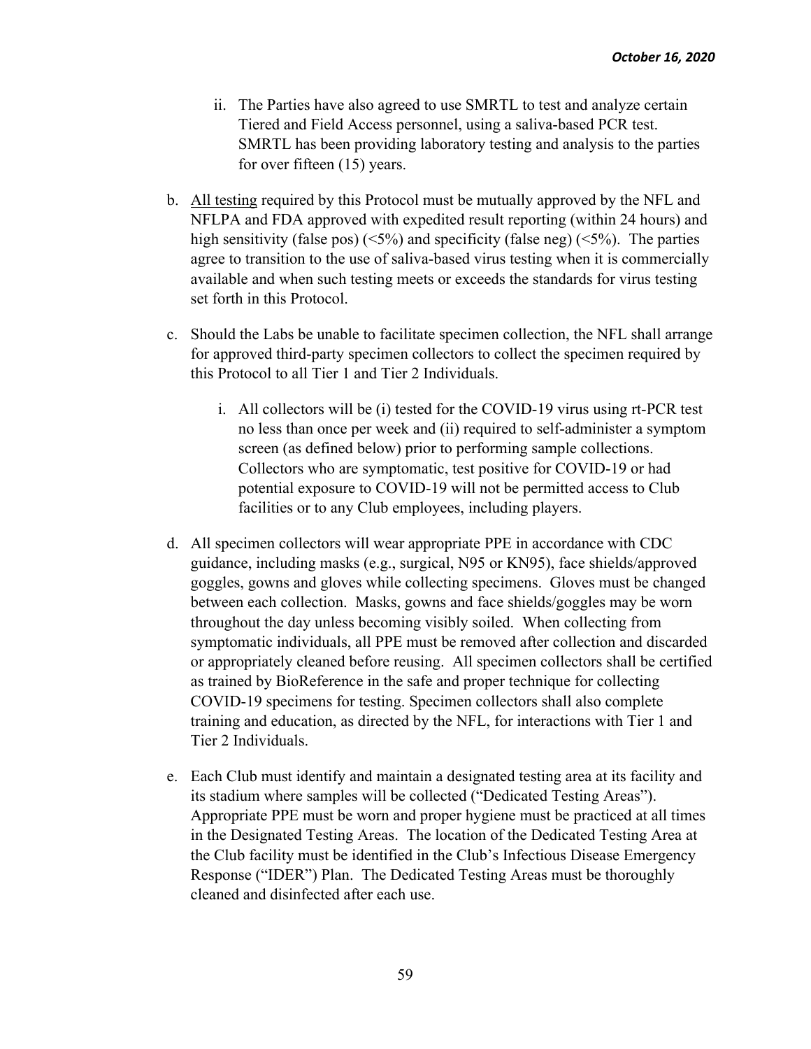ii. The Parties have also agreed to use SMRTL to test and analyze certain Tiered and Field Access personnel, using a saliva-based PCR test. SMRTL has been providing laboratory testing and analysis to the parties for over fifteen (15) years.

b. <u>All testing</u> required by this Protocol must be mutually approved by the NFL and NFLPA and FDA approved with expedited result reporting (within 24 hours) and high sensitivity (false pos) (<5%) and specificity (false neg) (<5%). The parties agree to transition to the use of saliva-based virus testing when it is commercially available and when such testing meets or exceeds the standards for virus testing set forth in this Protocol.

c. Should the Labs be unable to facilitate specimen collection, the NFL shall arrange for approved third-party specimen collectors to collect the specimen required by this Protocol to all Tier 1 and Tier 2 Individuals.

   i. All collectors will be (i) tested for the COVID-19 virus using rt-PCR test no less than once per week and (ii) required to self-administer a symptom screen (as defined below) prior to performing sample collections. Collectors who are symptomatic, test positive for COVID-19 or had potential exposure to COVID-19 will not be permitted access to Club facilities or to any Club employees, including players.

d. All specimen collectors will wear appropriate PPE in accordance with CDC guidance, including masks (e.g., surgical, N95 or KN95), face shields/approved goggles, gowns and gloves while collecting specimens. Gloves must be changed between each collection. Masks, gowns and face shields/goggles may be worn throughout the day unless becoming visibly soiled. When collecting from symptomatic individuals, all PPE must be removed after collection and discarded or appropriately cleaned before reusing. All specimen collectors shall be certified as trained by BioReference in the safe and proper technique for collecting COVID-19 specimens for testing. Specimen collectors shall also complete training and education, as directed by the NFL, for interactions with Tier 1 and Tier 2 Individuals.

e. Each Club must identify and maintain a designated testing area at its facility and its stadium where samples will be collected ("Dedicated Testing Areas"). Appropriate PPE must be worn and proper hygiene must be practiced at all times in the Designated Testing Areas. The location of the Dedicated Testing Area at the Club facility must be identified in the Club's Infectious Disease Emergency Response ("IDER") Plan. The Dedicated Testing Areas must be thoroughly cleaned and disinfected after each use.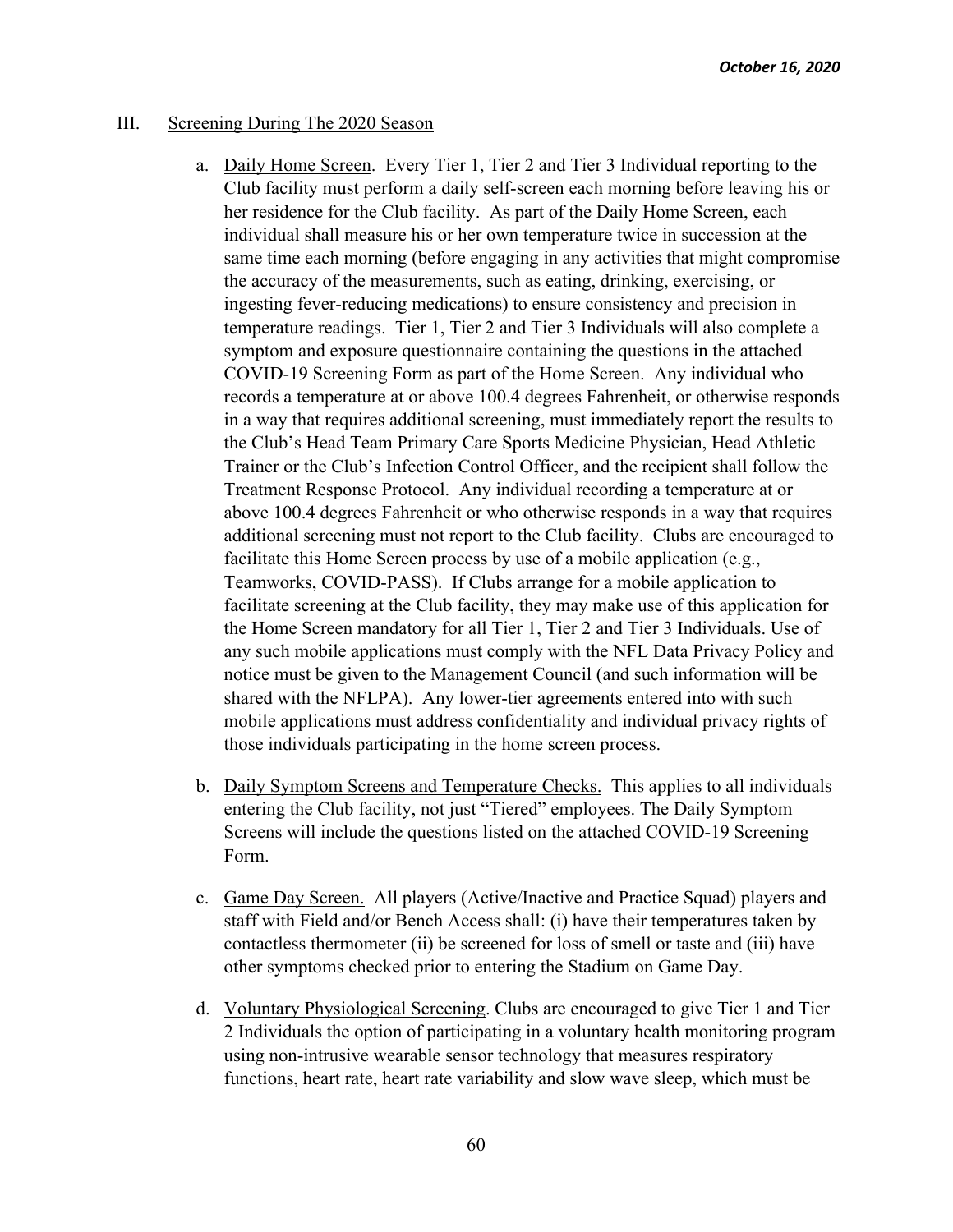III. Screening During The 2020 Season

a. Daily Home Screen. Every Tier 1, Tier 2 and Tier 3 Individual reporting to the Club facility must perform a daily self-screen each morning before leaving his or her residence for the Club facility. As part of the Daily Home Screen, each individual shall measure his or her own temperature twice in succession at the same time each morning (before engaging in any activities that might compromise the accuracy of the measurements, such as eating, drinking, exercising, or ingesting fever-reducing medications) to ensure consistency and precision in temperature readings. Tier 1, Tier 2 and Tier 3 Individuals will also complete a symptom and exposure questionnaire containing the questions in the attached COVID-19 Screening Form as part of the Home Screen. Any individual who records a temperature at or above 100.4 degrees Fahrenheit, or otherwise responds in a way that requires additional screening, must immediately report the results to the Club's Head Team Primary Care Sports Medicine Physician, Head Athletic Trainer or the Club's Infection Control Officer, and the recipient shall follow the Treatment Response Protocol. Any individual recording a temperature at or above 100.4 degrees Fahrenheit or who otherwise responds in a way that requires additional screening must not report to the Club facility. Clubs are encouraged to facilitate this Home Screen process by use of a mobile application (e.g., Teamworks, COVID-PASS). If Clubs arrange for a mobile application to facilitate screening at the Club facility, they may make use of this application for the Home Screen mandatory for all Tier 1, Tier 2 and Tier 3 Individuals. Use of any such mobile applications must comply with the NFL Data Privacy Policy and notice must be given to the Management Council (and such information will be shared with the NFLPA). Any lower-tier agreements entered into with such mobile applications must address confidentiality and individual privacy rights of those individuals participating in the home screen process.

b. Daily Symptom Screens and Temperature Checks. This applies to all individuals entering the Club facility, not just "Tiered" employees. The Daily Symptom Screens will include the questions listed on the attached COVID-19 Screening Form.

c. Game Day Screen. All players (Active/Inactive and Practice Squad) players and staff with Field and/or Bench Access shall: (i) have their temperatures taken by contactless thermometer (ii) be screened for loss of smell or taste and (iii) have other symptoms checked prior to entering the Stadium on Game Day.

d. Voluntary Physiological Screening. Clubs are encouraged to give Tier 1 and Tier 2 Individuals the option of participating in a voluntary health monitoring program using non-intrusive wearable sensor technology that measures respiratory functions, heart rate, heart rate variability and slow wave sleep, which must be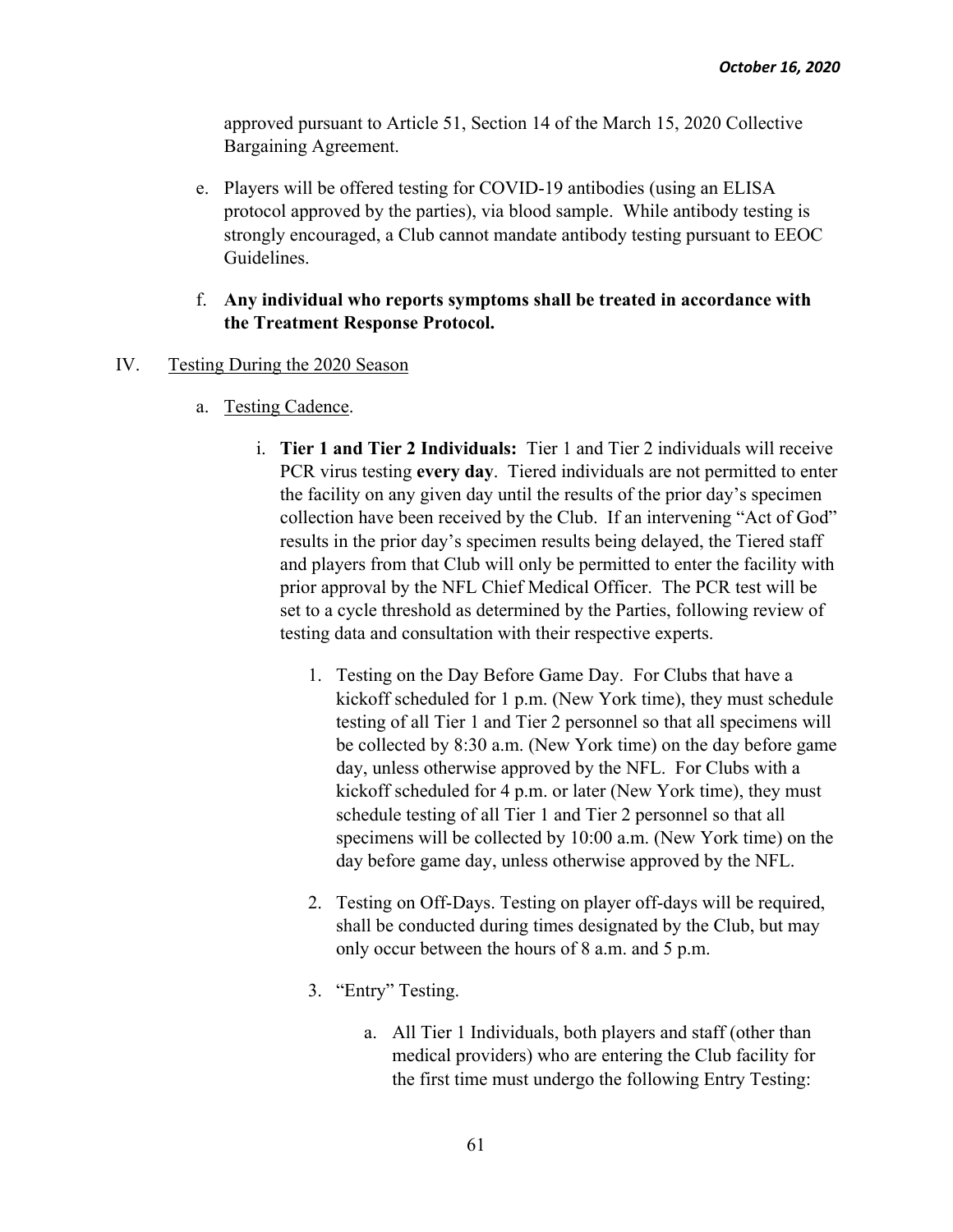approved pursuant to Article 51, Section 14 of the March 15, 2020 Collective Bargaining Agreement.

e. Players will be offered testing for COVID-19 antibodies (using an ELISA protocol approved by the parties), via blood sample. While antibody testing is strongly encouraged, a Club cannot mandate antibody testing pursuant to EEOC Guidelines.

f. **Any individual who reports symptoms shall be treated in accordance with the Treatment Response Protocol.**

IV. Testing During the 2020 Season

a. Testing Cadence.

i. **Tier 1 and Tier 2 Individuals:** Tier 1 and Tier 2 individuals will receive PCR virus testing **every day**. Tiered individuals are not permitted to enter the facility on any given day until the results of the prior day's specimen collection have been received by the Club. If an intervening "Act of God" results in the prior day's specimen results being delayed, the Tiered staff and players from that Club will only be permitted to enter the facility with prior approval by the NFL Chief Medical Officer. The PCR test will be set to a cycle threshold as determined by the Parties, following review of testing data and consultation with their respective experts.

1. Testing on the Day Before Game Day. For Clubs that have a kickoff scheduled for 1 p.m. (New York time), they must schedule testing of all Tier 1 and Tier 2 personnel so that all specimens will be collected by 8:30 a.m. (New York time) on the day before game day, unless otherwise approved by the NFL. For Clubs with a kickoff scheduled for 4 p.m. or later (New York time), they must schedule testing of all Tier 1 and Tier 2 personnel so that all specimens will be collected by 10:00 a.m. (New York time) on the day before game day, unless otherwise approved by the NFL.

2. Testing on Off-Days. Testing on player off-days will be required, shall be conducted during times designated by the Club, but may only occur between the hours of 8 a.m. and 5 p.m.

3. "Entry" Testing.

   a. All Tier 1 Individuals, both players and staff (other than medical providers) who are entering the Club facility for the first time must undergo the following Entry Testing: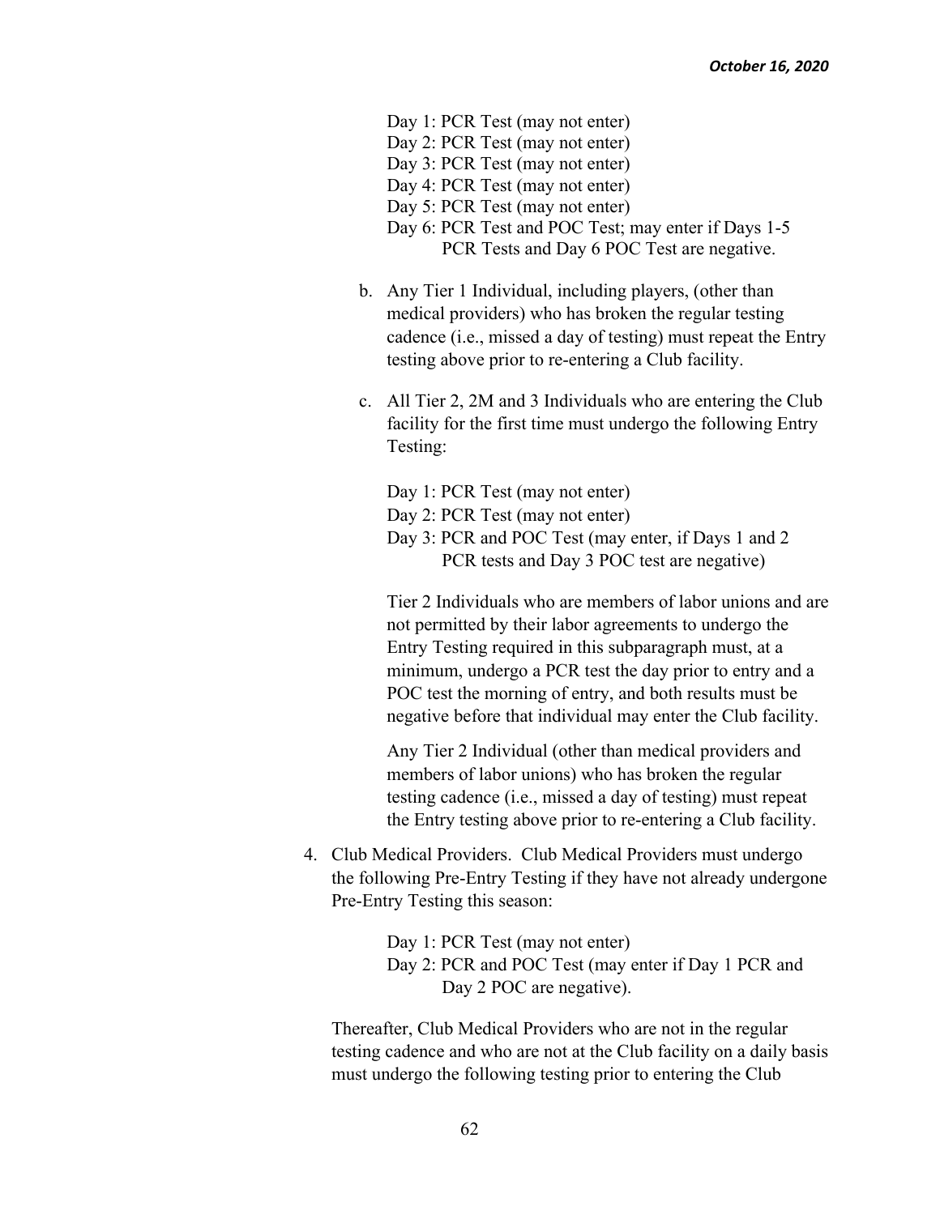Day 1: PCR Test (may not enter)
Day 2: PCR Test (may not enter)
Day 3: PCR Test (may not enter)
Day 4: PCR Test (may not enter)
Day 5: PCR Test (may not enter)
Day 6: PCR Test and POC Test; may enter if Days 1-5 PCR Tests and Day 6 POC Test are negative.

b. Any Tier 1 Individual, including players, (other than medical providers) who has broken the regular testing cadence (i.e., missed a day of testing) must repeat the Entry testing above prior to re-entering a Club facility.

c. All Tier 2, 2M and 3 Individuals who are entering the Club facility for the first time must undergo the following Entry Testing:

Day 1: PCR Test (may not enter)
Day 2: PCR Test (may not enter)
Day 3: PCR and POC Test (may enter, if Days 1 and 2 PCR tests and Day 3 POC test are negative)

Tier 2 Individuals who are members of labor unions and are not permitted by their labor agreements to undergo the Entry Testing required in this subparagraph must, at a minimum, undergo a PCR test the day prior to entry and a POC test the morning of entry, and both results must be negative before that individual may enter the Club facility.

Any Tier 2 Individual (other than medical providers and members of labor unions) who has broken the regular testing cadence (i.e., missed a day of testing) must repeat the Entry testing above prior to re-entering a Club facility.

4. Club Medical Providers. Club Medical Providers must undergo the following Pre-Entry Testing if they have not already undergone Pre-Entry Testing this season:

Day 1: PCR Test (may not enter)
Day 2: PCR and POC Test (may enter if Day 1 PCR and Day 2 POC are negative).

Thereafter, Club Medical Providers who are not in the regular testing cadence and who are not at the Club facility on a daily basis must undergo the following testing prior to entering the Club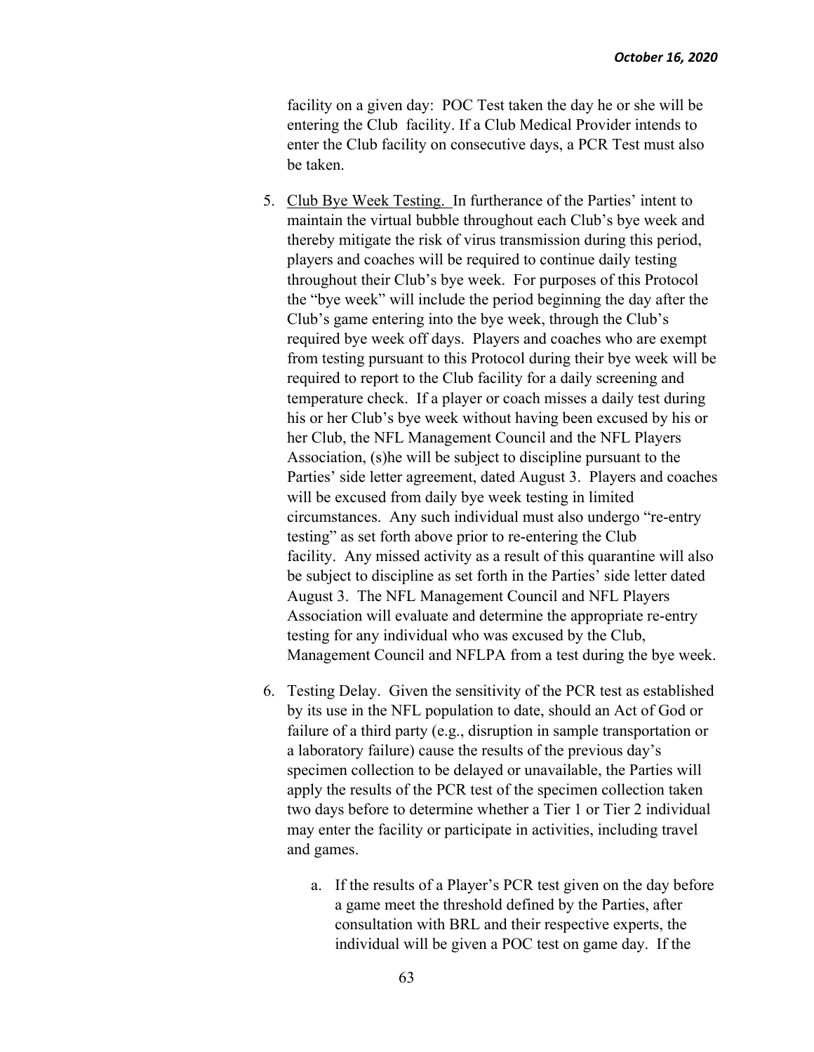facility on a given day: POC Test taken the day he or she will be entering the Club facility. If a Club Medical Provider intends to enter the Club facility on consecutive days, a PCR Test must also be taken.

5. Club Bye Week Testing. In furtherance of the Parties' intent to maintain the virtual bubble throughout each Club's bye week and thereby mitigate the risk of virus transmission during this period, players and coaches will be required to continue daily testing throughout their Club's bye week. For purposes of this Protocol the "bye week" will include the period beginning the day after the Club's game entering into the bye week, through the Club's required bye week off days. Players and coaches who are exempt from testing pursuant to this Protocol during their bye week will be required to report to the Club facility for a daily screening and temperature check. If a player or coach misses a daily test during his or her Club's bye week without having been excused by his or her Club, the NFL Management Council and the NFL Players Association, (s)he will be subject to discipline pursuant to the Parties' side letter agreement, dated August 3. Players and coaches will be excused from daily bye week testing in limited circumstances. Any such individual must also undergo "re-entry testing" as set forth above prior to re-entering the Club facility. Any missed activity as a result of this quarantine will also be subject to discipline as set forth in the Parties' side letter dated August 3. The NFL Management Council and NFL Players Association will evaluate and determine the appropriate re-entry testing for any individual who was excused by the Club, Management Council and NFLPA from a test during the bye week.

6. Testing Delay. Given the sensitivity of the PCR test as established by its use in the NFL population to date, should an Act of God or failure of a third party (e.g., disruption in sample transportation or a laboratory failure) cause the results of the previous day's specimen collection to be delayed or unavailable, the Parties will apply the results of the PCR test of the specimen collection taken two days before to determine whether a Tier 1 or Tier 2 individual may enter the facility or participate in activities, including travel and games.

   a. If the results of a Player's PCR test given on the day before a game meet the threshold defined by the Parties, after consultation with BRL and their respective experts, the individual will be given a POC test on game day. If the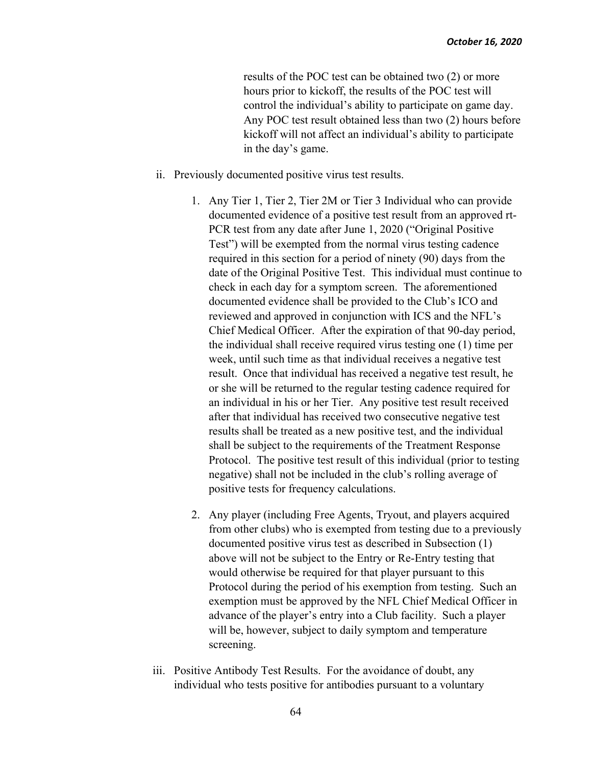results of the POC test can be obtained two (2) or more hours prior to kickoff, the results of the POC test will control the individual's ability to participate on game day. Any POC test result obtained less than two (2) hours before kickoff will not affect an individual's ability to participate in the day's game.

ii. Previously documented positive virus test results.

1. Any Tier 1, Tier 2, Tier 2M or Tier 3 Individual who can provide documented evidence of a positive test result from an approved rt-PCR test from any date after June 1, 2020 ("Original Positive Test") will be exempted from the normal virus testing cadence required in this section for a period of ninety (90) days from the date of the Original Positive Test. This individual must continue to check in each day for a symptom screen. The aforementioned documented evidence shall be provided to the Club's ICO and reviewed and approved in conjunction with ICS and the NFL's Chief Medical Officer. After the expiration of that 90-day period, the individual shall receive required virus testing one (1) time per week, until such time as that individual receives a negative test result. Once that individual has received a negative test result, he or she will be returned to the regular testing cadence required for an individual in his or her Tier. Any positive test result received after that individual has received two consecutive negative test results shall be treated as a new positive test, and the individual shall be subject to the requirements of the Treatment Response Protocol. The positive test result of this individual (prior to testing negative) shall not be included in the club's rolling average of positive tests for frequency calculations.

2. Any player (including Free Agents, Tryout, and players acquired from other clubs) who is exempted from testing due to a previously documented positive virus test as described in Subsection (1) above will not be subject to the Entry or Re-Entry testing that would otherwise be required for that player pursuant to this Protocol during the period of his exemption from testing. Such an exemption must be approved by the NFL Chief Medical Officer in advance of the player's entry into a Club facility. Such a player will be, however, subject to daily symptom and temperature screening.

iii. Positive Antibody Test Results. For the avoidance of doubt, any individual who tests positive for antibodies pursuant to a voluntary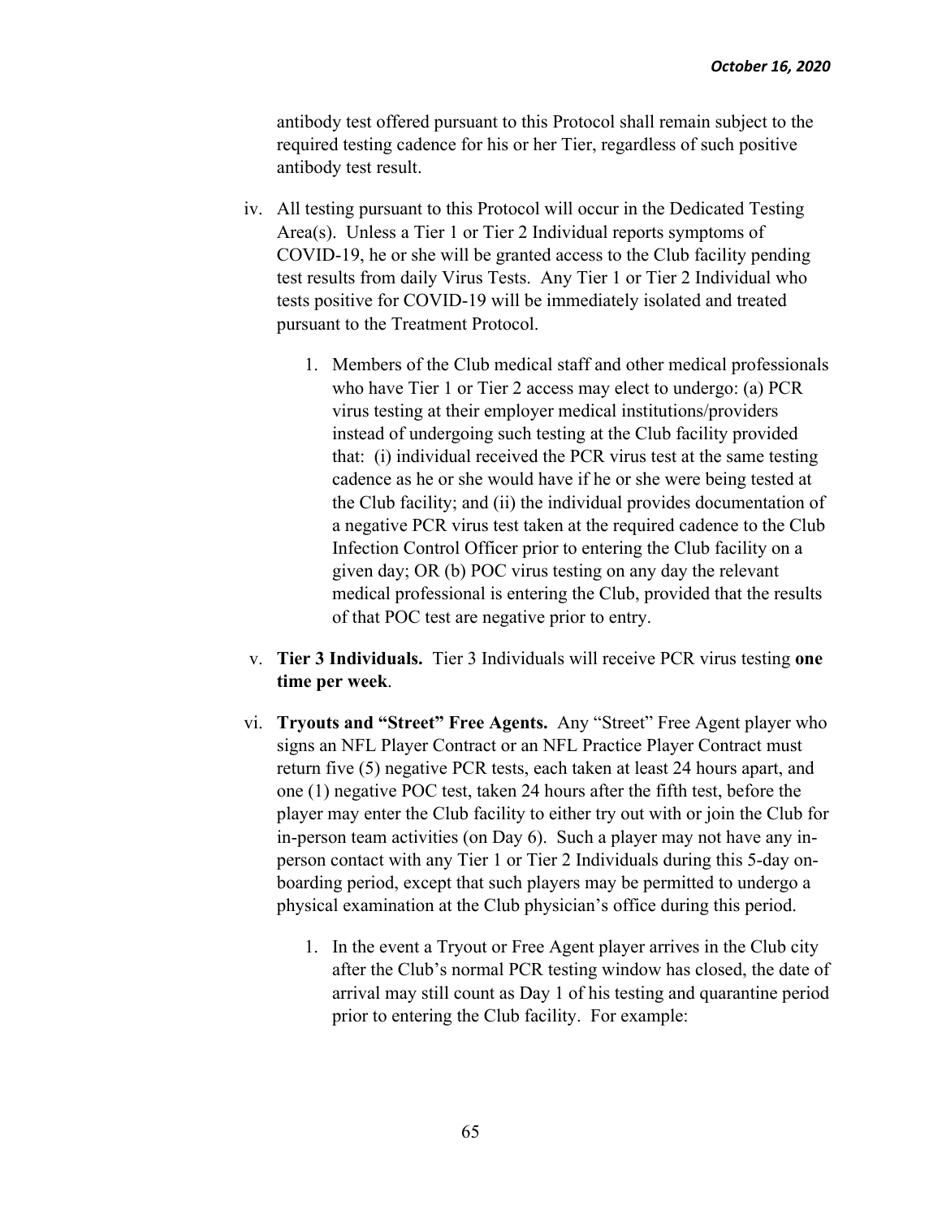antibody test offered pursuant to this Protocol shall remain subject to the required testing cadence for his or her Tier, regardless of such positive antibody test result.

iv. All testing pursuant to this Protocol will occur in the Dedicated Testing Area(s). Unless a Tier 1 or Tier 2 Individual reports symptoms of COVID-19, he or she will be granted access to the Club facility pending test results from daily Virus Tests. Any Tier 1 or Tier 2 Individual who tests positive for COVID-19 will be immediately isolated and treated pursuant to the Treatment Protocol.

   1. Members of the Club medical staff and other medical professionals who have Tier 1 or Tier 2 access may elect to undergo: (a) PCR virus testing at their employer medical institutions/providers instead of undergoing such testing at the Club facility provided that: (i) individual received the PCR virus test at the same testing cadence as he or she would have if he or she were being tested at the Club facility; and (ii) the individual provides documentation of a negative PCR virus test taken at the required cadence to the Club Infection Control Officer prior to entering the Club facility on a given day; OR (b) POC virus testing on any day the relevant medical professional is entering the Club, provided that the results of that POC test are negative prior to entry.

v. **Tier 3 Individuals.** Tier 3 Individuals will receive PCR virus testing **one time per week**.

vi. **Tryouts and "Street" Free Agents.** Any "Street" Free Agent player who signs an NFL Player Contract or an NFL Practice Player Contract must return five (5) negative PCR tests, each taken at least 24 hours apart, and one (1) negative POC test, taken 24 hours after the fifth test, before the player may enter the Club facility to either try out with or join the Club for in-person team activities (on Day 6). Such a player may not have any in-person contact with any Tier 1 or Tier 2 Individuals during this 5-day on-boarding period, except that such players may be permitted to undergo a physical examination at the Club physician's office during this period.

   1. In the event a Tryout or Free Agent player arrives in the Club city after the Club's normal PCR testing window has closed, the date of arrival may still count as Day 1 of his testing and quarantine period prior to entering the Club facility. For example: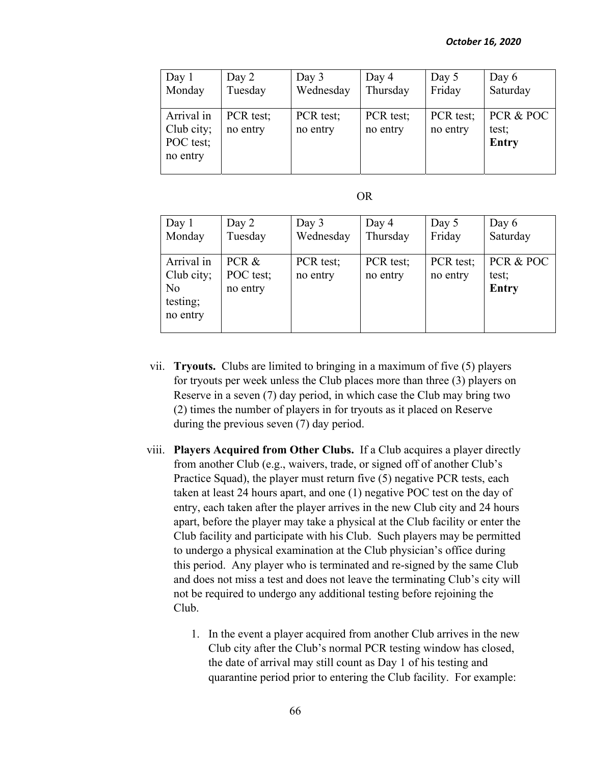| Day 1 Monday | Day 2 Tuesday | Day 3 Wednesday | Day 4 Thursday | Day 5 Friday | Day 6 Saturday |
|---|---|---|---|---|---|
| Arrival in Club city; POC test; no entry | PCR test; no entry | PCR test; no entry | PCR test; no entry | PCR test; no entry | PCR & POC test; **Entry** |

OR

| Day 1 Monday | Day 2 Tuesday | Day 3 Wednesday | Day 4 Thursday | Day 5 Friday | Day 6 Saturday |
|---|---|---|---|---|---|
| Arrival in Club city; No testing; no entry | PCR & POC test; no entry | PCR test; no entry | PCR test; no entry | PCR test; no entry | PCR & POC test; **Entry** |

vii. **Tryouts.** Clubs are limited to bringing in a maximum of five (5) players for tryouts per week unless the Club places more than three (3) players on Reserve in a seven (7) day period, in which case the Club may bring two (2) times the number of players in for tryouts as it placed on Reserve during the previous seven (7) day period.

viii. **Players Acquired from Other Clubs.** If a Club acquires a player directly from another Club (e.g., waivers, trade, or signed off of another Club's Practice Squad), the player must return five (5) negative PCR tests, each taken at least 24 hours apart, and one (1) negative POC test on the day of entry, each taken after the player arrives in the new Club city and 24 hours apart, before the player may take a physical at the Club facility or enter the Club facility and participate with his Club. Such players may be permitted to undergo a physical examination at the Club physician's office during this period. Any player who is terminated and re-signed by the same Club and does not miss a test and does not leave the terminating Club's city will not be required to undergo any additional testing before rejoining the Club.

1. In the event a player acquired from another Club arrives in the new Club city after the Club's normal PCR testing window has closed, the date of arrival may still count as Day 1 of his testing and quarantine period prior to entering the Club facility. For example: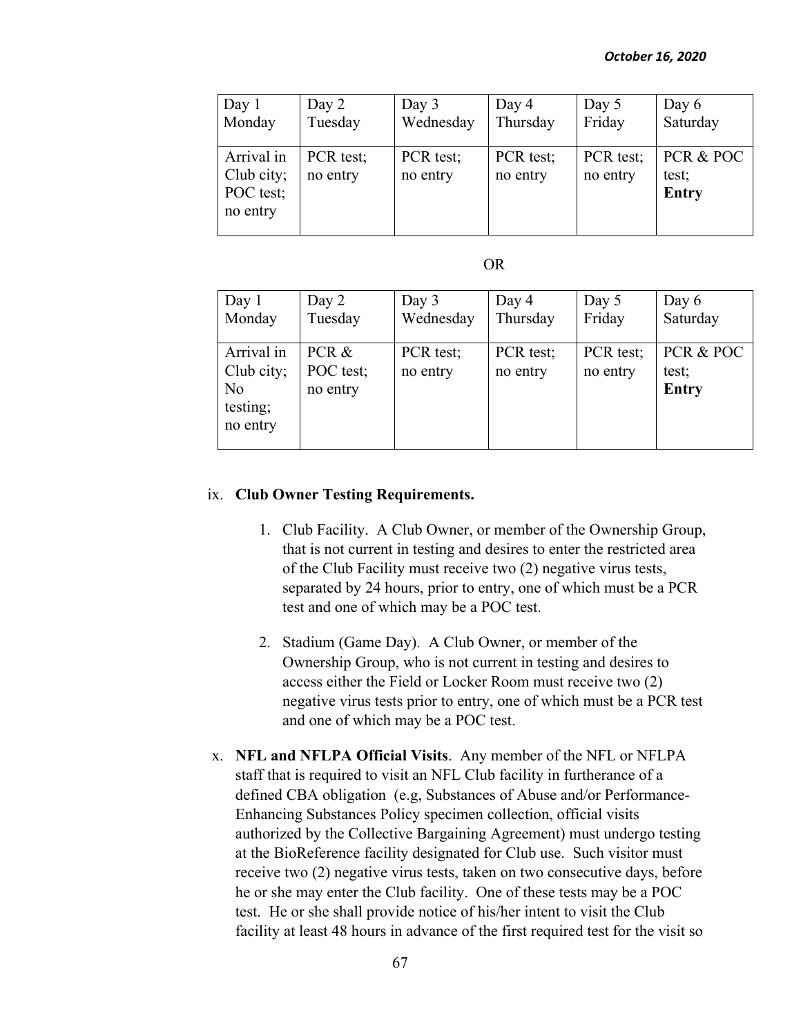| Day 1<br>Monday | Day 2<br>Tuesday | Day 3<br>Wednesday | Day 4<br>Thursday | Day 5<br>Friday | Day 6<br>Saturday |
|---|---|---|---|---|---|
| Arrival in Club city; POC test; no entry | PCR test; no entry | PCR test; no entry | PCR test; no entry | PCR test; no entry | PCR & POC test; **Entry** |

OR

| Day 1<br>Monday | Day 2<br>Tuesday | Day 3<br>Wednesday | Day 4<br>Thursday | Day 5<br>Friday | Day 6<br>Saturday |
|---|---|---|---|---|---|
| Arrival in Club city; No testing; no entry | PCR & POC test; no entry | PCR test; no entry | PCR test; no entry | PCR test; no entry | PCR & POC test; **Entry** |

ix. **Club Owner Testing Requirements.**

1. Club Facility. A Club Owner, or member of the Ownership Group, that is not current in testing and desires to enter the restricted area of the Club Facility must receive two (2) negative virus tests, separated by 24 hours, prior to entry, one of which must be a PCR test and one of which may be a POC test.

2. Stadium (Game Day). A Club Owner, or member of the Ownership Group, who is not current in testing and desires to access either the Field or Locker Room must receive two (2) negative virus tests prior to entry, one of which must be a PCR test and one of which may be a POC test.

x. **NFL and NFLPA Official Visits**. Any member of the NFL or NFLPA staff that is required to visit an NFL Club facility in furtherance of a defined CBA obligation (e.g, Substances of Abuse and/or Performance-Enhancing Substances Policy specimen collection, official visits authorized by the Collective Bargaining Agreement) must undergo testing at the BioReference facility designated for Club use. Such visitor must receive two (2) negative virus tests, taken on two consecutive days, before he or she may enter the Club facility. One of these tests may be a POC test. He or she shall provide notice of his/her intent to visit the Club facility at least 48 hours in advance of the first required test for the visit so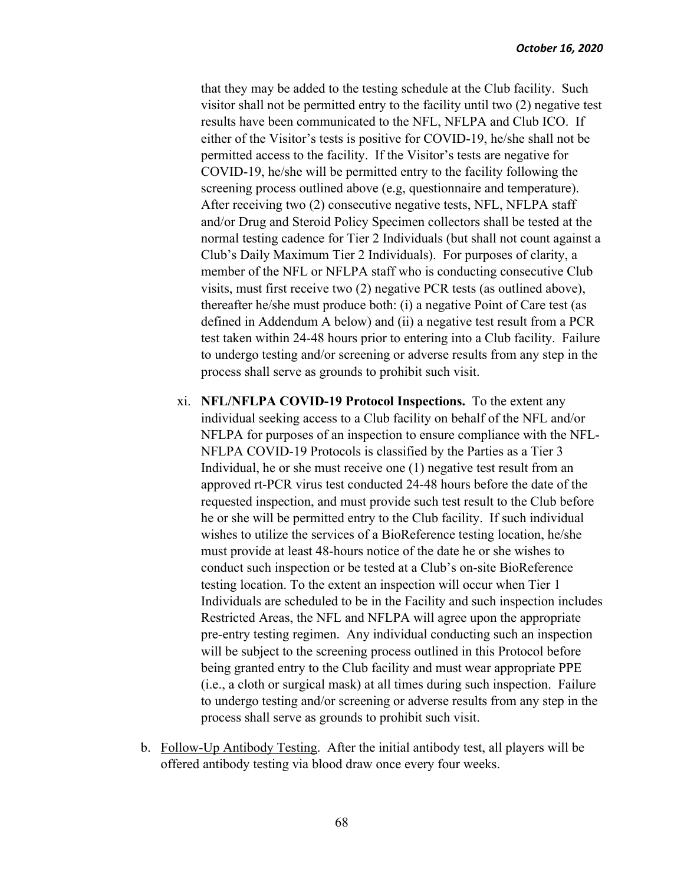that they may be added to the testing schedule at the Club facility. Such visitor shall not be permitted entry to the facility until two (2) negative test results have been communicated to the NFL, NFLPA and Club ICO. If either of the Visitor's tests is positive for COVID-19, he/she shall not be permitted access to the facility. If the Visitor's tests are negative for COVID-19, he/she will be permitted entry to the facility following the screening process outlined above (e.g, questionnaire and temperature). After receiving two (2) consecutive negative tests, NFL, NFLPA staff and/or Drug and Steroid Policy Specimen collectors shall be tested at the normal testing cadence for Tier 2 Individuals (but shall not count against a Club's Daily Maximum Tier 2 Individuals). For purposes of clarity, a member of the NFL or NFLPA staff who is conducting consecutive Club visits, must first receive two (2) negative PCR tests (as outlined above), thereafter he/she must produce both: (i) a negative Point of Care test (as defined in Addendum A below) and (ii) a negative test result from a PCR test taken within 24-48 hours prior to entering into a Club facility. Failure to undergo testing and/or screening or adverse results from any step in the process shall serve as grounds to prohibit such visit.

xi. **NFL/NFLPA COVID-19 Protocol Inspections.** To the extent any individual seeking access to a Club facility on behalf of the NFL and/or NFLPA for purposes of an inspection to ensure compliance with the NFL-NFLPA COVID-19 Protocols is classified by the Parties as a Tier 3 Individual, he or she must receive one (1) negative test result from an approved rt-PCR virus test conducted 24-48 hours before the date of the requested inspection, and must provide such test result to the Club before he or she will be permitted entry to the Club facility. If such individual wishes to utilize the services of a BioReference testing location, he/she must provide at least 48-hours notice of the date he or she wishes to conduct such inspection or be tested at a Club's on-site BioReference testing location. To the extent an inspection will occur when Tier 1 Individuals are scheduled to be in the Facility and such inspection includes Restricted Areas, the NFL and NFLPA will agree upon the appropriate pre-entry testing regimen. Any individual conducting such an inspection will be subject to the screening process outlined in this Protocol before being granted entry to the Club facility and must wear appropriate PPE (i.e., a cloth or surgical mask) at all times during such inspection. Failure to undergo testing and/or screening or adverse results from any step in the process shall serve as grounds to prohibit such visit.

b. Follow-Up Antibody Testing. After the initial antibody test, all players will be offered antibody testing via blood draw once every four weeks.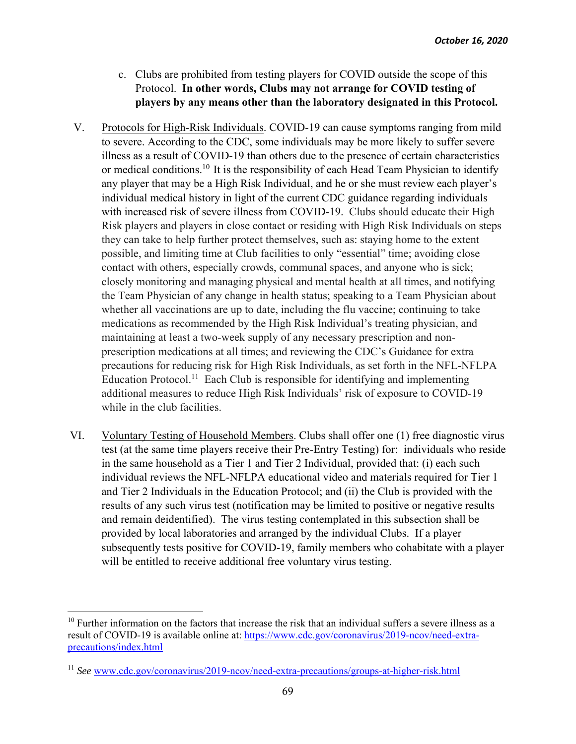c. Clubs are prohibited from testing players for COVID outside the scope of this Protocol. **In other words, Clubs may not arrange for COVID testing of players by any means other than the laboratory designated in this Protocol.**

V. <u>Protocols for High-Risk Individuals</u>. COVID-19 can cause symptoms ranging from mild to severe. According to the CDC, some individuals may be more likely to suffer severe illness as a result of COVID-19 than others due to the presence of certain characteristics or medical conditions.[10] It is the responsibility of each Head Team Physician to identify any player that may be a High Risk Individual, and he or she must review each player's individual medical history in light of the current CDC guidance regarding individuals with increased risk of severe illness from COVID-19. Clubs should educate their High Risk players and players in close contact or residing with High Risk Individuals on steps they can take to help further protect themselves, such as: staying home to the extent possible, and limiting time at Club facilities to only "essential" time; avoiding close contact with others, especially crowds, communal spaces, and anyone who is sick; closely monitoring and managing physical and mental health at all times, and notifying the Team Physician of any change in health status; speaking to a Team Physician about whether all vaccinations are up to date, including the flu vaccine; continuing to take medications as recommended by the High Risk Individual's treating physician, and maintaining at least a two-week supply of any necessary prescription and non-prescription medications at all times; and reviewing the CDC's Guidance for extra precautions for reducing risk for High Risk Individuals, as set forth in the NFL-NFLPA Education Protocol.[11] Each Club is responsible for identifying and implementing additional measures to reduce High Risk Individuals' risk of exposure to COVID-19 while in the club facilities.

VI. <u>Voluntary Testing of Household Members</u>. Clubs shall offer one (1) free diagnostic virus test (at the same time players receive their Pre-Entry Testing) for: individuals who reside in the same household as a Tier 1 and Tier 2 Individual, provided that: (i) each such individual reviews the NFL-NFLPA educational video and materials required for Tier 1 and Tier 2 Individuals in the Education Protocol; and (ii) the Club is provided with the results of any such virus test (notification may be limited to positive or negative results and remain deidentified). The virus testing contemplated in this subsection shall be provided by local laboratories and arranged by the individual Clubs. If a player subsequently tests positive for COVID-19, family members who cohabitate with a player will be entitled to receive additional free voluntary virus testing.

---

[10] Further information on the factors that increase the risk that an individual suffers a severe illness as a result of COVID-19 is available online at: https://www.cdc.gov/coronavirus/2019-ncov/need-extra-precautions/index.html

[11] *See* www.cdc.gov/coronavirus/2019-ncov/need-extra-precautions/groups-at-higher-risk.html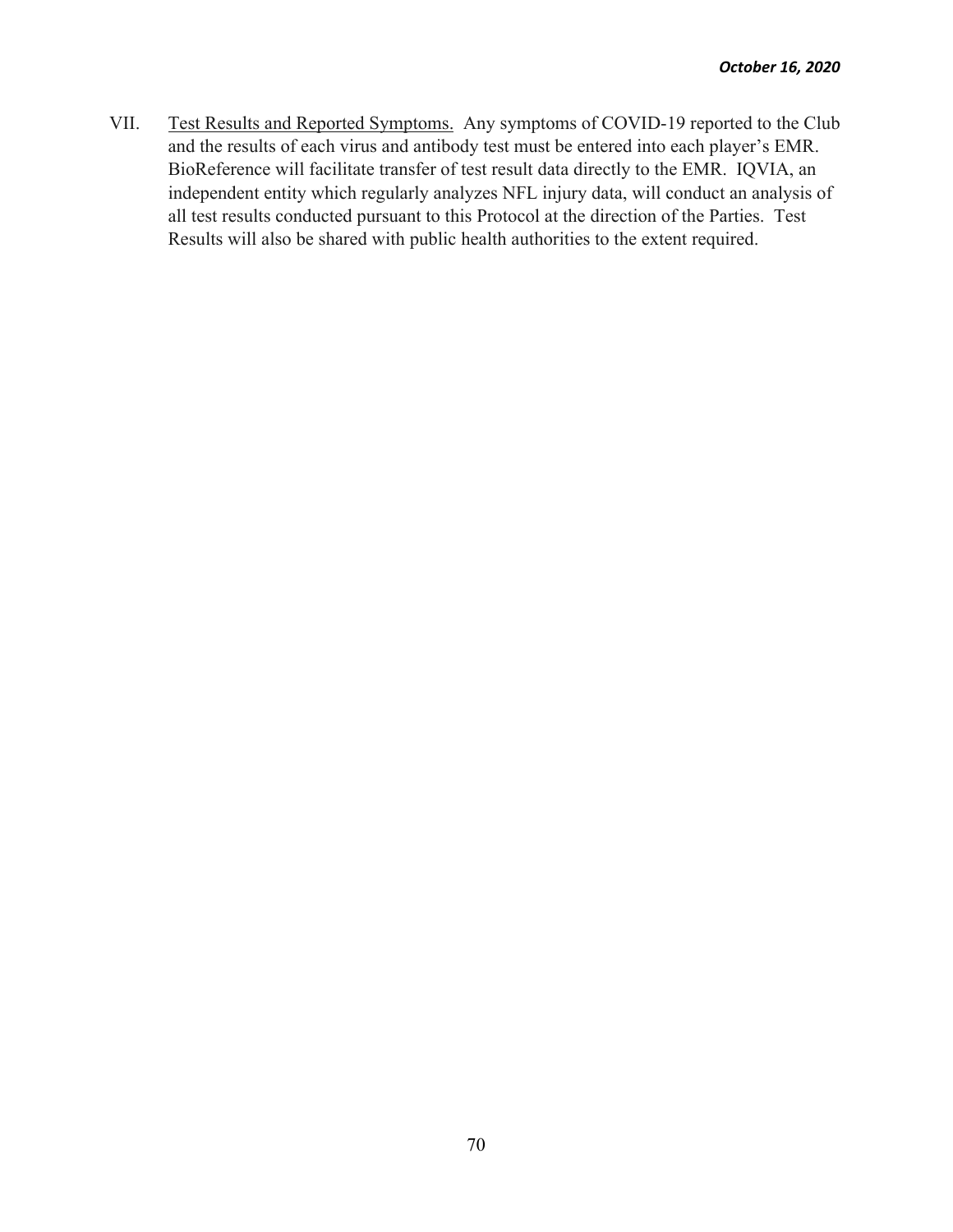VII. Test Results and Reported Symptoms. Any symptoms of COVID-19 reported to the Club and the results of each virus and antibody test must be entered into each player's EMR. BioReference will facilitate transfer of test result data directly to the EMR. IQVIA, an independent entity which regularly analyzes NFL injury data, will conduct an analysis of all test results conducted pursuant to this Protocol at the direction of the Parties. Test Results will also be shared with public health authorities to the extent required.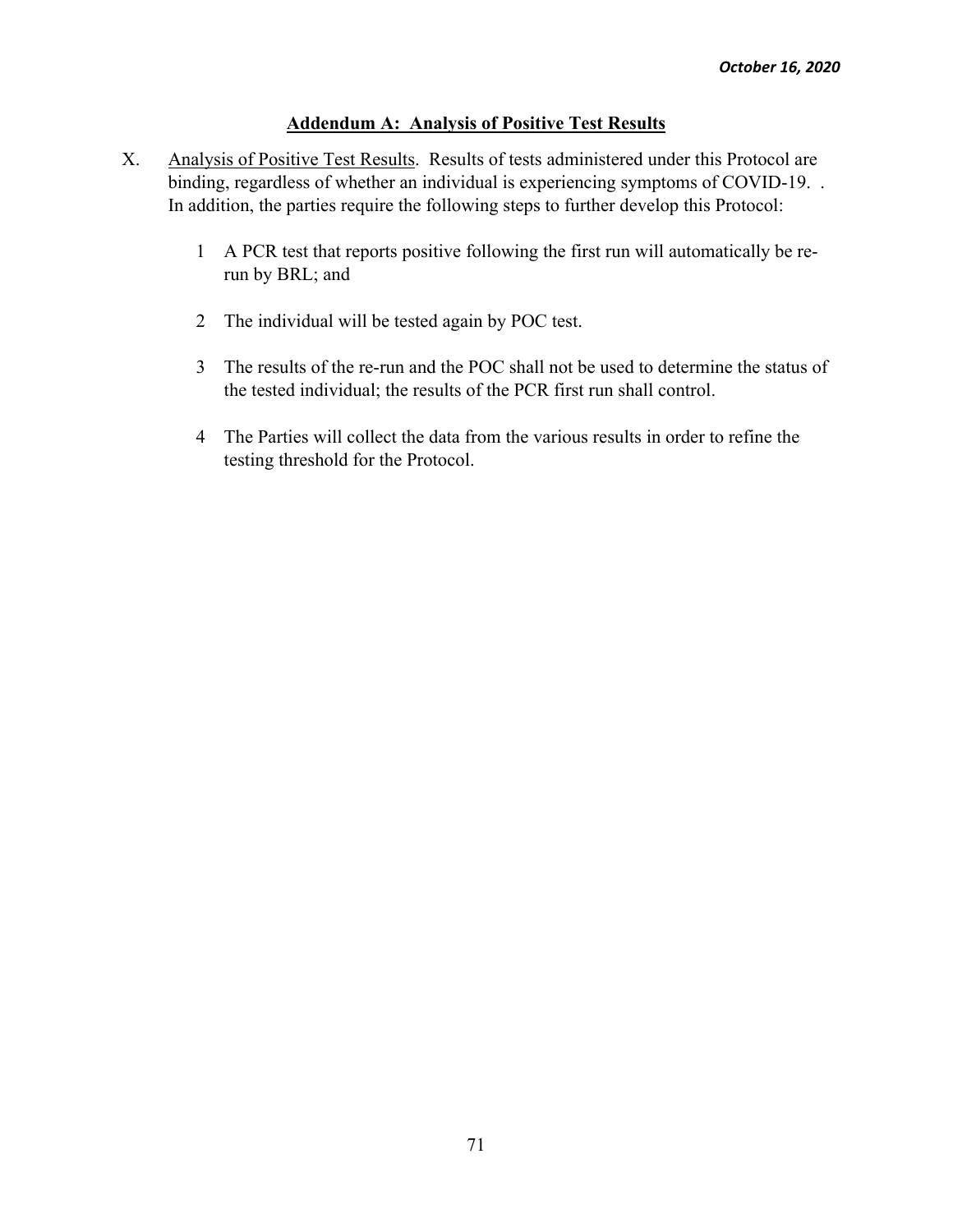## Addendum A: Analysis of Positive Test Results

X. Analysis of Positive Test Results. Results of tests administered under this Protocol are binding, regardless of whether an individual is experiencing symptoms of COVID-19. . In addition, the parties require the following steps to further develop this Protocol:

1 A PCR test that reports positive following the first run will automatically be re-run by BRL; and

2 The individual will be tested again by POC test.

3 The results of the re-run and the POC shall not be used to determine the status of the tested individual; the results of the PCR first run shall control.

4 The Parties will collect the data from the various results in order to refine the testing threshold for the Protocol.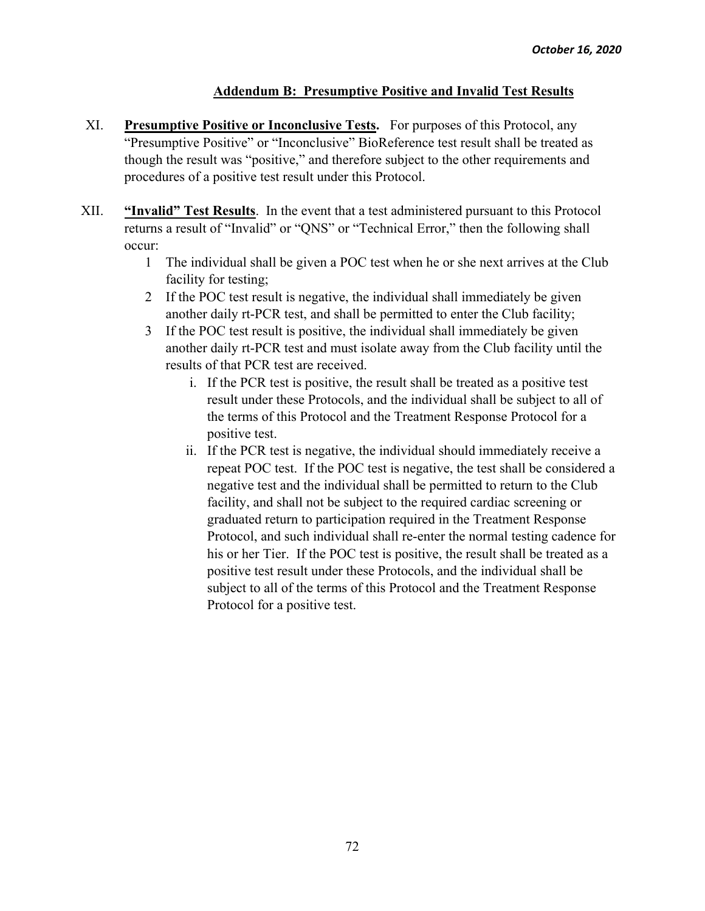## Addendum B: Presumptive Positive and Invalid Test Results

XI. **Presumptive Positive or Inconclusive Tests.** For purposes of this Protocol, any "Presumptive Positive" or "Inconclusive" BioReference test result shall be treated as though the result was "positive," and therefore subject to the other requirements and procedures of a positive test result under this Protocol.

XII. **"Invalid" Test Results**. In the event that a test administered pursuant to this Protocol returns a result of "Invalid" or "QNS" or "Technical Error," then the following shall occur:

1. The individual shall be given a POC test when he or she next arrives at the Club facility for testing;
2. If the POC test result is negative, the individual shall immediately be given another daily rt-PCR test, and shall be permitted to enter the Club facility;
3. If the POC test result is positive, the individual shall immediately be given another daily rt-PCR test and must isolate away from the Club facility until the results of that PCR test are received.
   - i. If the PCR test is positive, the result shall be treated as a positive test result under these Protocols, and the individual shall be subject to all of the terms of this Protocol and the Treatment Response Protocol for a positive test.
   - ii. If the PCR test is negative, the individual should immediately receive a repeat POC test. If the POC test is negative, the test shall be considered a negative test and the individual shall be permitted to return to the Club facility, and shall not be subject to the required cardiac screening or graduated return to participation required in the Treatment Response Protocol, and such individual shall re-enter the normal testing cadence for his or her Tier. If the POC test is positive, the result shall be treated as a positive test result under these Protocols, and the individual shall be subject to all of the terms of this Protocol and the Treatment Response Protocol for a positive test.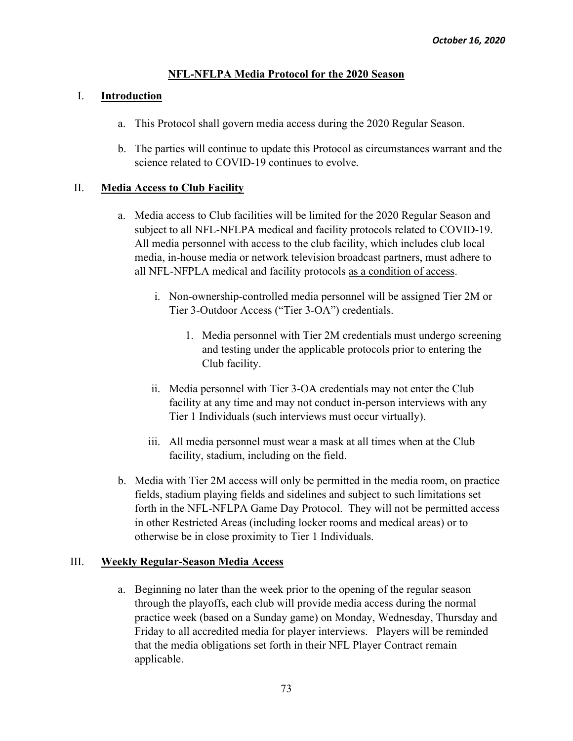*October 16, 2020*

# NFL-NFLPA Media Protocol for the 2020 Season

## I. Introduction

a. This Protocol shall govern media access during the 2020 Regular Season.

b. The parties will continue to update this Protocol as circumstances warrant and the science related to COVID-19 continues to evolve.

## II. Media Access to Club Facility

a. Media access to Club facilities will be limited for the 2020 Regular Season and subject to all NFL-NFLPA medical and facility protocols related to COVID-19. All media personnel with access to the club facility, which includes club local media, in-house media or network television broadcast partners, must adhere to all NFL-NFPLA medical and facility protocols <u>as a condition of access</u>.

   i. Non-ownership-controlled media personnel will be assigned Tier 2M or Tier 3-Outdoor Access ("Tier 3-OA") credentials.

      1. Media personnel with Tier 2M credentials must undergo screening and testing under the applicable protocols prior to entering the Club facility.

   ii. Media personnel with Tier 3-OA credentials may not enter the Club facility at any time and may not conduct in-person interviews with any Tier 1 Individuals (such interviews must occur virtually).

   iii. All media personnel must wear a mask at all times when at the Club facility, stadium, including on the field.

b. Media with Tier 2M access will only be permitted in the media room, on practice fields, stadium playing fields and sidelines and subject to such limitations set forth in the NFL-NFLPA Game Day Protocol. They will not be permitted access in other Restricted Areas (including locker rooms and medical areas) or to otherwise be in close proximity to Tier 1 Individuals.

## III. Weekly Regular-Season Media Access

a. Beginning no later than the week prior to the opening of the regular season through the playoffs, each club will provide media access during the normal practice week (based on a Sunday game) on Monday, Wednesday, Thursday and Friday to all accredited media for player interviews. Players will be reminded that the media obligations set forth in their NFL Player Contract remain applicable.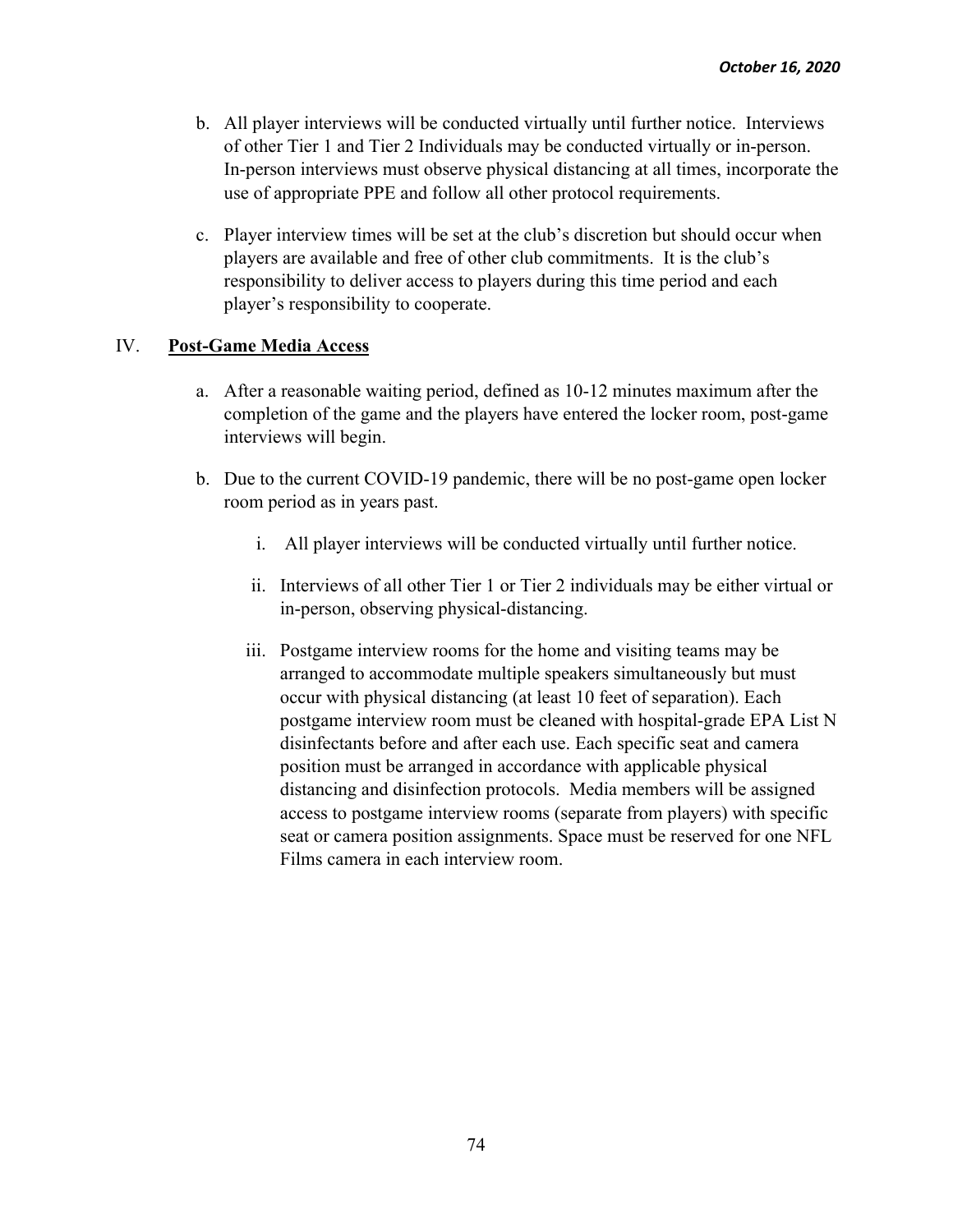b. All player interviews will be conducted virtually until further notice. Interviews of other Tier 1 and Tier 2 Individuals may be conducted virtually or in-person. In-person interviews must observe physical distancing at all times, incorporate the use of appropriate PPE and follow all other protocol requirements.

c. Player interview times will be set at the club's discretion but should occur when players are available and free of other club commitments. It is the club's responsibility to deliver access to players during this time period and each player's responsibility to cooperate.

## IV. Post-Game Media Access

a. After a reasonable waiting period, defined as 10-12 minutes maximum after the completion of the game and the players have entered the locker room, post-game interviews will begin.

b. Due to the current COVID-19 pandemic, there will be no post-game open locker room period as in years past.

   i. All player interviews will be conducted virtually until further notice.

   ii. Interviews of all other Tier 1 or Tier 2 individuals may be either virtual or in-person, observing physical-distancing.

   iii. Postgame interview rooms for the home and visiting teams may be arranged to accommodate multiple speakers simultaneously but must occur with physical distancing (at least 10 feet of separation). Each postgame interview room must be cleaned with hospital-grade EPA List N disinfectants before and after each use. Each specific seat and camera position must be arranged in accordance with applicable physical distancing and disinfection protocols. Media members will be assigned access to postgame interview rooms (separate from players) with specific seat or camera position assignments. Space must be reserved for one NFL Films camera in each interview room.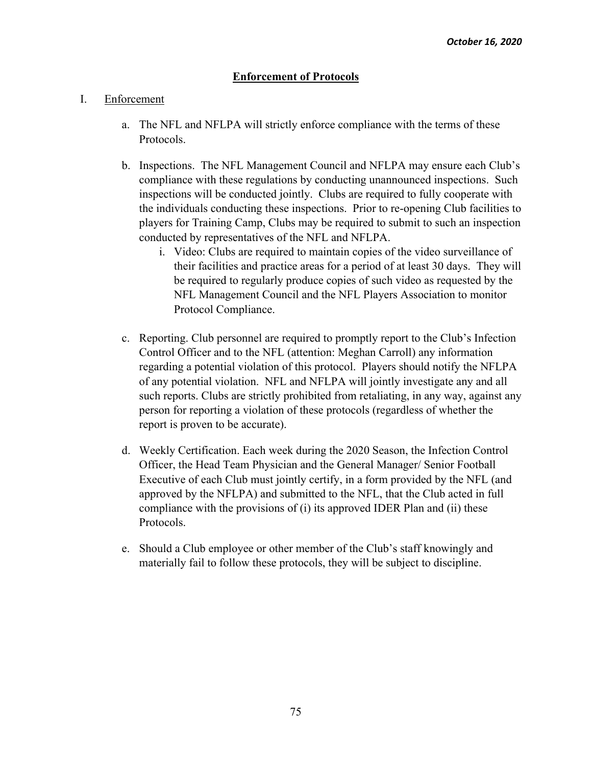*October 16, 2020*

## Enforcement of Protocols

I. Enforcement

a. The NFL and NFLPA will strictly enforce compliance with the terms of these Protocols.

b. Inspections. The NFL Management Council and NFLPA may ensure each Club's compliance with these regulations by conducting unannounced inspections. Such inspections will be conducted jointly. Clubs are required to fully cooperate with the individuals conducting these inspections. Prior to re-opening Club facilities to players for Training Camp, Clubs may be required to submit to such an inspection conducted by representatives of the NFL and NFLPA.

   i. Video: Clubs are required to maintain copies of the video surveillance of their facilities and practice areas for a period of at least 30 days. They will be required to regularly produce copies of such video as requested by the NFL Management Council and the NFL Players Association to monitor Protocol Compliance.

c. Reporting. Club personnel are required to promptly report to the Club's Infection Control Officer and to the NFL (attention: Meghan Carroll) any information regarding a potential violation of this protocol. Players should notify the NFLPA of any potential violation. NFL and NFLPA will jointly investigate any and all such reports. Clubs are strictly prohibited from retaliating, in any way, against any person for reporting a violation of these protocols (regardless of whether the report is proven to be accurate).

d. Weekly Certification. Each week during the 2020 Season, the Infection Control Officer, the Head Team Physician and the General Manager/ Senior Football Executive of each Club must jointly certify, in a form provided by the NFL (and approved by the NFLPA) and submitted to the NFL, that the Club acted in full compliance with the provisions of (i) its approved IDER Plan and (ii) these Protocols.

e. Should a Club employee or other member of the Club's staff knowingly and materially fail to follow these protocols, they will be subject to discipline.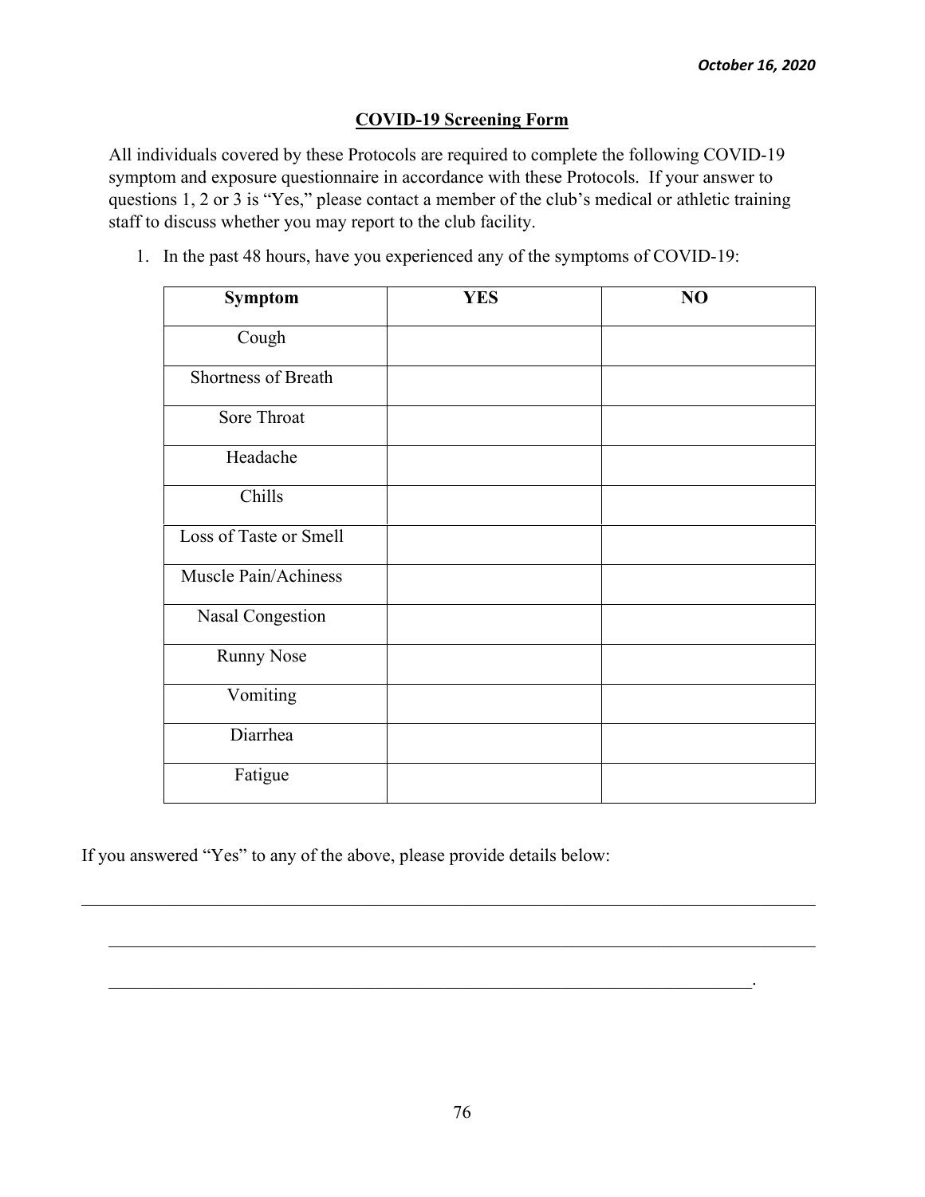*October 16, 2020*

## COVID-19 Screening Form

All individuals covered by these Protocols are required to complete the following COVID-19 symptom and exposure questionnaire in accordance with these Protocols. If your answer to questions 1, 2 or 3 is "Yes," please contact a member of the club's medical or athletic training staff to discuss whether you may report to the club facility.

1. In the past 48 hours, have you experienced any of the symptoms of COVID-19:

| Symptom | YES | NO |
| --- | --- | --- |
| Cough | | |
| Shortness of Breath | | |
| Sore Throat | | |
| Headache | | |
| Chills | | |
| Loss of Taste or Smell | | |
| Muscle Pain/Achiness | | |
| Nasal Congestion | | |
| Runny Nose | | |
| Vomiting | | |
| Diarrhea | | |
| Fatigue | | |

If you answered "Yes" to any of the above, please provide details below:

______________________________________________________________________________

______________________________________________________________________________

__________________________________________________________________________.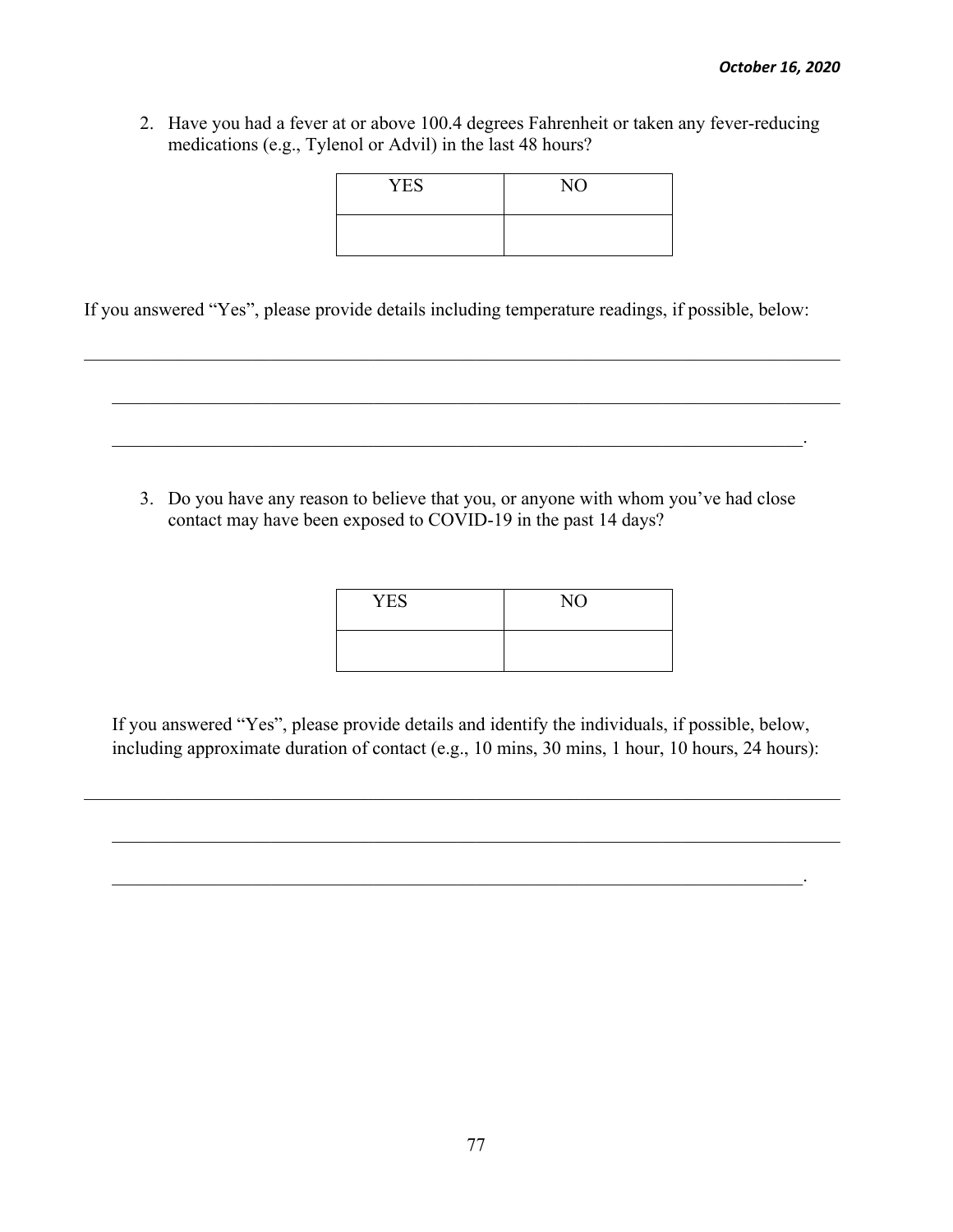*October 16, 2020*

2. Have you had a fever at or above 100.4 degrees Fahrenheit or taken any fever-reducing medications (e.g., Tylenol or Advil) in the last 48 hours?

| YES | NO |
|---|---|
| | |

If you answered "Yes", please provide details including temperature readings, if possible, below:

______________________________________________________________________________

______________________________________________________________________________

_____________________________________________________________________________.

3. Do you have any reason to believe that you, or anyone with whom you've had close contact may have been exposed to COVID-19 in the past 14 days?

| YES | NO |
|---|---|
| | |

If you answered "Yes", please provide details and identify the individuals, if possible, below, including approximate duration of contact (e.g., 10 mins, 30 mins, 1 hour, 10 hours, 24 hours):

______________________________________________________________________________

______________________________________________________________________________

_____________________________________________________________________________.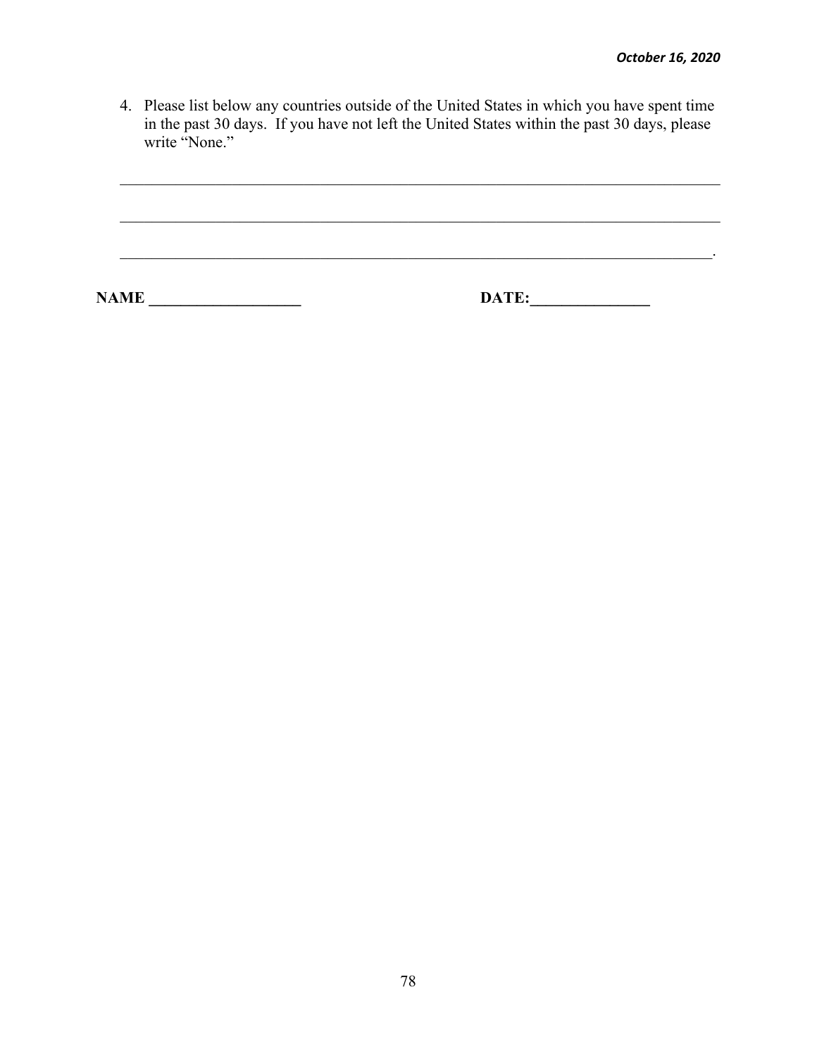4. Please list below any countries outside of the United States in which you have spent time in the past 30 days. If you have not left the United States within the past 30 days, please write "None."

_______________________________________________________________________________

_______________________________________________________________________________

______________________________________________________________________________.

**NAME ___________________** **DATE:_______________**